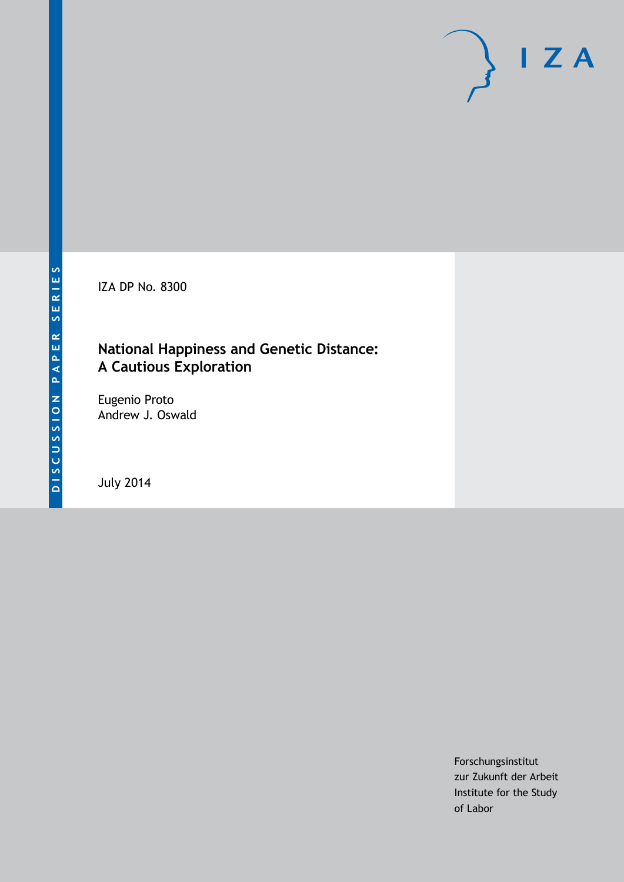DISCUSSION PAPER SERIES

IZA

IZA DP No. 8300

# National Happiness and Genetic Distance: A Cautious Exploration

Eugenio Proto
Andrew J. Oswald

July 2014

Forschungsinstitut
zur Zukunft der Arbeit
Institute for the Study
of Labor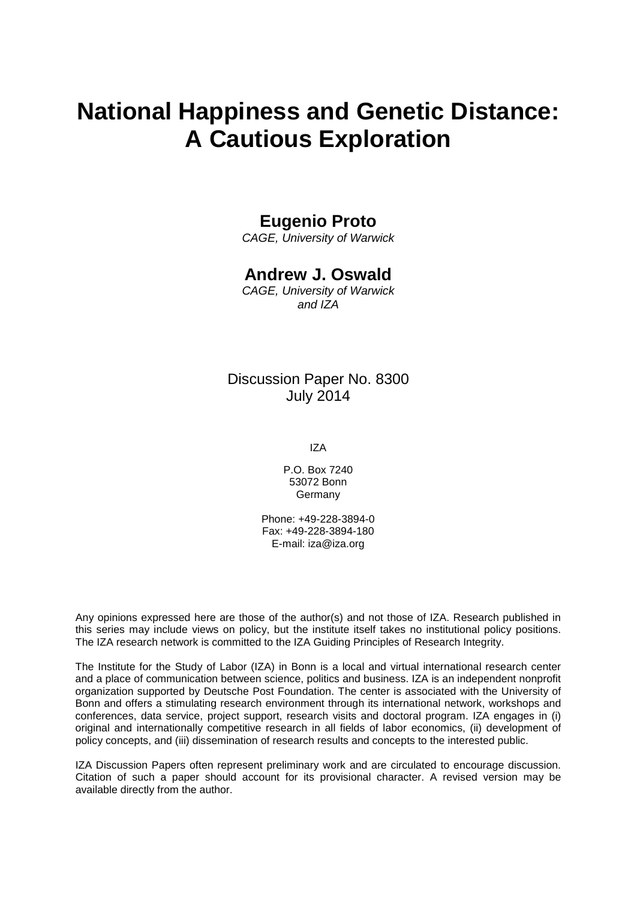# National Happiness and Genetic Distance: A Cautious Exploration

**Eugenio Proto**  
*CAGE, University of Warwick*

**Andrew J. Oswald**  
*CAGE, University of Warwick and IZA*

Discussion Paper No. 8300  
July 2014

IZA

P.O. Box 7240  
53072 Bonn  
Germany

Phone: +49-228-3894-0  
Fax: +49-228-3894-180  
E-mail: iza@iza.org

Any opinions expressed here are those of the author(s) and not those of IZA. Research published in this series may include views on policy, but the institute itself takes no institutional policy positions. The IZA research network is committed to the IZA Guiding Principles of Research Integrity.

The Institute for the Study of Labor (IZA) in Bonn is a local and virtual international research center and a place of communication between science, politics and business. IZA is an independent nonprofit organization supported by Deutsche Post Foundation. The center is associated with the University of Bonn and offers a stimulating research environment through its international network, workshops and conferences, data service, project support, research visits and doctoral program. IZA engages in (i) original and internationally competitive research in all fields of labor economics, (ii) development of policy concepts, and (iii) dissemination of research results and concepts to the interested public.

IZA Discussion Papers often represent preliminary work and are circulated to encourage discussion. Citation of such a paper should account for its provisional character. A revised version may be available directly from the author.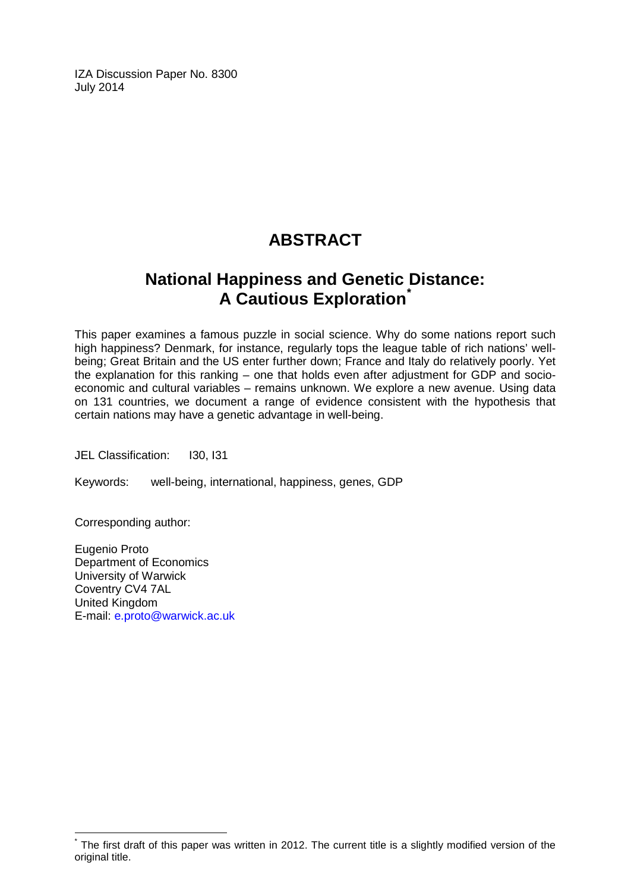IZA Discussion Paper No. 8300
July 2014

# ABSTRACT

## National Happiness and Genetic Distance: A Cautious Exploration*

This paper examines a famous puzzle in social science. Why do some nations report such high happiness? Denmark, for instance, regularly tops the league table of rich nations' well-being; Great Britain and the US enter further down; France and Italy do relatively poorly. Yet the explanation for this ranking – one that holds even after adjustment for GDP and socio-economic and cultural variables – remains unknown. We explore a new avenue. Using data on 131 countries, we document a range of evidence consistent with the hypothesis that certain nations may have a genetic advantage in well-being.

JEL Classification: I30, I31

Keywords: well-being, international, happiness, genes, GDP

Corresponding author:

Eugenio Proto
Department of Economics
University of Warwick
Coventry CV4 7AL
United Kingdom
E-mail: e.proto@warwick.ac.uk

* The first draft of this paper was written in 2012. The current title is a slightly modified version of the original title.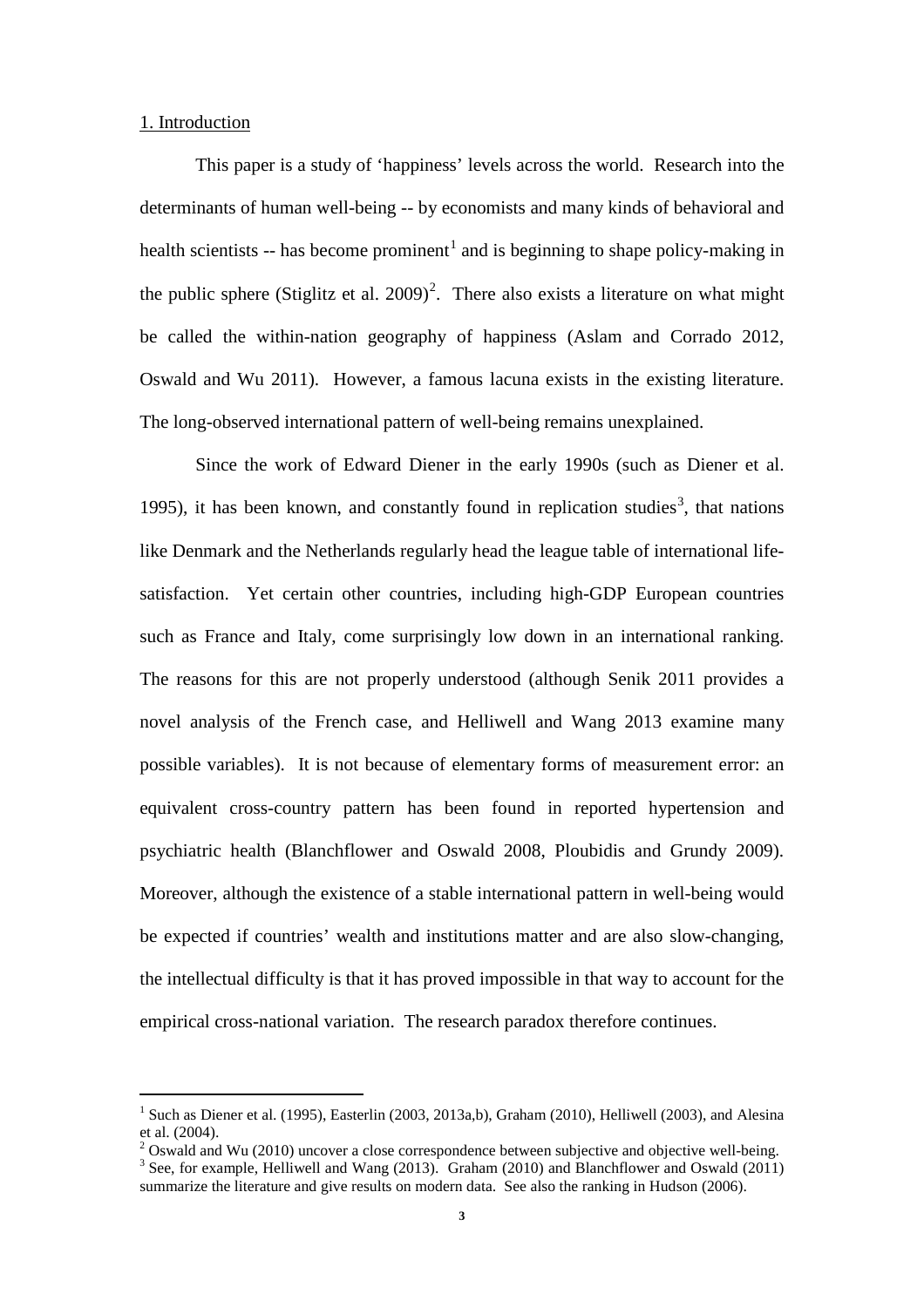## 1. Introduction

This paper is a study of 'happiness' levels across the world. Research into the determinants of human well-being -- by economists and many kinds of behavioral and health scientists -- has become prominent[1] and is beginning to shape policy-making in the public sphere (Stiglitz et al. 2009)[2]. There also exists a literature on what might be called the within-nation geography of happiness (Aslam and Corrado 2012, Oswald and Wu 2011). However, a famous lacuna exists in the existing literature. The long-observed international pattern of well-being remains unexplained.

Since the work of Edward Diener in the early 1990s (such as Diener et al. 1995), it has been known, and constantly found in replication studies[3], that nations like Denmark and the Netherlands regularly head the league table of international life-satisfaction. Yet certain other countries, including high-GDP European countries such as France and Italy, come surprisingly low down in an international ranking. The reasons for this are not properly understood (although Senik 2011 provides a novel analysis of the French case, and Helliwell and Wang 2013 examine many possible variables). It is not because of elementary forms of measurement error: an equivalent cross-country pattern has been found in reported hypertension and psychiatric health (Blanchflower and Oswald 2008, Ploubidis and Grundy 2009). Moreover, although the existence of a stable international pattern in well-being would be expected if countries' wealth and institutions matter and are also slow-changing, the intellectual difficulty is that it has proved impossible in that way to account for the empirical cross-national variation. The research paradox therefore continues.

[1] Such as Diener et al. (1995), Easterlin (2003, 2013a,b), Graham (2010), Helliwell (2003), and Alesina et al. (2004).

[2] Oswald and Wu (2010) uncover a close correspondence between subjective and objective well-being.

[3] See, for example, Helliwell and Wang (2013). Graham (2010) and Blanchflower and Oswald (2011) summarize the literature and give results on modern data. See also the ranking in Hudson (2006).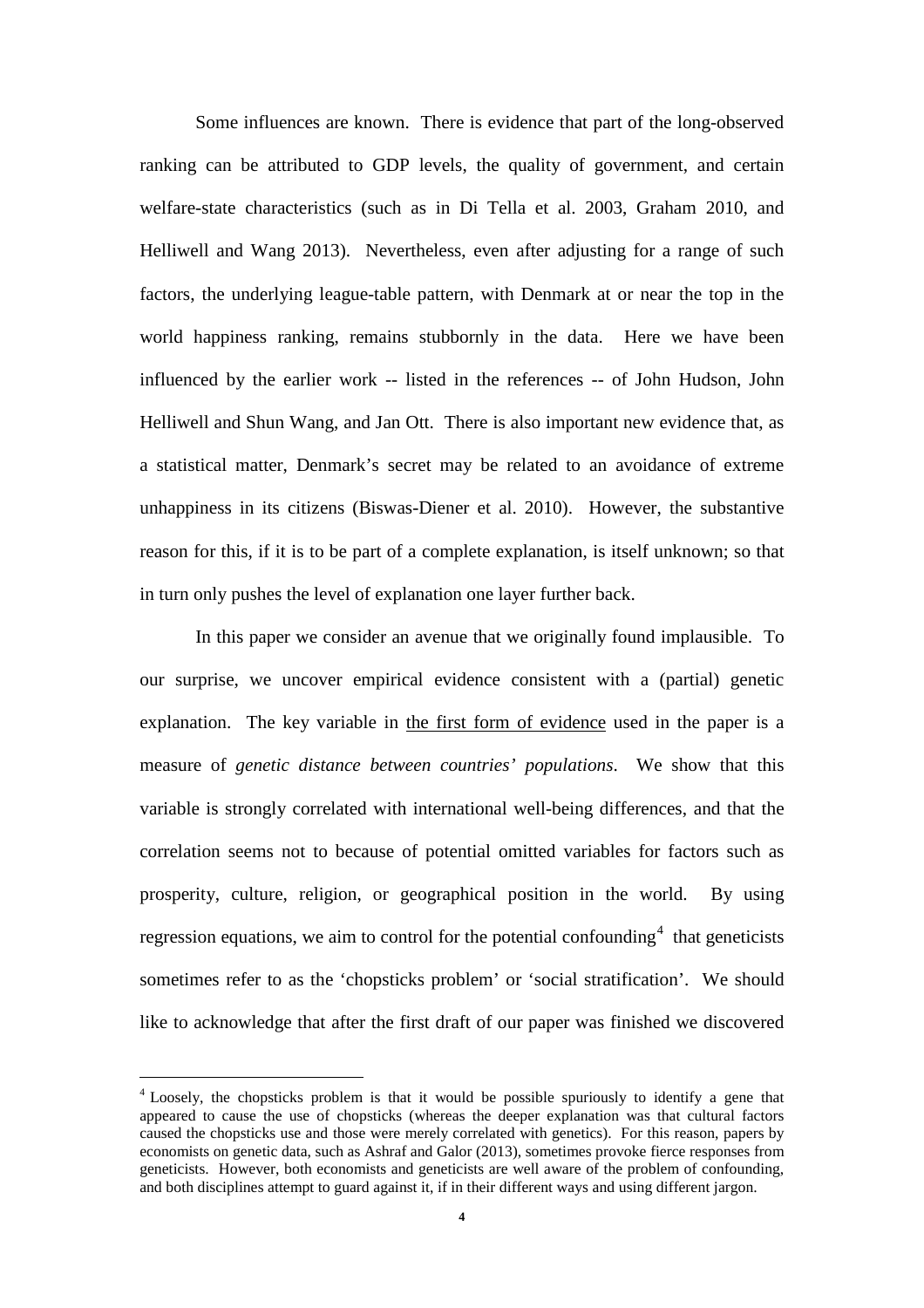Some influences are known. There is evidence that part of the long-observed ranking can be attributed to GDP levels, the quality of government, and certain welfare-state characteristics (such as in Di Tella et al. 2003, Graham 2010, and Helliwell and Wang 2013). Nevertheless, even after adjusting for a range of such factors, the underlying league-table pattern, with Denmark at or near the top in the world happiness ranking, remains stubbornly in the data. Here we have been influenced by the earlier work -- listed in the references -- of John Hudson, John Helliwell and Shun Wang, and Jan Ott. There is also important new evidence that, as a statistical matter, Denmark's secret may be related to an avoidance of extreme unhappiness in its citizens (Biswas-Diener et al. 2010). However, the substantive reason for this, if it is to be part of a complete explanation, is itself unknown; so that in turn only pushes the level of explanation one layer further back.

In this paper we consider an avenue that we originally found implausible. To our surprise, we uncover empirical evidence consistent with a (partial) genetic explanation. The key variable in <u>the first form of evidence</u> used in the paper is a measure of *genetic distance between countries' populations*. We show that this variable is strongly correlated with international well-being differences, and that the correlation seems not to because of potential omitted variables for factors such as prosperity, culture, religion, or geographical position in the world. By using regression equations, we aim to control for the potential confounding[4] that geneticists sometimes refer to as the 'chopsticks problem' or 'social stratification'. We should like to acknowledge that after the first draft of our paper was finished we discovered

[4] Loosely, the chopsticks problem is that it would be possible spuriously to identify a gene that appeared to cause the use of chopsticks (whereas the deeper explanation was that cultural factors caused the chopsticks use and those were merely correlated with genetics). For this reason, papers by economists on genetic data, such as Ashraf and Galor (2013), sometimes provoke fierce responses from geneticists. However, both economists and geneticists are well aware of the problem of confounding, and both disciplines attempt to guard against it, if in their different ways and using different jargon.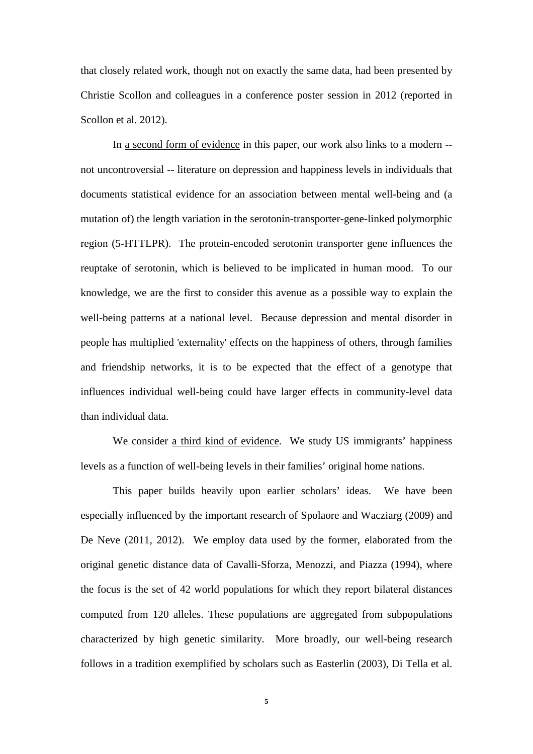that closely related work, though not on exactly the same data, had been presented by Christie Scollon and colleagues in a conference poster session in 2012 (reported in Scollon et al. 2012).

In <u>a second form of evidence</u> in this paper, our work also links to a modern -- not uncontroversial -- literature on depression and happiness levels in individuals that documents statistical evidence for an association between mental well-being and (a mutation of) the length variation in the serotonin-transporter-gene-linked polymorphic region (5-HTTLPR). The protein-encoded serotonin transporter gene influences the reuptake of serotonin, which is believed to be implicated in human mood. To our knowledge, we are the first to consider this avenue as a possible way to explain the well-being patterns at a national level. Because depression and mental disorder in people has multiplied 'externality' effects on the happiness of others, through families and friendship networks, it is to be expected that the effect of a genotype that influences individual well-being could have larger effects in community-level data than individual data.

We consider <u>a third kind of evidence</u>. We study US immigrants' happiness levels as a function of well-being levels in their families' original home nations.

This paper builds heavily upon earlier scholars' ideas. We have been especially influenced by the important research of Spolaore and Wacziarg (2009) and De Neve (2011, 2012). We employ data used by the former, elaborated from the original genetic distance data of Cavalli-Sforza, Menozzi, and Piazza (1994), where the focus is the set of 42 world populations for which they report bilateral distances computed from 120 alleles. These populations are aggregated from subpopulations characterized by high genetic similarity. More broadly, our well-being research follows in a tradition exemplified by scholars such as Easterlin (2003), Di Tella et al.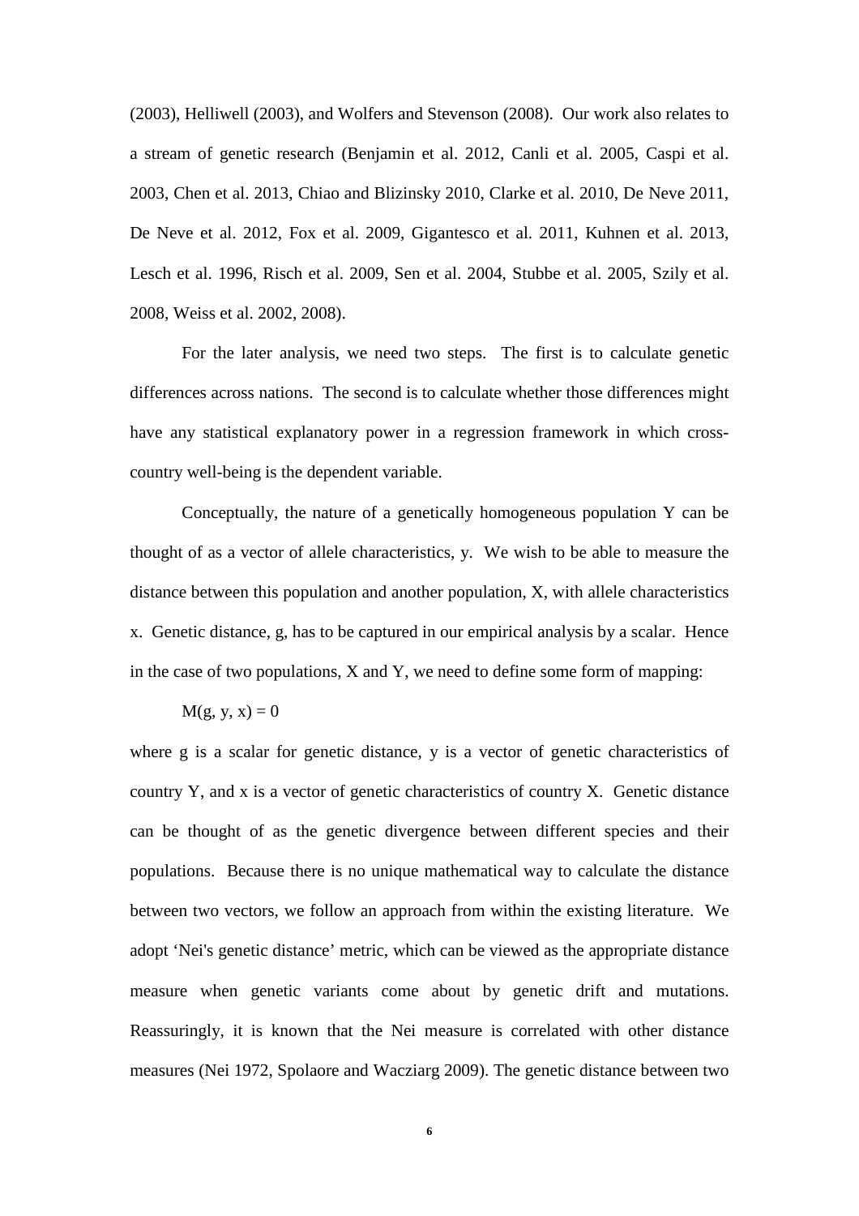(2003), Helliwell (2003), and Wolfers and Stevenson (2008). Our work also relates to a stream of genetic research (Benjamin et al. 2012, Canli et al. 2005, Caspi et al. 2003, Chen et al. 2013, Chiao and Blizinsky 2010, Clarke et al. 2010, De Neve 2011, De Neve et al. 2012, Fox et al. 2009, Gigantesco et al. 2011, Kuhnen et al. 2013, Lesch et al. 1996, Risch et al. 2009, Sen et al. 2004, Stubbe et al. 2005, Szily et al. 2008, Weiss et al. 2002, 2008).

For the later analysis, we need two steps. The first is to calculate genetic differences across nations. The second is to calculate whether those differences might have any statistical explanatory power in a regression framework in which cross-country well-being is the dependent variable.

Conceptually, the nature of a genetically homogeneous population Y can be thought of as a vector of allele characteristics, y. We wish to be able to measure the distance between this population and another population, X, with allele characteristics x. Genetic distance, g, has to be captured in our empirical analysis by a scalar. Hence in the case of two populations, X and Y, we need to define some form of mapping:

$$M(g, y, x) = 0$$

where g is a scalar for genetic distance, y is a vector of genetic characteristics of country Y, and x is a vector of genetic characteristics of country X. Genetic distance can be thought of as the genetic divergence between different species and their populations. Because there is no unique mathematical way to calculate the distance between two vectors, we follow an approach from within the existing literature. We adopt 'Nei's genetic distance' metric, which can be viewed as the appropriate distance measure when genetic variants come about by genetic drift and mutations. Reassuringly, it is known that the Nei measure is correlated with other distance measures (Nei 1972, Spolaore and Wacziarg 2009). The genetic distance between two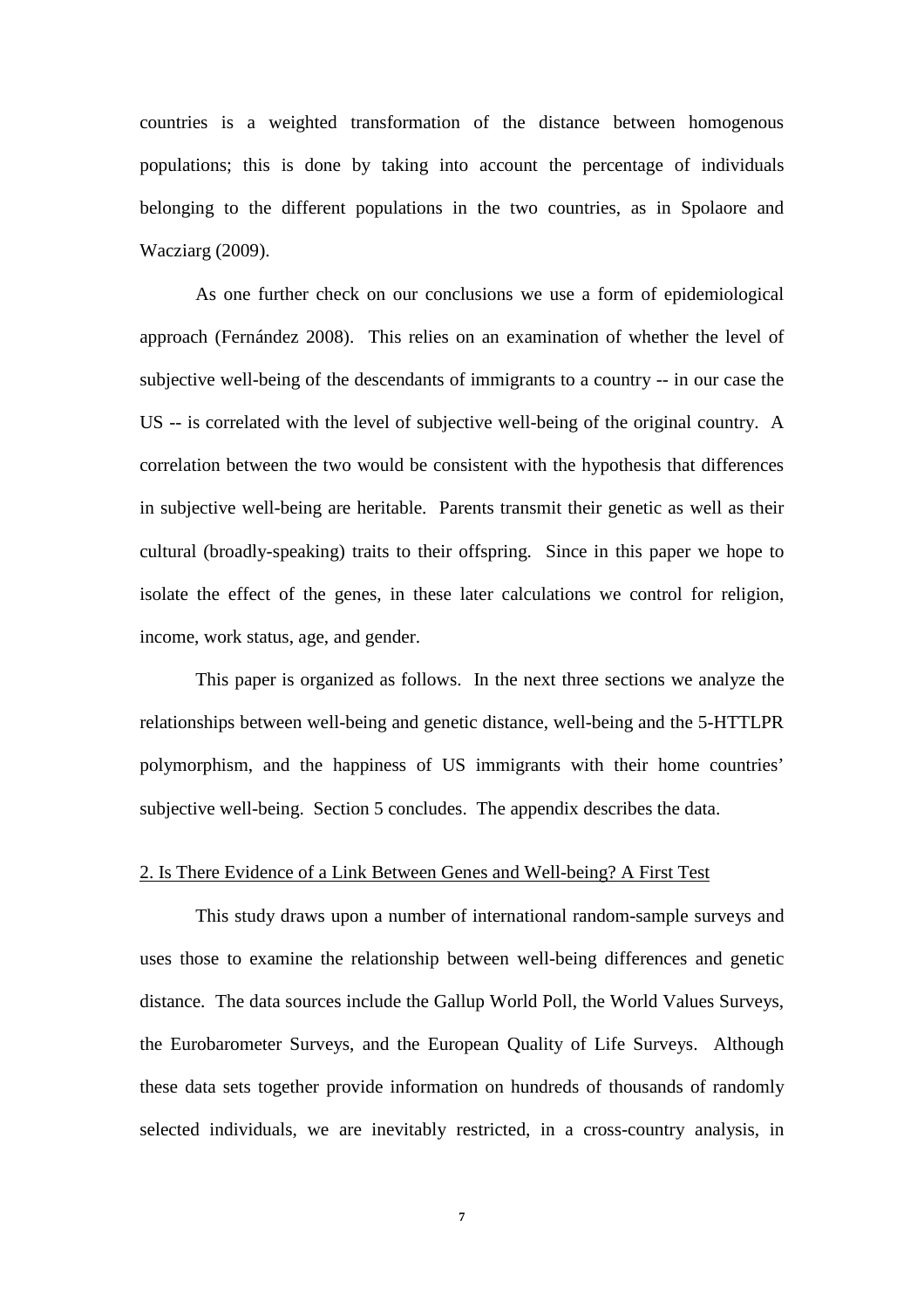countries is a weighted transformation of the distance between homogenous populations; this is done by taking into account the percentage of individuals belonging to the different populations in the two countries, as in Spolaore and Wacziarg (2009).

As one further check on our conclusions we use a form of epidemiological approach (Fernández 2008). This relies on an examination of whether the level of subjective well-being of the descendants of immigrants to a country -- in our case the US -- is correlated with the level of subjective well-being of the original country. A correlation between the two would be consistent with the hypothesis that differences in subjective well-being are heritable. Parents transmit their genetic as well as their cultural (broadly-speaking) traits to their offspring. Since in this paper we hope to isolate the effect of the genes, in these later calculations we control for religion, income, work status, age, and gender.

This paper is organized as follows. In the next three sections we analyze the relationships between well-being and genetic distance, well-being and the 5-HTTLPR polymorphism, and the happiness of US immigrants with their home countries' subjective well-being. Section 5 concludes. The appendix describes the data.

## 2. Is There Evidence of a Link Between Genes and Well-being? A First Test

This study draws upon a number of international random-sample surveys and uses those to examine the relationship between well-being differences and genetic distance. The data sources include the Gallup World Poll, the World Values Surveys, the Eurobarometer Surveys, and the European Quality of Life Surveys. Although these data sets together provide information on hundreds of thousands of randomly selected individuals, we are inevitably restricted, in a cross-country analysis, in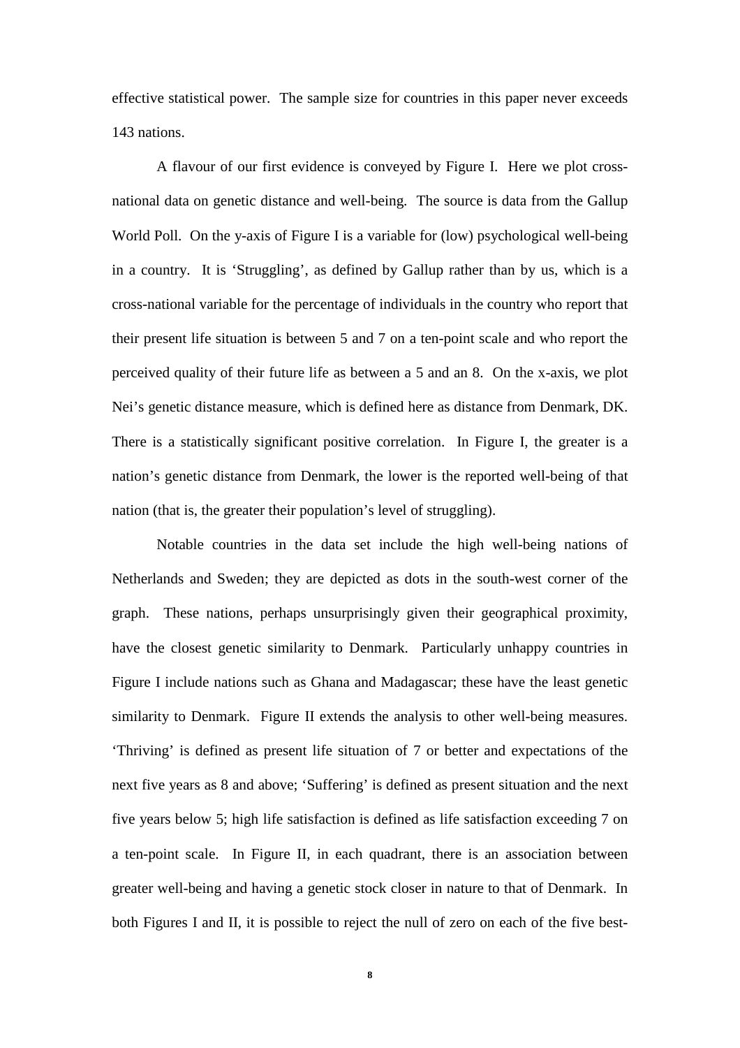effective statistical power. The sample size for countries in this paper never exceeds 143 nations.

A flavour of our first evidence is conveyed by Figure I. Here we plot cross-national data on genetic distance and well-being. The source is data from the Gallup World Poll. On the y-axis of Figure I is a variable for (low) psychological well-being in a country. It is 'Struggling', as defined by Gallup rather than by us, which is a cross-national variable for the percentage of individuals in the country who report that their present life situation is between 5 and 7 on a ten-point scale and who report the perceived quality of their future life as between a 5 and an 8. On the x-axis, we plot Nei's genetic distance measure, which is defined here as distance from Denmark, DK. There is a statistically significant positive correlation. In Figure I, the greater is a nation's genetic distance from Denmark, the lower is the reported well-being of that nation (that is, the greater their population's level of struggling).

Notable countries in the data set include the high well-being nations of Netherlands and Sweden; they are depicted as dots in the south-west corner of the graph. These nations, perhaps unsurprisingly given their geographical proximity, have the closest genetic similarity to Denmark. Particularly unhappy countries in Figure I include nations such as Ghana and Madagascar; these have the least genetic similarity to Denmark. Figure II extends the analysis to other well-being measures. 'Thriving' is defined as present life situation of 7 or better and expectations of the next five years as 8 and above; 'Suffering' is defined as present situation and the next five years below 5; high life satisfaction is defined as life satisfaction exceeding 7 on a ten-point scale. In Figure II, in each quadrant, there is an association between greater well-being and having a genetic stock closer in nature to that of Denmark. In both Figures I and II, it is possible to reject the null of zero on each of the five best-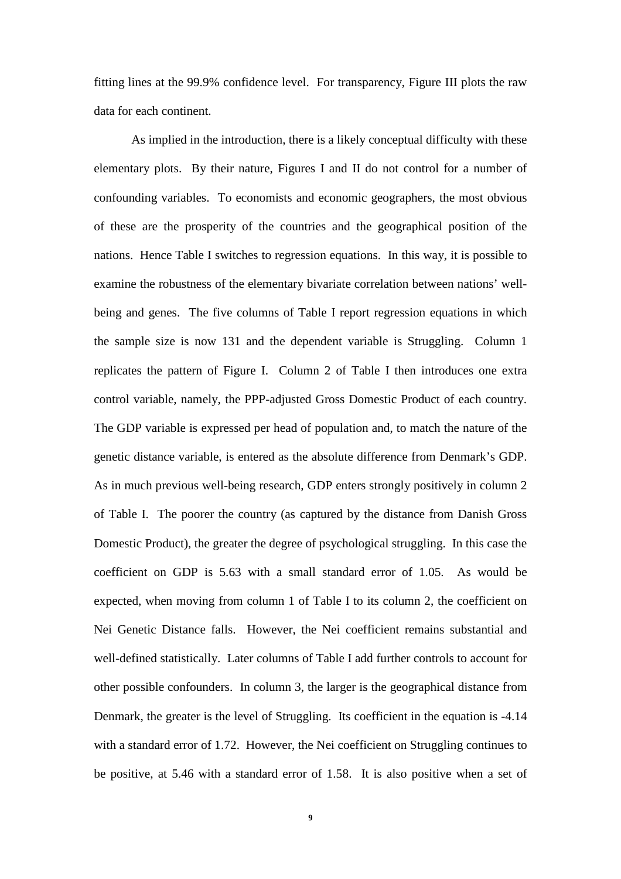fitting lines at the 99.9% confidence level. For transparency, Figure III plots the raw data for each continent.

As implied in the introduction, there is a likely conceptual difficulty with these elementary plots. By their nature, Figures I and II do not control for a number of confounding variables. To economists and economic geographers, the most obvious of these are the prosperity of the countries and the geographical position of the nations. Hence Table I switches to regression equations. In this way, it is possible to examine the robustness of the elementary bivariate correlation between nations' well-being and genes. The five columns of Table I report regression equations in which the sample size is now 131 and the dependent variable is Struggling. Column 1 replicates the pattern of Figure I. Column 2 of Table I then introduces one extra control variable, namely, the PPP-adjusted Gross Domestic Product of each country. The GDP variable is expressed per head of population and, to match the nature of the genetic distance variable, is entered as the absolute difference from Denmark's GDP. As in much previous well-being research, GDP enters strongly positively in column 2 of Table I. The poorer the country (as captured by the distance from Danish Gross Domestic Product), the greater the degree of psychological struggling. In this case the coefficient on GDP is 5.63 with a small standard error of 1.05. As would be expected, when moving from column 1 of Table I to its column 2, the coefficient on Nei Genetic Distance falls. However, the Nei coefficient remains substantial and well-defined statistically. Later columns of Table I add further controls to account for other possible confounders. In column 3, the larger is the geographical distance from Denmark, the greater is the level of Struggling. Its coefficient in the equation is -4.14 with a standard error of 1.72. However, the Nei coefficient on Struggling continues to be positive, at 5.46 with a standard error of 1.58. It is also positive when a set of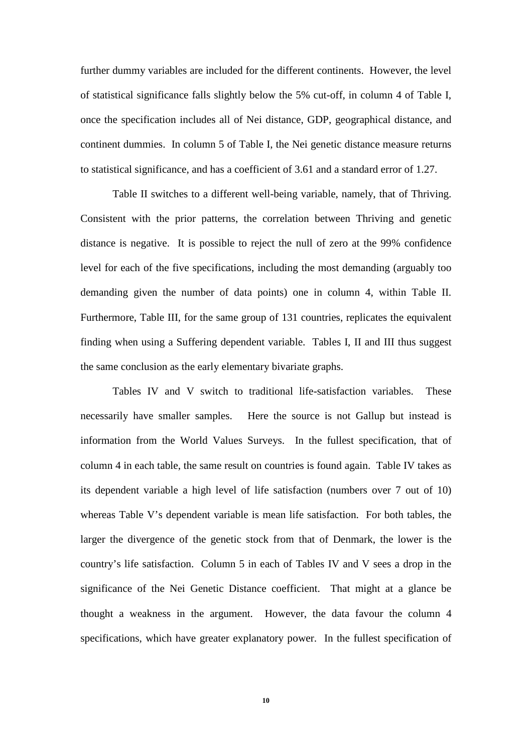further dummy variables are included for the different continents. However, the level of statistical significance falls slightly below the 5% cut-off, in column 4 of Table I, once the specification includes all of Nei distance, GDP, geographical distance, and continent dummies. In column 5 of Table I, the Nei genetic distance measure returns to statistical significance, and has a coefficient of 3.61 and a standard error of 1.27.

Table II switches to a different well-being variable, namely, that of Thriving. Consistent with the prior patterns, the correlation between Thriving and genetic distance is negative. It is possible to reject the null of zero at the 99% confidence level for each of the five specifications, including the most demanding (arguably too demanding given the number of data points) one in column 4, within Table II. Furthermore, Table III, for the same group of 131 countries, replicates the equivalent finding when using a Suffering dependent variable. Tables I, II and III thus suggest the same conclusion as the early elementary bivariate graphs.

Tables IV and V switch to traditional life-satisfaction variables. These necessarily have smaller samples. Here the source is not Gallup but instead is information from the World Values Surveys. In the fullest specification, that of column 4 in each table, the same result on countries is found again. Table IV takes as its dependent variable a high level of life satisfaction (numbers over 7 out of 10) whereas Table V's dependent variable is mean life satisfaction. For both tables, the larger the divergence of the genetic stock from that of Denmark, the lower is the country's life satisfaction. Column 5 in each of Tables IV and V sees a drop in the significance of the Nei Genetic Distance coefficient. That might at a glance be thought a weakness in the argument. However, the data favour the column 4 specifications, which have greater explanatory power. In the fullest specification of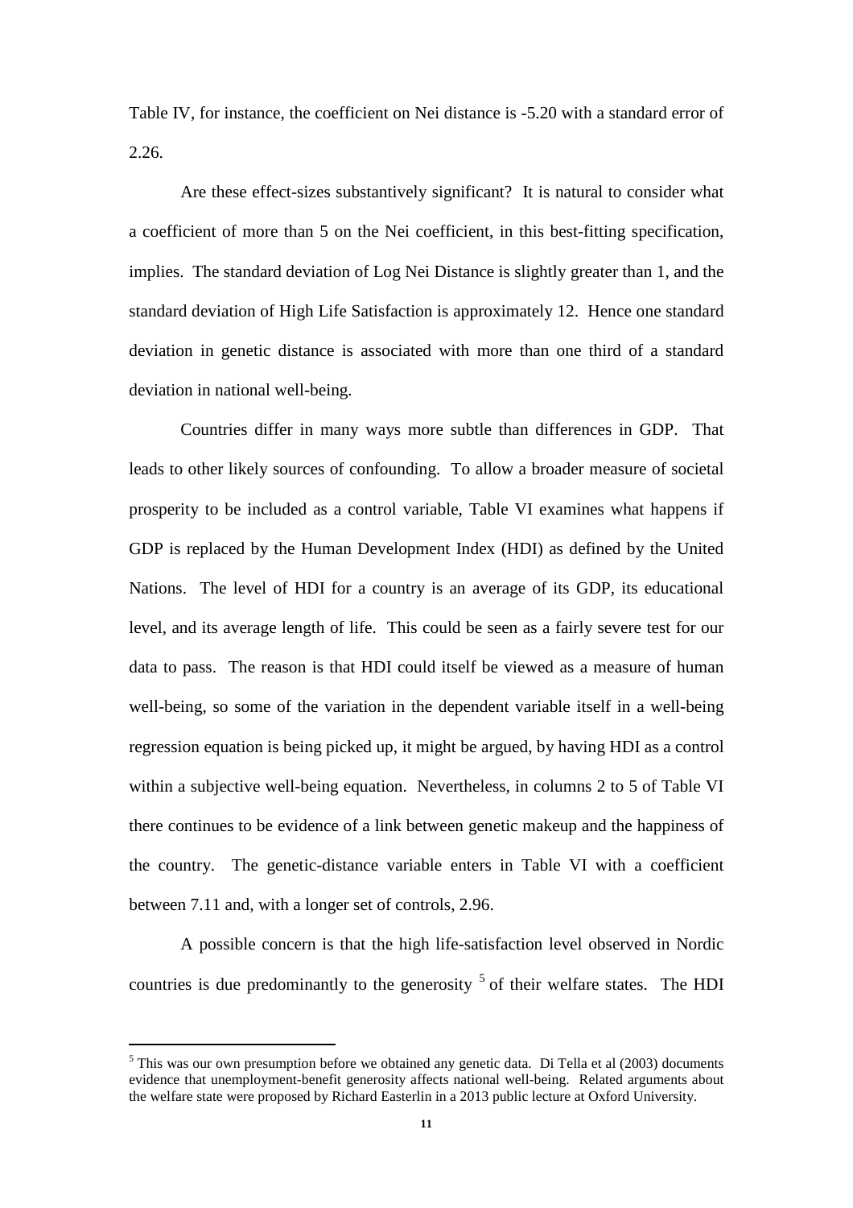Table IV, for instance, the coefficient on Nei distance is -5.20 with a standard error of 2.26.

Are these effect-sizes substantively significant? It is natural to consider what a coefficient of more than 5 on the Nei coefficient, in this best-fitting specification, implies. The standard deviation of Log Nei Distance is slightly greater than 1, and the standard deviation of High Life Satisfaction is approximately 12. Hence one standard deviation in genetic distance is associated with more than one third of a standard deviation in national well-being.

Countries differ in many ways more subtle than differences in GDP. That leads to other likely sources of confounding. To allow a broader measure of societal prosperity to be included as a control variable, Table VI examines what happens if GDP is replaced by the Human Development Index (HDI) as defined by the United Nations. The level of HDI for a country is an average of its GDP, its educational level, and its average length of life. This could be seen as a fairly severe test for our data to pass. The reason is that HDI could itself be viewed as a measure of human well-being, so some of the variation in the dependent variable itself in a well-being regression equation is being picked up, it might be argued, by having HDI as a control within a subjective well-being equation. Nevertheless, in columns 2 to 5 of Table VI there continues to be evidence of a link between genetic makeup and the happiness of the country. The genetic-distance variable enters in Table VI with a coefficient between 7.11 and, with a longer set of controls, 2.96.

A possible concern is that the high life-satisfaction level observed in Nordic countries is due predominantly to the generosity [5] of their welfare states. The HDI

---

[5] This was our own presumption before we obtained any genetic data. Di Tella et al (2003) documents evidence that unemployment-benefit generosity affects national well-being. Related arguments about the welfare state were proposed by Richard Easterlin in a 2013 public lecture at Oxford University.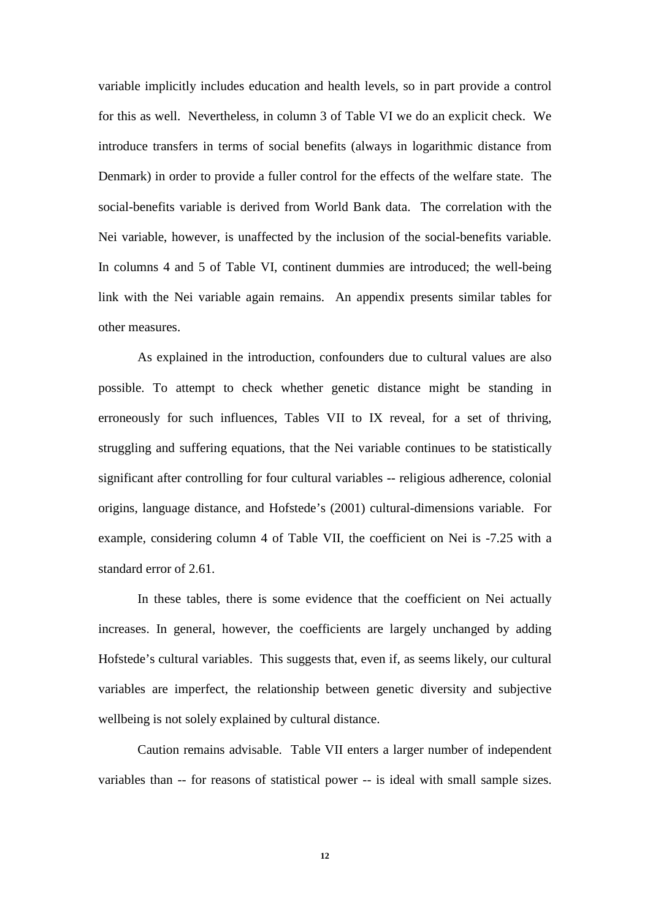variable implicitly includes education and health levels, so in part provide a control for this as well. Nevertheless, in column 3 of Table VI we do an explicit check. We introduce transfers in terms of social benefits (always in logarithmic distance from Denmark) in order to provide a fuller control for the effects of the welfare state. The social-benefits variable is derived from World Bank data. The correlation with the Nei variable, however, is unaffected by the inclusion of the social-benefits variable. In columns 4 and 5 of Table VI, continent dummies are introduced; the well-being link with the Nei variable again remains. An appendix presents similar tables for other measures.

As explained in the introduction, confounders due to cultural values are also possible. To attempt to check whether genetic distance might be standing in erroneously for such influences, Tables VII to IX reveal, for a set of thriving, struggling and suffering equations, that the Nei variable continues to be statistically significant after controlling for four cultural variables -- religious adherence, colonial origins, language distance, and Hofstede's (2001) cultural-dimensions variable. For example, considering column 4 of Table VII, the coefficient on Nei is -7.25 with a standard error of 2.61.

In these tables, there is some evidence that the coefficient on Nei actually increases. In general, however, the coefficients are largely unchanged by adding Hofstede's cultural variables. This suggests that, even if, as seems likely, our cultural variables are imperfect, the relationship between genetic diversity and subjective wellbeing is not solely explained by cultural distance.

Caution remains advisable. Table VII enters a larger number of independent variables than -- for reasons of statistical power -- is ideal with small sample sizes.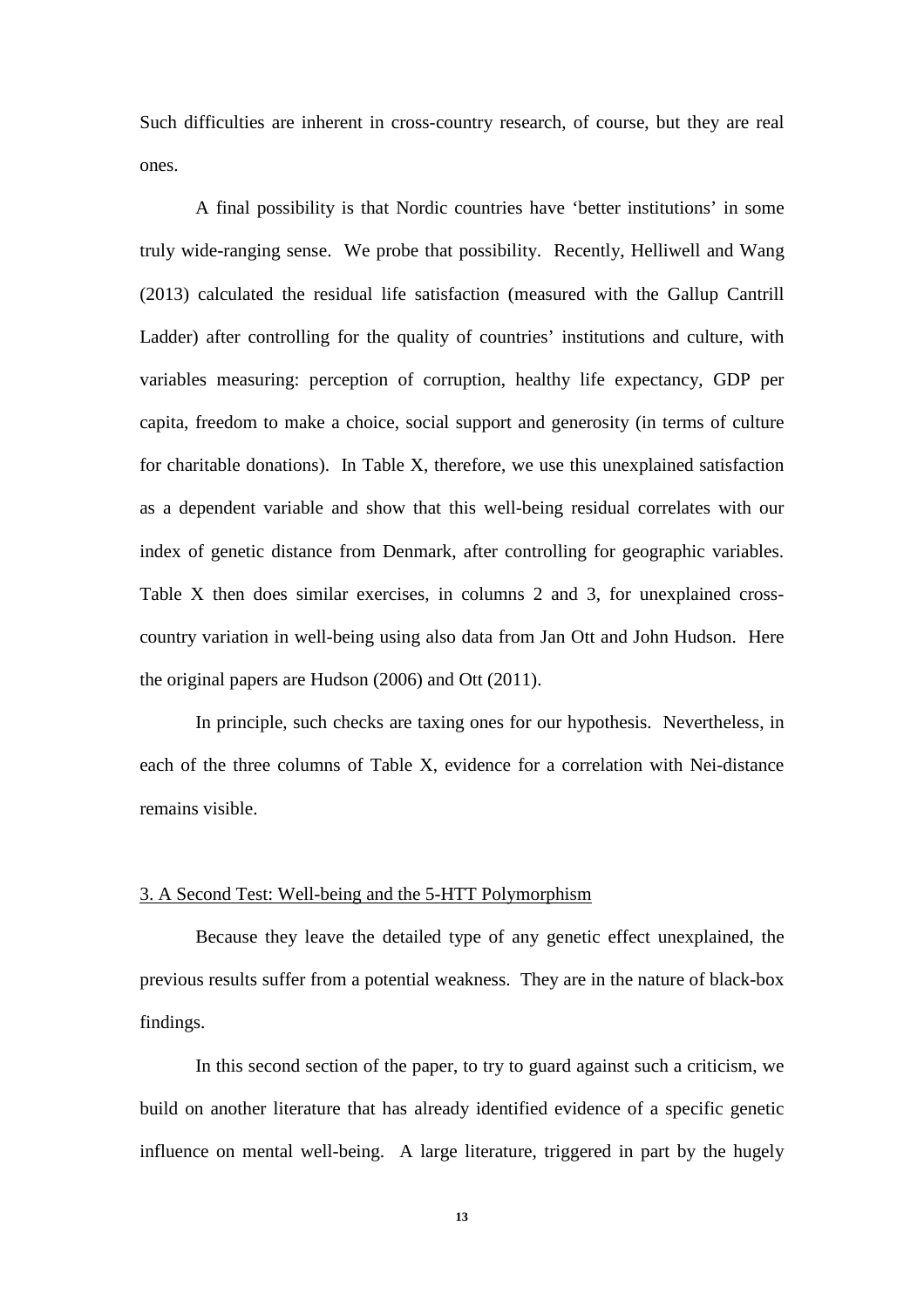Such difficulties are inherent in cross-country research, of course, but they are real ones.

A final possibility is that Nordic countries have 'better institutions' in some truly wide-ranging sense. We probe that possibility. Recently, Helliwell and Wang (2013) calculated the residual life satisfaction (measured with the Gallup Cantrill Ladder) after controlling for the quality of countries' institutions and culture, with variables measuring: perception of corruption, healthy life expectancy, GDP per capita, freedom to make a choice, social support and generosity (in terms of culture for charitable donations). In Table X, therefore, we use this unexplained satisfaction as a dependent variable and show that this well-being residual correlates with our index of genetic distance from Denmark, after controlling for geographic variables. Table X then does similar exercises, in columns 2 and 3, for unexplained cross-country variation in well-being using also data from Jan Ott and John Hudson. Here the original papers are Hudson (2006) and Ott (2011).

In principle, such checks are taxing ones for our hypothesis. Nevertheless, in each of the three columns of Table X, evidence for a correlation with Nei-distance remains visible.

## 3. A Second Test: Well-being and the 5-HTT Polymorphism

Because they leave the detailed type of any genetic effect unexplained, the previous results suffer from a potential weakness. They are in the nature of black-box findings.

In this second section of the paper, to try to guard against such a criticism, we build on another literature that has already identified evidence of a specific genetic influence on mental well-being. A large literature, triggered in part by the hugely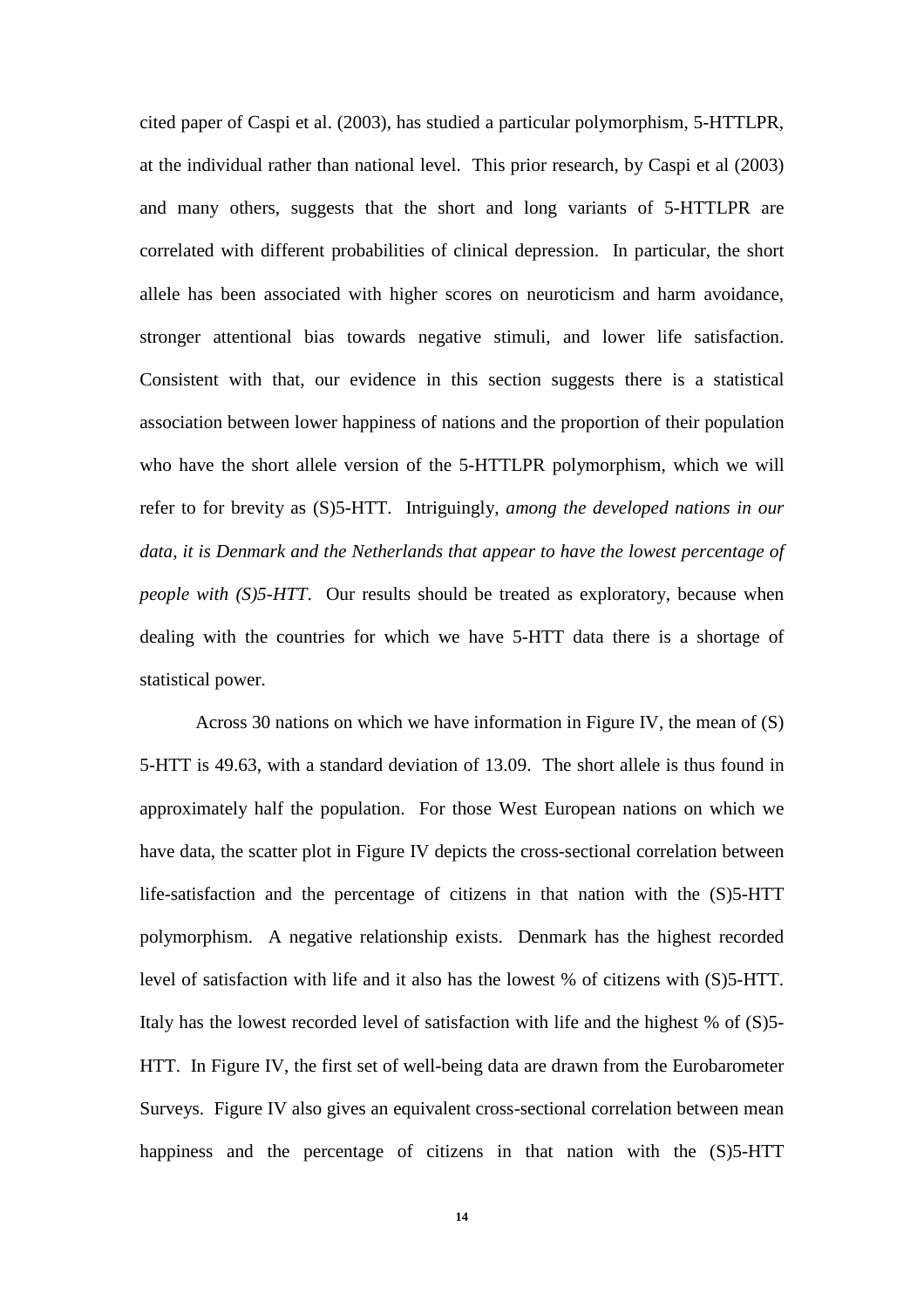cited paper of Caspi et al. (2003), has studied a particular polymorphism, 5-HTTLPR, at the individual rather than national level. This prior research, by Caspi et al (2003) and many others, suggests that the short and long variants of 5-HTTLPR are correlated with different probabilities of clinical depression. In particular, the short allele has been associated with higher scores on neuroticism and harm avoidance, stronger attentional bias towards negative stimuli, and lower life satisfaction. Consistent with that, our evidence in this section suggests there is a statistical association between lower happiness of nations and the proportion of their population who have the short allele version of the 5-HTTLPR polymorphism, which we will refer to for brevity as (S)5-HTT. Intriguingly, *among the developed nations in our data, it is Denmark and the Netherlands that appear to have the lowest percentage of people with (S)5-HTT*. Our results should be treated as exploratory, because when dealing with the countries for which we have 5-HTT data there is a shortage of statistical power.

Across 30 nations on which we have information in Figure IV, the mean of (S) 5-HTT is 49.63, with a standard deviation of 13.09. The short allele is thus found in approximately half the population. For those West European nations on which we have data, the scatter plot in Figure IV depicts the cross-sectional correlation between life-satisfaction and the percentage of citizens in that nation with the (S)5-HTT polymorphism. A negative relationship exists. Denmark has the highest recorded level of satisfaction with life and it also has the lowest % of citizens with (S)5-HTT. Italy has the lowest recorded level of satisfaction with life and the highest % of (S)5-HTT. In Figure IV, the first set of well-being data are drawn from the Eurobarometer Surveys. Figure IV also gives an equivalent cross-sectional correlation between mean happiness and the percentage of citizens in that nation with the (S)5-HTT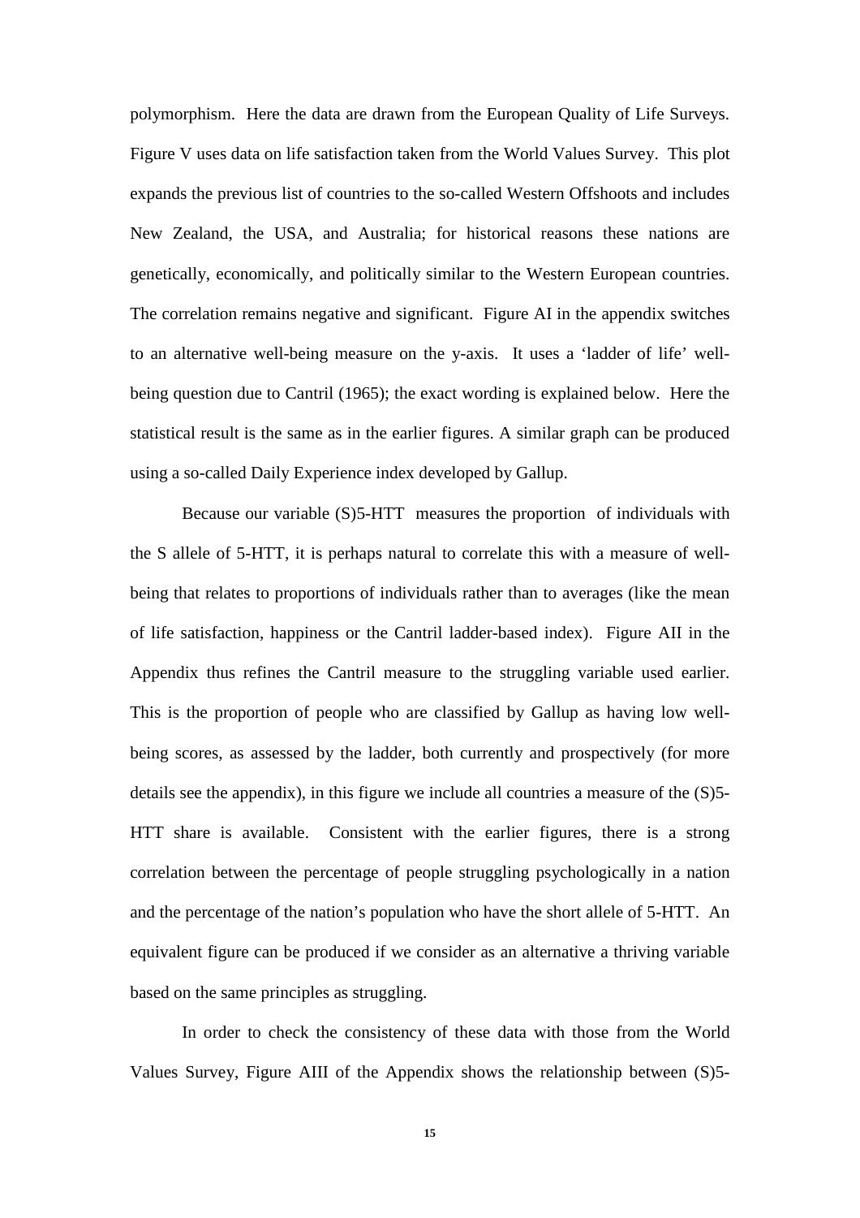polymorphism. Here the data are drawn from the European Quality of Life Surveys. Figure V uses data on life satisfaction taken from the World Values Survey. This plot expands the previous list of countries to the so-called Western Offshoots and includes New Zealand, the USA, and Australia; for historical reasons these nations are genetically, economically, and politically similar to the Western European countries. The correlation remains negative and significant. Figure AI in the appendix switches to an alternative well-being measure on the y-axis. It uses a 'ladder of life' well-being question due to Cantril (1965); the exact wording is explained below. Here the statistical result is the same as in the earlier figures. A similar graph can be produced using a so-called Daily Experience index developed by Gallup.

Because our variable (S)5-HTT measures the proportion of individuals with the S allele of 5-HTT, it is perhaps natural to correlate this with a measure of well-being that relates to proportions of individuals rather than to averages (like the mean of life satisfaction, happiness or the Cantril ladder-based index). Figure AII in the Appendix thus refines the Cantril measure to the struggling variable used earlier. This is the proportion of people who are classified by Gallup as having low well-being scores, as assessed by the ladder, both currently and prospectively (for more details see the appendix), in this figure we include all countries a measure of the (S)5-HTT share is available. Consistent with the earlier figures, there is a strong correlation between the percentage of people struggling psychologically in a nation and the percentage of the nation's population who have the short allele of 5-HTT. An equivalent figure can be produced if we consider as an alternative a thriving variable based on the same principles as struggling.

In order to check the consistency of these data with those from the World Values Survey, Figure AIII of the Appendix shows the relationship between (S)5-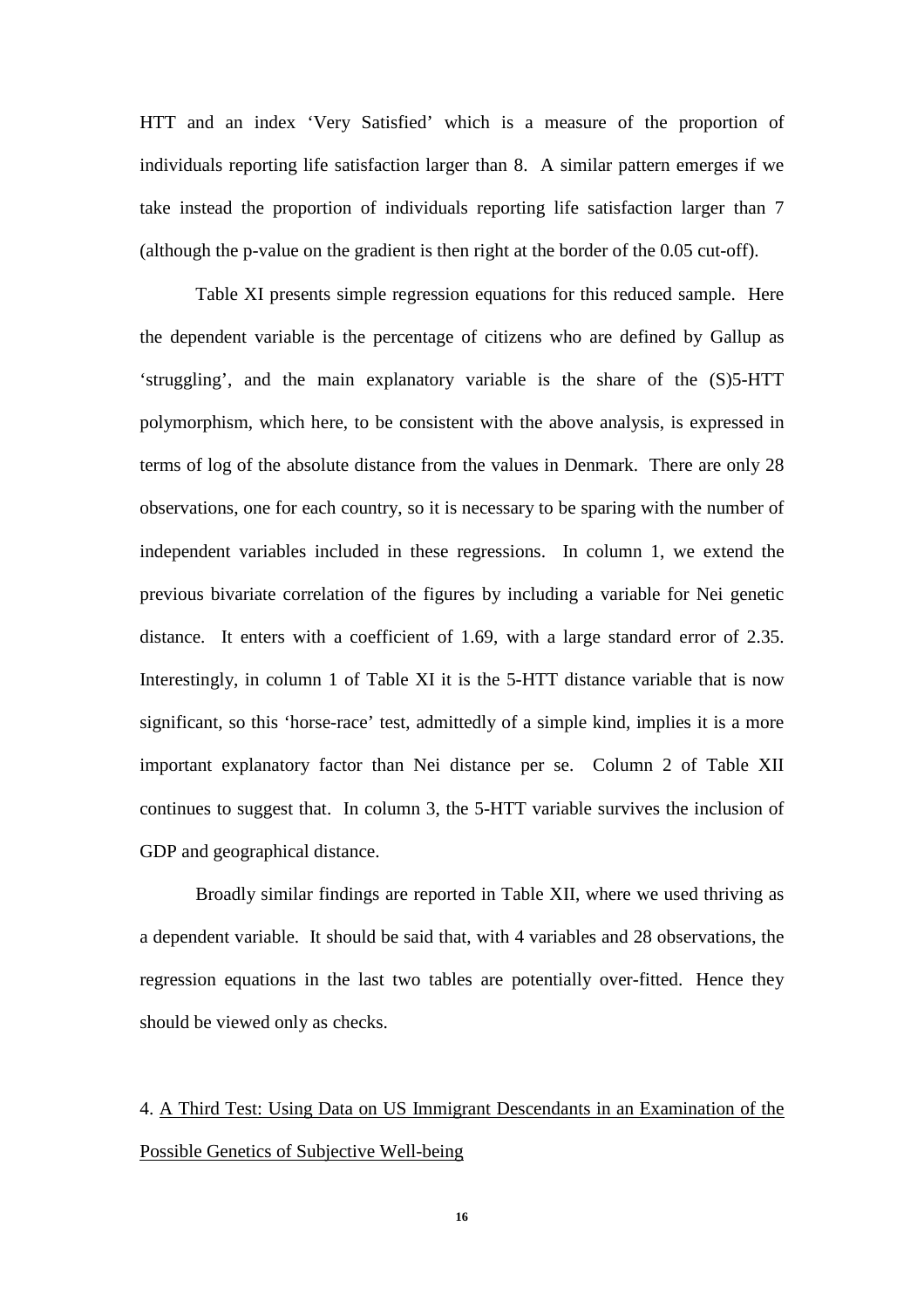HTT and an index 'Very Satisfied' which is a measure of the proportion of individuals reporting life satisfaction larger than 8. A similar pattern emerges if we take instead the proportion of individuals reporting life satisfaction larger than 7 (although the p-value on the gradient is then right at the border of the 0.05 cut-off).

Table XI presents simple regression equations for this reduced sample. Here the dependent variable is the percentage of citizens who are defined by Gallup as 'struggling', and the main explanatory variable is the share of the (S)5-HTT polymorphism, which here, to be consistent with the above analysis, is expressed in terms of log of the absolute distance from the values in Denmark. There are only 28 observations, one for each country, so it is necessary to be sparing with the number of independent variables included in these regressions. In column 1, we extend the previous bivariate correlation of the figures by including a variable for Nei genetic distance. It enters with a coefficient of 1.69, with a large standard error of 2.35. Interestingly, in column 1 of Table XI it is the 5-HTT distance variable that is now significant, so this 'horse-race' test, admittedly of a simple kind, implies it is a more important explanatory factor than Nei distance per se. Column 2 of Table XII continues to suggest that. In column 3, the 5-HTT variable survives the inclusion of GDP and geographical distance.

Broadly similar findings are reported in Table XII, where we used thriving as a dependent variable. It should be said that, with 4 variables and 28 observations, the regression equations in the last two tables are potentially over-fitted. Hence they should be viewed only as checks.

## 4. A Third Test: Using Data on US Immigrant Descendants in an Examination of the Possible Genetics of Subjective Well-being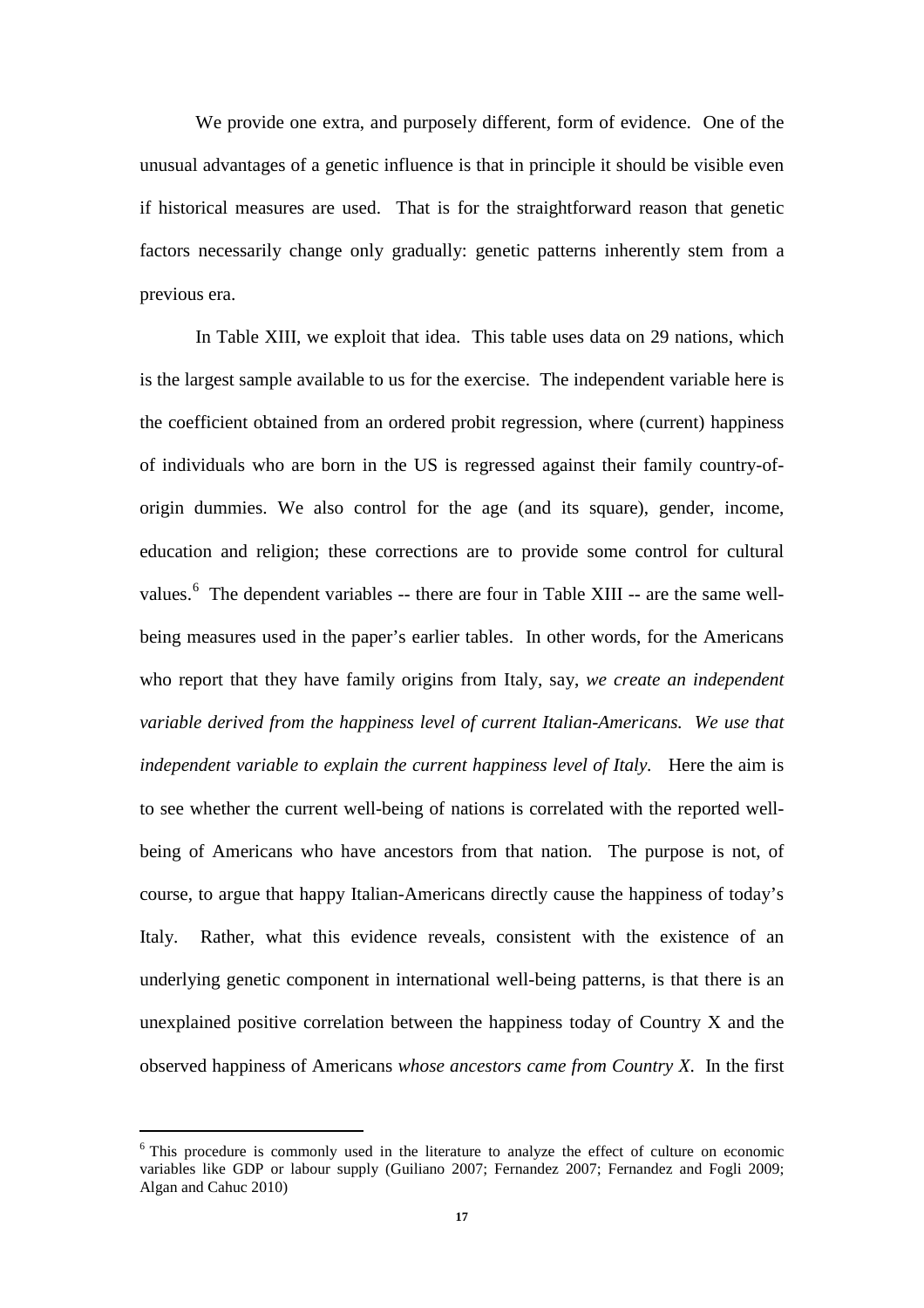We provide one extra, and purposely different, form of evidence. One of the unusual advantages of a genetic influence is that in principle it should be visible even if historical measures are used. That is for the straightforward reason that genetic factors necessarily change only gradually: genetic patterns inherently stem from a previous era.

In Table XIII, we exploit that idea. This table uses data on 29 nations, which is the largest sample available to us for the exercise. The independent variable here is the coefficient obtained from an ordered probit regression, where (current) happiness of individuals who are born in the US is regressed against their family country-of-origin dummies. We also control for the age (and its square), gender, income, education and religion; these corrections are to provide some control for cultural values.[6] The dependent variables -- there are four in Table XIII -- are the same well-being measures used in the paper's earlier tables. In other words, for the Americans who report that they have family origins from Italy, say, *we create an independent variable derived from the happiness level of current Italian-Americans. We use that independent variable to explain the current happiness level of Italy.* Here the aim is to see whether the current well-being of nations is correlated with the reported well-being of Americans who have ancestors from that nation. The purpose is not, of course, to argue that happy Italian-Americans directly cause the happiness of today's Italy. Rather, what this evidence reveals, consistent with the existence of an underlying genetic component in international well-being patterns, is that there is an unexplained positive correlation between the happiness today of Country X and the observed happiness of Americans *whose ancestors came from Country X*. In the first

[6] This procedure is commonly used in the literature to analyze the effect of culture on economic variables like GDP or labour supply (Guiliano 2007; Fernandez 2007; Fernandez and Fogli 2009; Algan and Cahuc 2010)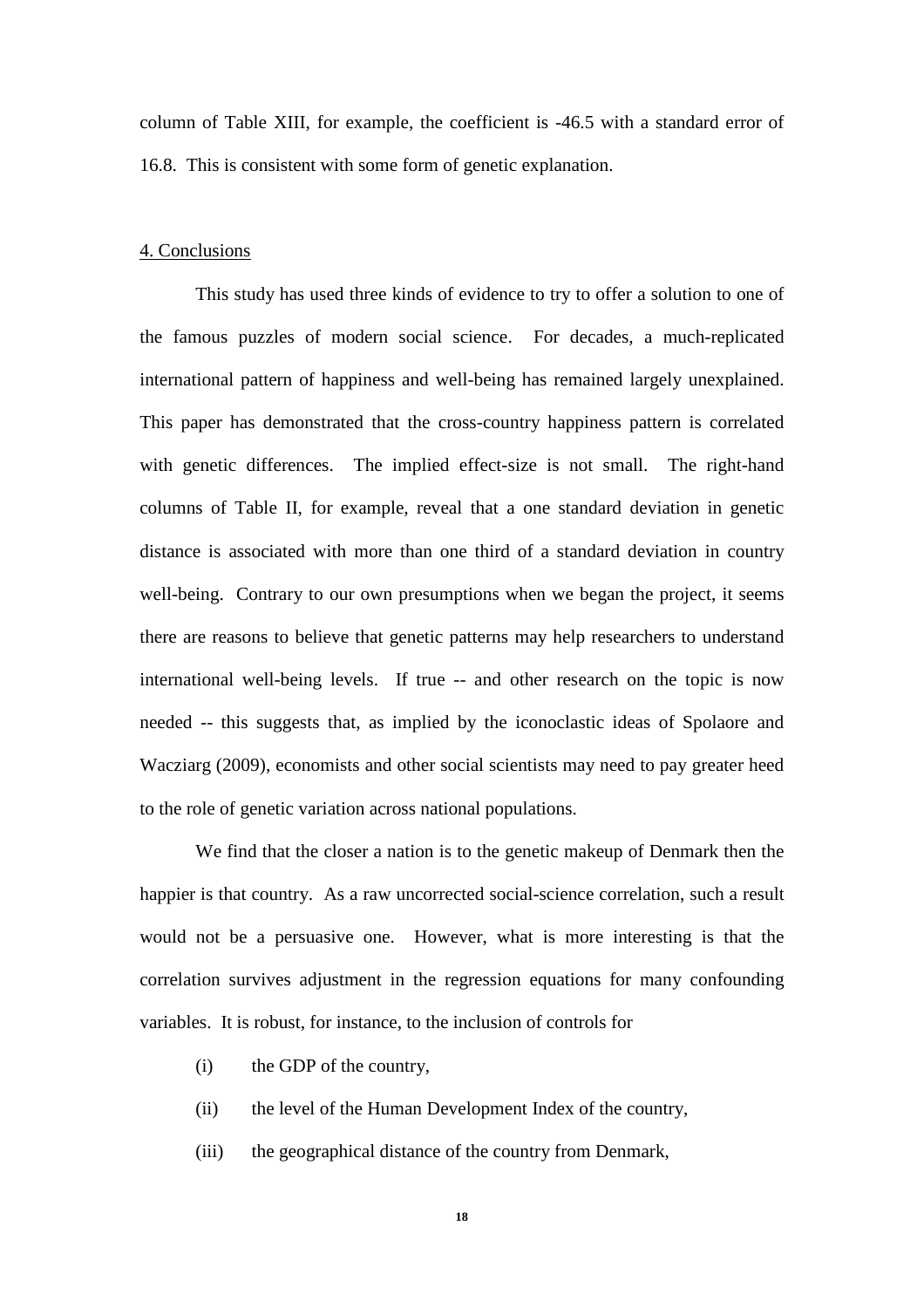column of Table XIII, for example, the coefficient is -46.5 with a standard error of 16.8. This is consistent with some form of genetic explanation.

## 4. Conclusions

This study has used three kinds of evidence to try to offer a solution to one of the famous puzzles of modern social science. For decades, a much-replicated international pattern of happiness and well-being has remained largely unexplained. This paper has demonstrated that the cross-country happiness pattern is correlated with genetic differences. The implied effect-size is not small. The right-hand columns of Table II, for example, reveal that a one standard deviation in genetic distance is associated with more than one third of a standard deviation in country well-being. Contrary to our own presumptions when we began the project, it seems there are reasons to believe that genetic patterns may help researchers to understand international well-being levels. If true -- and other research on the topic is now needed -- this suggests that, as implied by the iconoclastic ideas of Spolaore and Wacziarg (2009), economists and other social scientists may need to pay greater heed to the role of genetic variation across national populations.

We find that the closer a nation is to the genetic makeup of Denmark then the happier is that country. As a raw uncorrected social-science correlation, such a result would not be a persuasive one. However, what is more interesting is that the correlation survives adjustment in the regression equations for many confounding variables. It is robust, for instance, to the inclusion of controls for

(i) the GDP of the country,

(ii) the level of the Human Development Index of the country,

(iii) the geographical distance of the country from Denmark,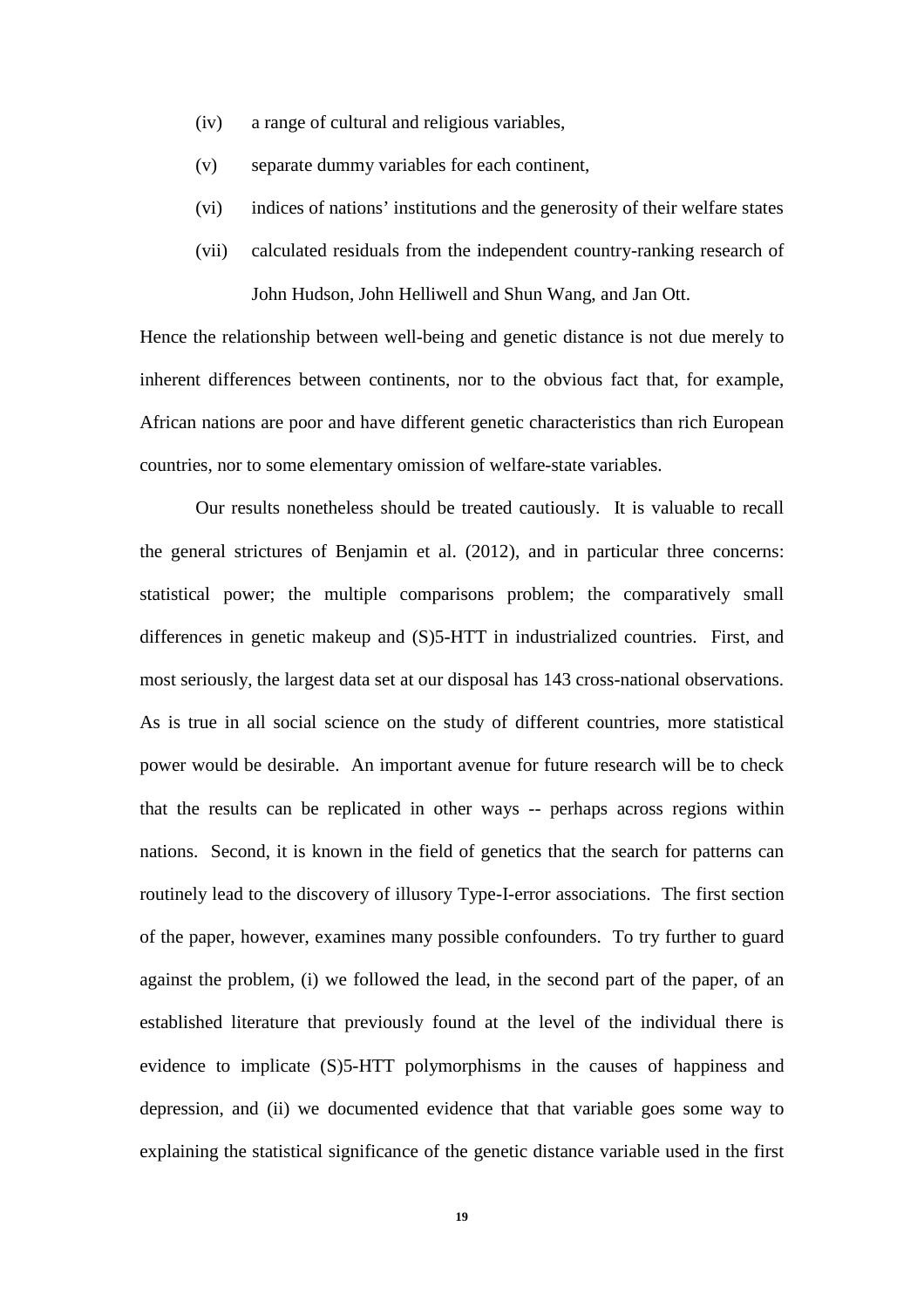(iv) a range of cultural and religious variables,

(v) separate dummy variables for each continent,

(vi) indices of nations' institutions and the generosity of their welfare states

(vii) calculated residuals from the independent country-ranking research of John Hudson, John Helliwell and Shun Wang, and Jan Ott.

Hence the relationship between well-being and genetic distance is not due merely to inherent differences between continents, nor to the obvious fact that, for example, African nations are poor and have different genetic characteristics than rich European countries, nor to some elementary omission of welfare-state variables.

Our results nonetheless should be treated cautiously. It is valuable to recall the general strictures of Benjamin et al. (2012), and in particular three concerns: statistical power; the multiple comparisons problem; the comparatively small differences in genetic makeup and (S)5-HTT in industrialized countries. First, and most seriously, the largest data set at our disposal has 143 cross-national observations. As is true in all social science on the study of different countries, more statistical power would be desirable. An important avenue for future research will be to check that the results can be replicated in other ways -- perhaps across regions within nations. Second, it is known in the field of genetics that the search for patterns can routinely lead to the discovery of illusory Type-I-error associations. The first section of the paper, however, examines many possible confounders. To try further to guard against the problem, (i) we followed the lead, in the second part of the paper, of an established literature that previously found at the level of the individual there is evidence to implicate (S)5-HTT polymorphisms in the causes of happiness and depression, and (ii) we documented evidence that that variable goes some way to explaining the statistical significance of the genetic distance variable used in the first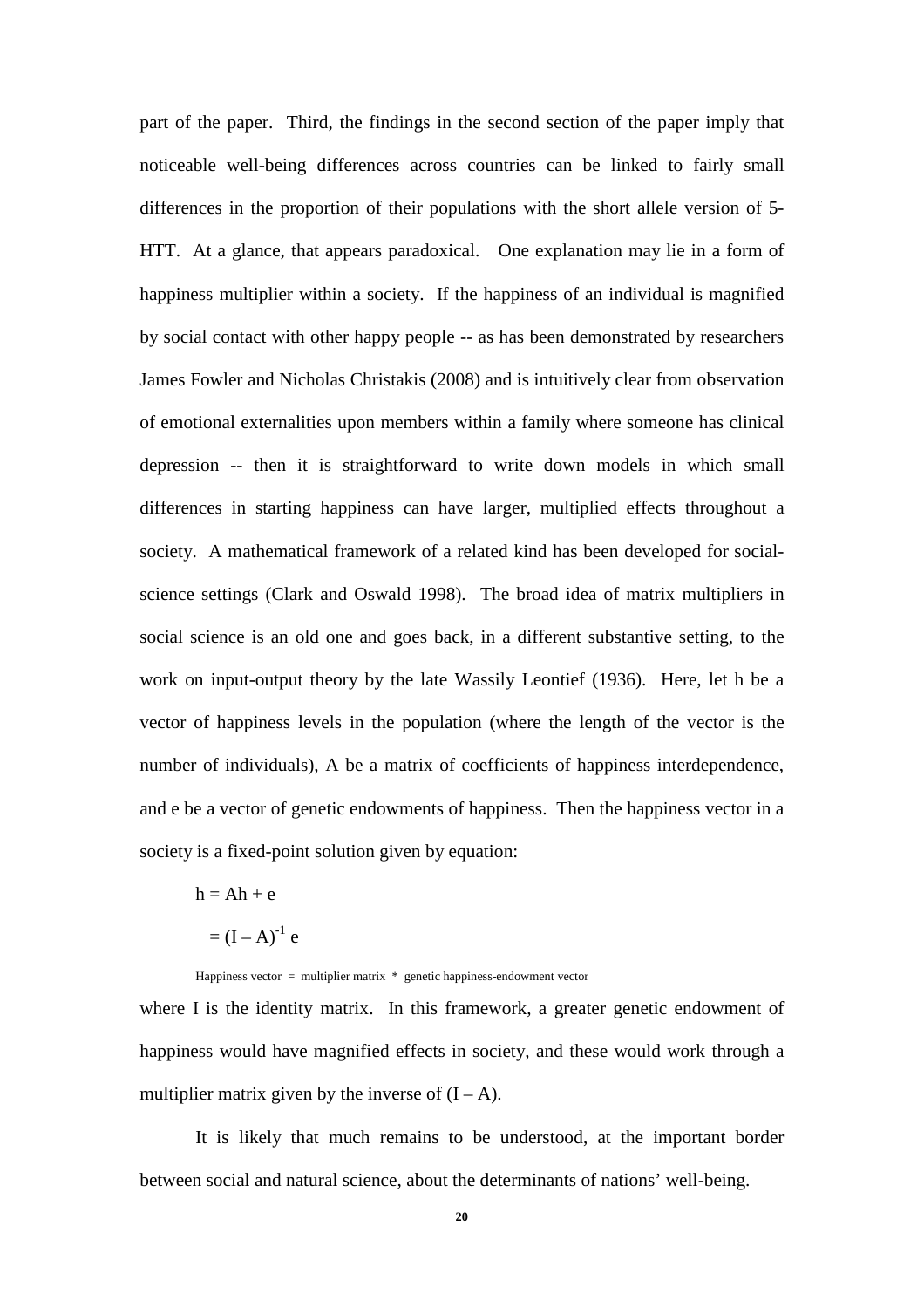part of the paper. Third, the findings in the second section of the paper imply that noticeable well-being differences across countries can be linked to fairly small differences in the proportion of their populations with the short allele version of 5-HTT. At a glance, that appears paradoxical. One explanation may lie in a form of happiness multiplier within a society. If the happiness of an individual is magnified by social contact with other happy people -- as has been demonstrated by researchers James Fowler and Nicholas Christakis (2008) and is intuitively clear from observation of emotional externalities upon members within a family where someone has clinical depression -- then it is straightforward to write down models in which small differences in starting happiness can have larger, multiplied effects throughout a society. A mathematical framework of a related kind has been developed for social-science settings (Clark and Oswald 1998). The broad idea of matrix multipliers in social science is an old one and goes back, in a different substantive setting, to the work on input-output theory by the late Wassily Leontief (1936). Here, let h be a vector of happiness levels in the population (where the length of the vector is the number of individuals), A be a matrix of coefficients of happiness interdependence, and e be a vector of genetic endowments of happiness. Then the happiness vector in a society is a fixed-point solution given by equation:

$$h = Ah + e$$

$$= (I - A)^{-1} e$$

Happiness vector = multiplier matrix * genetic happiness-endowment vector

where I is the identity matrix. In this framework, a greater genetic endowment of happiness would have magnified effects in society, and these would work through a multiplier matrix given by the inverse of $(I - A)$.

It is likely that much remains to be understood, at the important border between social and natural science, about the determinants of nations' well-being.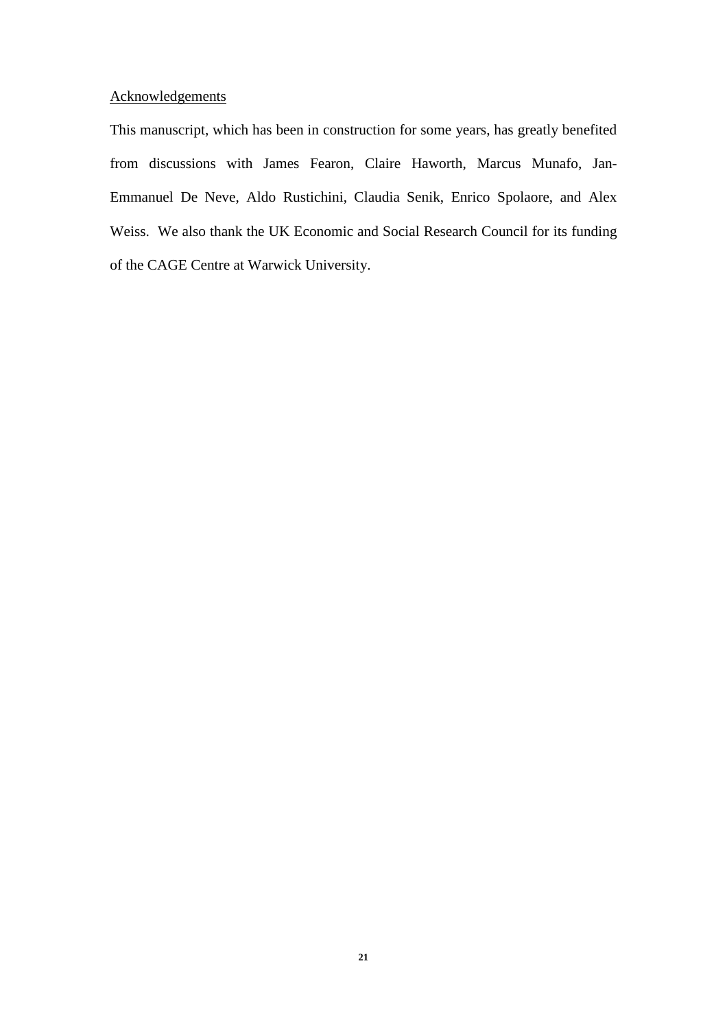## Acknowledgements

This manuscript, which has been in construction for some years, has greatly benefited from discussions with James Fearon, Claire Haworth, Marcus Munafo, Jan-Emmanuel De Neve, Aldo Rustichini, Claudia Senik, Enrico Spolaore, and Alex Weiss. We also thank the UK Economic and Social Research Council for its funding of the CAGE Centre at Warwick University.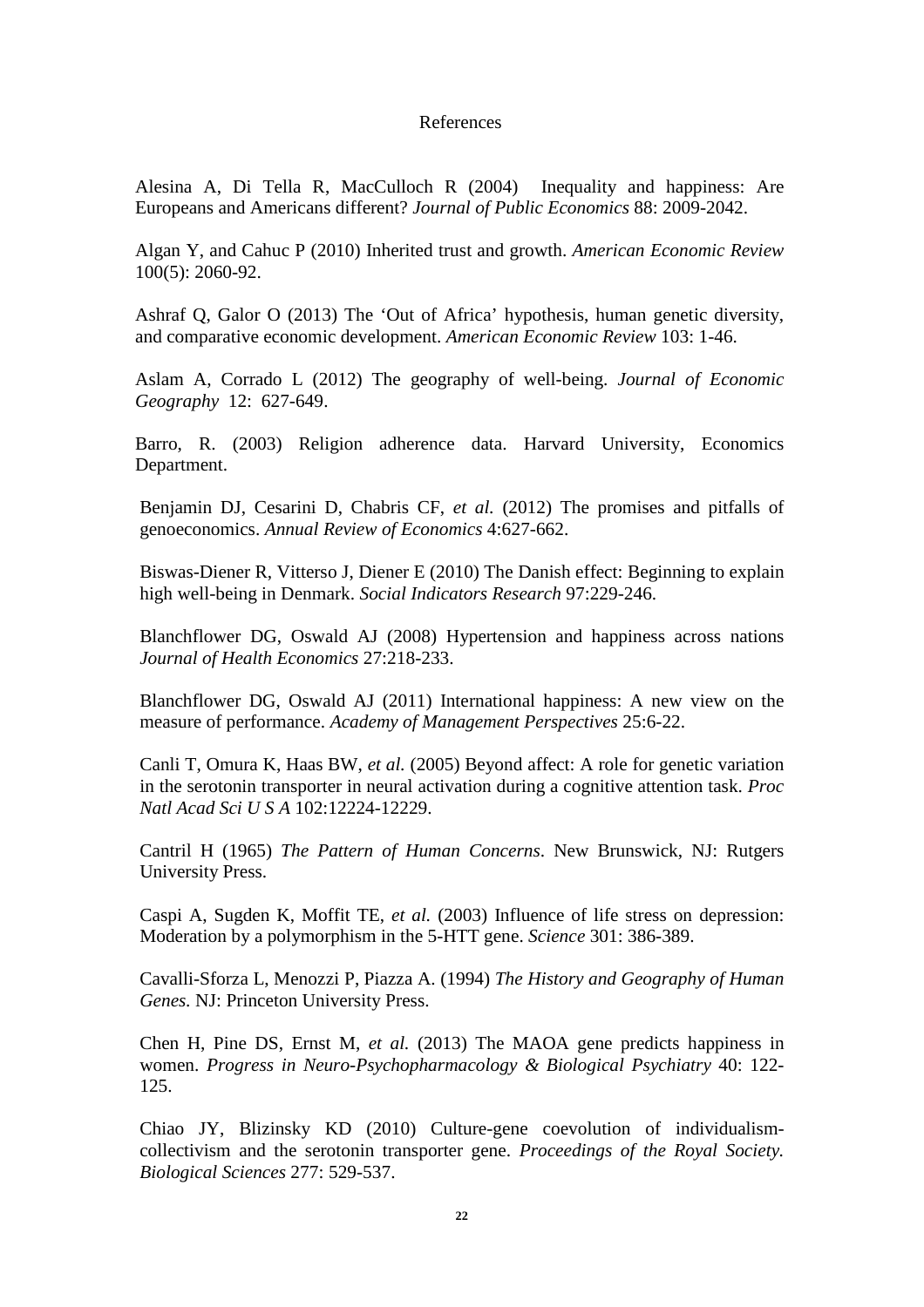# References

Alesina A, Di Tella R, MacCulloch R (2004) Inequality and happiness: Are Europeans and Americans different? *Journal of Public Economics* 88: 2009-2042.

Algan Y, and Cahuc P (2010) Inherited trust and growth. *American Economic Review* 100(5): 2060-92.

Ashraf Q, Galor O (2013) The 'Out of Africa' hypothesis, human genetic diversity, and comparative economic development. *American Economic Review* 103: 1-46.

Aslam A, Corrado L (2012) The geography of well-being. *Journal of Economic Geography* 12: 627-649.

Barro, R. (2003) Religion adherence data. Harvard University, Economics Department.

Benjamin DJ, Cesarini D, Chabris CF, *et al.* (2012) The promises and pitfalls of genoeconomics. *Annual Review of Economics* 4:627-662.

Biswas-Diener R, Vitterso J, Diener E (2010) The Danish effect: Beginning to explain high well-being in Denmark. *Social Indicators Research* 97:229-246.

Blanchflower DG, Oswald AJ (2008) Hypertension and happiness across nations *Journal of Health Economics* 27:218-233.

Blanchflower DG, Oswald AJ (2011) International happiness: A new view on the measure of performance. *Academy of Management Perspectives* 25:6-22.

Canli T, Omura K, Haas BW, *et al.* (2005) Beyond affect: A role for genetic variation in the serotonin transporter in neural activation during a cognitive attention task. *Proc Natl Acad Sci U S A* 102:12224-12229.

Cantril H (1965) *The Pattern of Human Concerns*. New Brunswick, NJ: Rutgers University Press.

Caspi A, Sugden K, Moffit TE, *et al.* (2003) Influence of life stress on depression: Moderation by a polymorphism in the 5-HTT gene. *Science* 301: 386-389.

Cavalli-Sforza L, Menozzi P, Piazza A. (1994) *The History and Geography of Human Genes.* NJ: Princeton University Press.

Chen H, Pine DS, Ernst M, *et al.* (2013) The MAOA gene predicts happiness in women. *Progress in Neuro-Psychopharmacology & Biological Psychiatry* 40: 122-125.

Chiao JY, Blizinsky KD (2010) Culture-gene coevolution of individualism-collectivism and the serotonin transporter gene. *Proceedings of the Royal Society. Biological Sciences* 277: 529-537.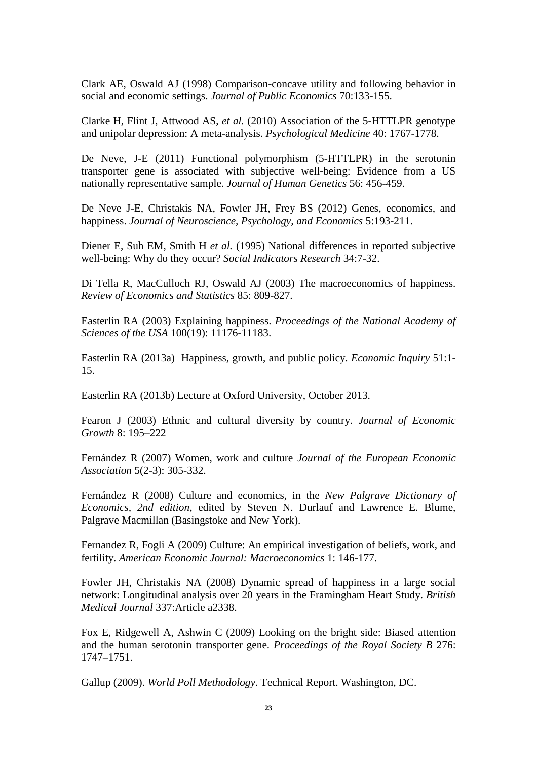Clark AE, Oswald AJ (1998) Comparison-concave utility and following behavior in social and economic settings. *Journal of Public Economics* 70:133-155.

Clarke H, Flint J, Attwood AS, *et al.* (2010) Association of the 5-HTTLPR genotype and unipolar depression: A meta-analysis. *Psychological Medicine* 40: 1767-1778.

De Neve, J-E (2011) Functional polymorphism (5-HTTLPR) in the serotonin transporter gene is associated with subjective well-being: Evidence from a US nationally representative sample. *Journal of Human Genetics* 56: 456-459.

De Neve J-E, Christakis NA, Fowler JH, Frey BS (2012) Genes, economics, and happiness. *Journal of Neuroscience, Psychology, and Economics* 5:193-211.

Diener E, Suh EM, Smith H *et al.* (1995) National differences in reported subjective well-being: Why do they occur? *Social Indicators Research* 34:7-32.

Di Tella R, MacCulloch RJ, Oswald AJ (2003) The macroeconomics of happiness. *Review of Economics and Statistics* 85: 809-827.

Easterlin RA (2003) Explaining happiness. *Proceedings of the National Academy of Sciences of the USA* 100(19): 11176-11183.

Easterlin RA (2013a) Happiness, growth, and public policy. *Economic Inquiry* 51:1-15.

Easterlin RA (2013b) Lecture at Oxford University, October 2013.

Fearon J (2003) Ethnic and cultural diversity by country. *Journal of Economic Growth* 8: 195–222

Fernández R (2007) Women, work and culture *Journal of the European Economic Association* 5(2-3): 305-332.

Fernández R (2008) Culture and economics, in the *New Palgrave Dictionary of Economics*, *2nd edition*, edited by Steven N. Durlauf and Lawrence E. Blume, Palgrave Macmillan (Basingstoke and New York).

Fernandez R, Fogli A (2009) Culture: An empirical investigation of beliefs, work, and fertility. *American Economic Journal: Macroeconomics* 1: 146-177.

Fowler JH, Christakis NA (2008) Dynamic spread of happiness in a large social network: Longitudinal analysis over 20 years in the Framingham Heart Study. *British Medical Journal* 337:Article a2338.

Fox E, Ridgewell A, Ashwin C (2009) Looking on the bright side: Biased attention and the human serotonin transporter gene. *Proceedings of the Royal Society B* 276: 1747–1751.

Gallup (2009). *World Poll Methodology*. Technical Report. Washington, DC.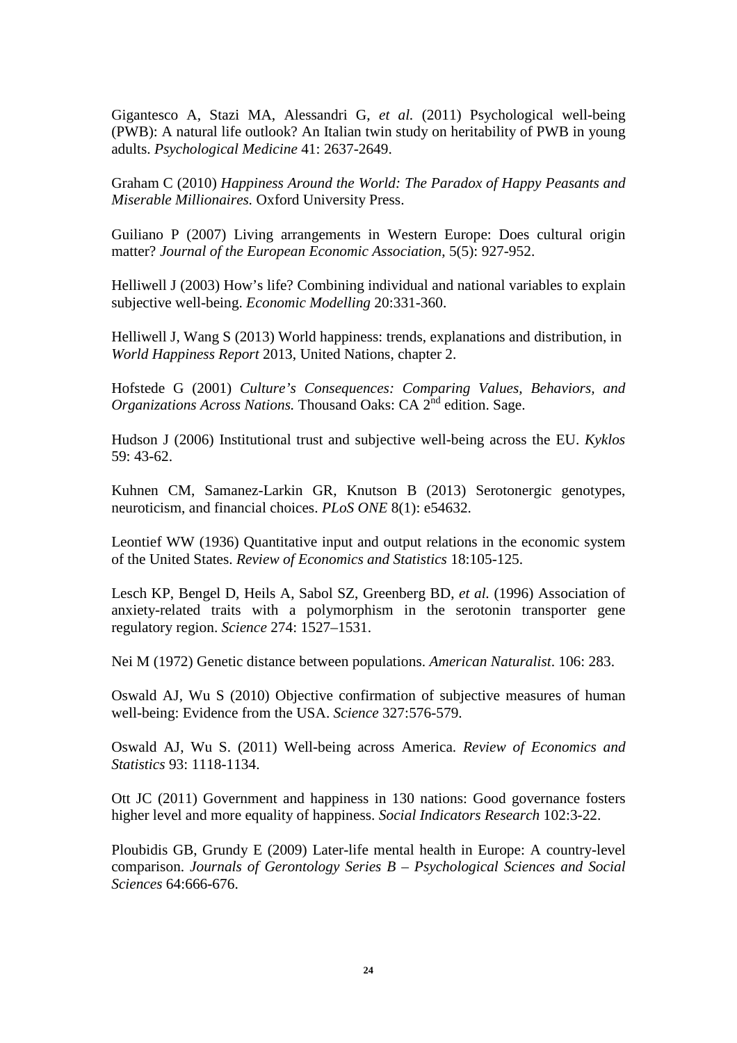Gigantesco A, Stazi MA, Alessandri G, *et al.* (2011) Psychological well-being (PWB): A natural life outlook? An Italian twin study on heritability of PWB in young adults. *Psychological Medicine* 41: 2637-2649.

Graham C (2010) *Happiness Around the World: The Paradox of Happy Peasants and Miserable Millionaires.* Oxford University Press.

Guiliano P (2007) Living arrangements in Western Europe: Does cultural origin matter? *Journal of the European Economic Association*, 5(5): 927-952.

Helliwell J (2003) How's life? Combining individual and national variables to explain subjective well-being. *Economic Modelling* 20:331-360.

Helliwell J, Wang S (2013) World happiness: trends, explanations and distribution, in *World Happiness Report* 2013, United Nations, chapter 2.

Hofstede G (2001) *Culture's Consequences: Comparing Values, Behaviors, and Organizations Across Nations.* Thousand Oaks: CA 2nd edition. Sage.

Hudson J (2006) Institutional trust and subjective well-being across the EU. *Kyklos* 59: 43-62.

Kuhnen CM, Samanez-Larkin GR, Knutson B (2013) Serotonergic genotypes, neuroticism, and financial choices. *PLoS ONE* 8(1): e54632.

Leontief WW (1936) Quantitative input and output relations in the economic system of the United States. *Review of Economics and Statistics* 18:105-125.

Lesch KP, Bengel D, Heils A, Sabol SZ, Greenberg BD, *et al.* (1996) Association of anxiety-related traits with a polymorphism in the serotonin transporter gene regulatory region. *Science* 274: 1527–1531.

Nei M (1972) Genetic distance between populations. *American Naturalist*. 106: 283.

Oswald AJ, Wu S (2010) Objective confirmation of subjective measures of human well-being: Evidence from the USA. *Science* 327:576-579.

Oswald AJ, Wu S. (2011) Well-being across America. *Review of Economics and Statistics* 93: 1118-1134.

Ott JC (2011) Government and happiness in 130 nations: Good governance fosters higher level and more equality of happiness. *Social Indicators Research* 102:3-22.

Ploubidis GB, Grundy E (2009) Later-life mental health in Europe: A country-level comparison. *Journals of Gerontology Series B – Psychological Sciences and Social Sciences* 64:666-676.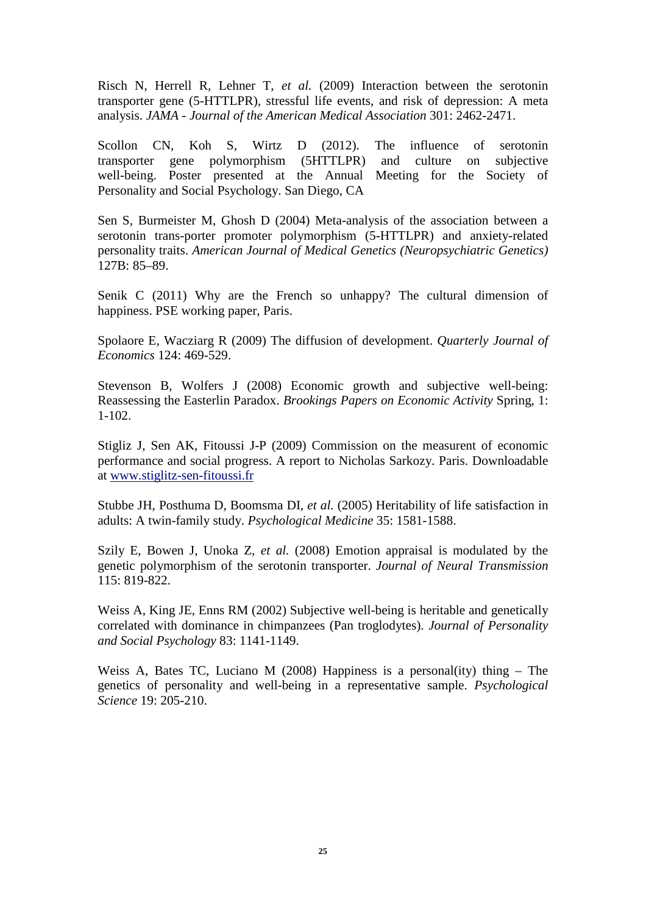Risch N, Herrell R, Lehner T, *et al.* (2009) Interaction between the serotonin transporter gene (5-HTTLPR), stressful life events, and risk of depression: A meta analysis. *JAMA - Journal of the American Medical Association* 301: 2462-2471.

Scollon CN, Koh S, Wirtz D (2012). The influence of serotonin transporter gene polymorphism (5HTTLPR) and culture on subjective well-being. Poster presented at the Annual Meeting for the Society of Personality and Social Psychology. San Diego, CA

Sen S, Burmeister M, Ghosh D (2004) Meta-analysis of the association between a serotonin trans-porter promoter polymorphism (5-HTTLPR) and anxiety-related personality traits. *American Journal of Medical Genetics (Neuropsychiatric Genetics)* 127B: 85–89.

Senik C (2011) Why are the French so unhappy? The cultural dimension of happiness. PSE working paper, Paris.

Spolaore E, Wacziarg R (2009) The diffusion of development. *Quarterly Journal of Economics* 124: 469-529.

Stevenson B, Wolfers J (2008) Economic growth and subjective well-being: Reassessing the Easterlin Paradox. *Brookings Papers on Economic Activity* Spring, 1: 1-102.

Stigliz J, Sen AK, Fitoussi J-P (2009) Commission on the measurent of economic performance and social progress. A report to Nicholas Sarkozy. Paris. Downloadable at www.stiglitz-sen-fitoussi.fr

Stubbe JH, Posthuma D, Boomsma DI, *et al.* (2005) Heritability of life satisfaction in adults: A twin-family study. *Psychological Medicine* 35: 1581-1588.

Szily E, Bowen J, Unoka Z, *et al.* (2008) Emotion appraisal is modulated by the genetic polymorphism of the serotonin transporter. *Journal of Neural Transmission* 115: 819-822.

Weiss A, King JE, Enns RM (2002) Subjective well-being is heritable and genetically correlated with dominance in chimpanzees (Pan troglodytes). *Journal of Personality and Social Psychology* 83: 1141-1149.

Weiss A, Bates TC, Luciano M (2008) Happiness is a personal(ity) thing – The genetics of personality and well-being in a representative sample. *Psychological Science* 19: 205-210.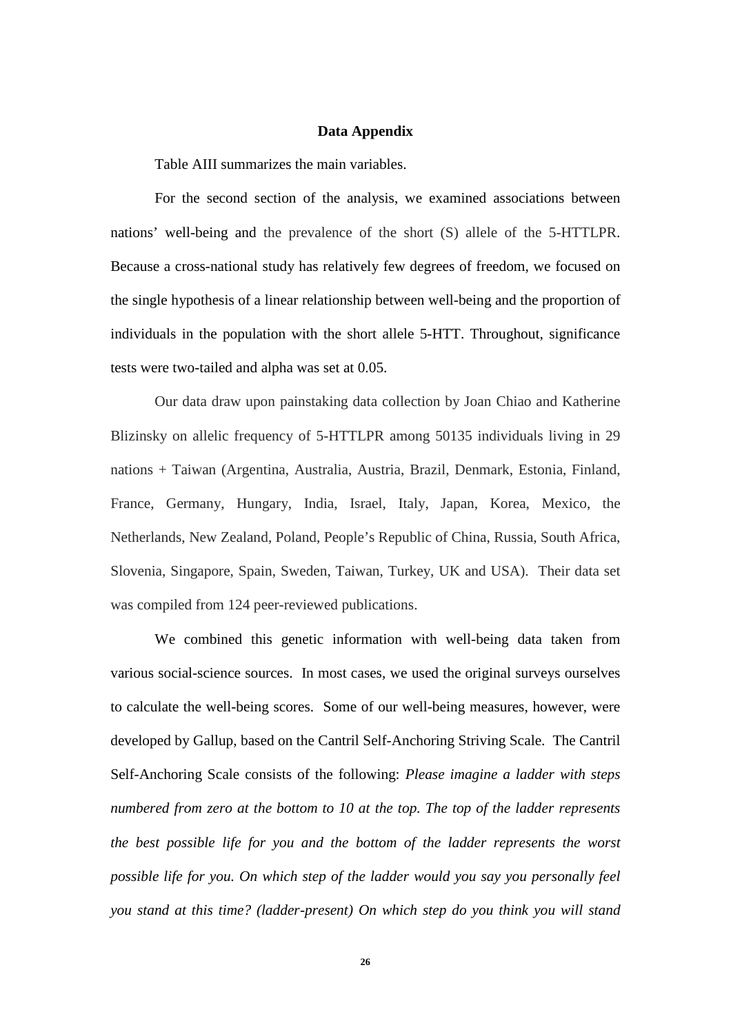## Data Appendix

Table AIII summarizes the main variables.

For the second section of the analysis, we examined associations between nations' well-being and the prevalence of the short (S) allele of the 5-HTTLPR. Because a cross-national study has relatively few degrees of freedom, we focused on the single hypothesis of a linear relationship between well-being and the proportion of individuals in the population with the short allele 5-HTT. Throughout, significance tests were two-tailed and alpha was set at 0.05.

Our data draw upon painstaking data collection by Joan Chiao and Katherine Blizinsky on allelic frequency of 5-HTTLPR among 50135 individuals living in 29 nations + Taiwan (Argentina, Australia, Austria, Brazil, Denmark, Estonia, Finland, France, Germany, Hungary, India, Israel, Italy, Japan, Korea, Mexico, the Netherlands, New Zealand, Poland, People's Republic of China, Russia, South Africa, Slovenia, Singapore, Spain, Sweden, Taiwan, Turkey, UK and USA). Their data set was compiled from 124 peer-reviewed publications.

We combined this genetic information with well-being data taken from various social-science sources. In most cases, we used the original surveys ourselves to calculate the well-being scores. Some of our well-being measures, however, were developed by Gallup, based on the Cantril Self-Anchoring Striving Scale. The Cantril Self-Anchoring Scale consists of the following: *Please imagine a ladder with steps numbered from zero at the bottom to 10 at the top. The top of the ladder represents the best possible life for you and the bottom of the ladder represents the worst possible life for you. On which step of the ladder would you say you personally feel you stand at this time? (ladder-present) On which step do you think you will stand*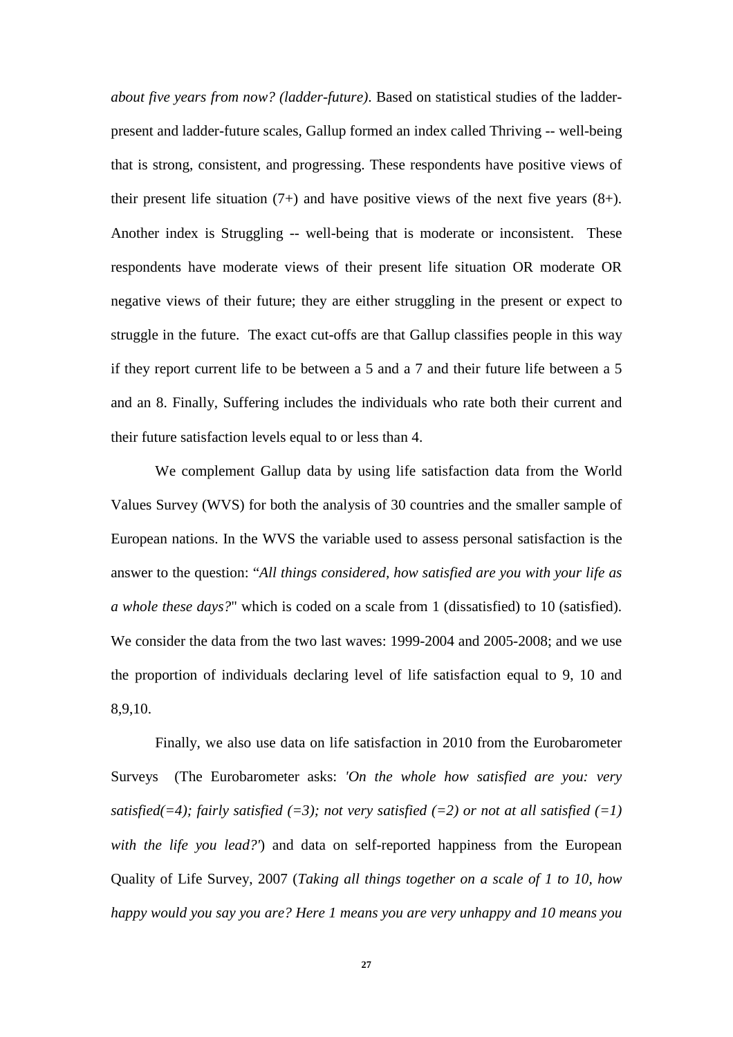*about five years from now? (ladder-future)*. Based on statistical studies of the ladder-present and ladder-future scales, Gallup formed an index called Thriving -- well-being that is strong, consistent, and progressing. These respondents have positive views of their present life situation (7+) and have positive views of the next five years (8+). Another index is Struggling -- well-being that is moderate or inconsistent. These respondents have moderate views of their present life situation OR moderate OR negative views of their future; they are either struggling in the present or expect to struggle in the future. The exact cut-offs are that Gallup classifies people in this way if they report current life to be between a 5 and a 7 and their future life between a 5 and an 8. Finally, Suffering includes the individuals who rate both their current and their future satisfaction levels equal to or less than 4.

We complement Gallup data by using life satisfaction data from the World Values Survey (WVS) for both the analysis of 30 countries and the smaller sample of European nations. In the WVS the variable used to assess personal satisfaction is the answer to the question: "*All things considered, how satisfied are you with your life as a whole these days?*" which is coded on a scale from 1 (dissatisfied) to 10 (satisfied). We consider the data from the two last waves: 1999-2004 and 2005-2008; and we use the proportion of individuals declaring level of life satisfaction equal to 9, 10 and 8,9,10.

Finally, we also use data on life satisfaction in 2010 from the Eurobarometer Surveys (The Eurobarometer asks: *'On the whole how satisfied are you: very satisfied(=4); fairly satisfied (=3); not very satisfied (=2) or not at all satisfied (=1) with the life you lead?'*) and data on self-reported happiness from the European Quality of Life Survey, 2007 (*Taking all things together on a scale of 1 to 10, how happy would you say you are? Here 1 means you are very unhappy and 10 means you*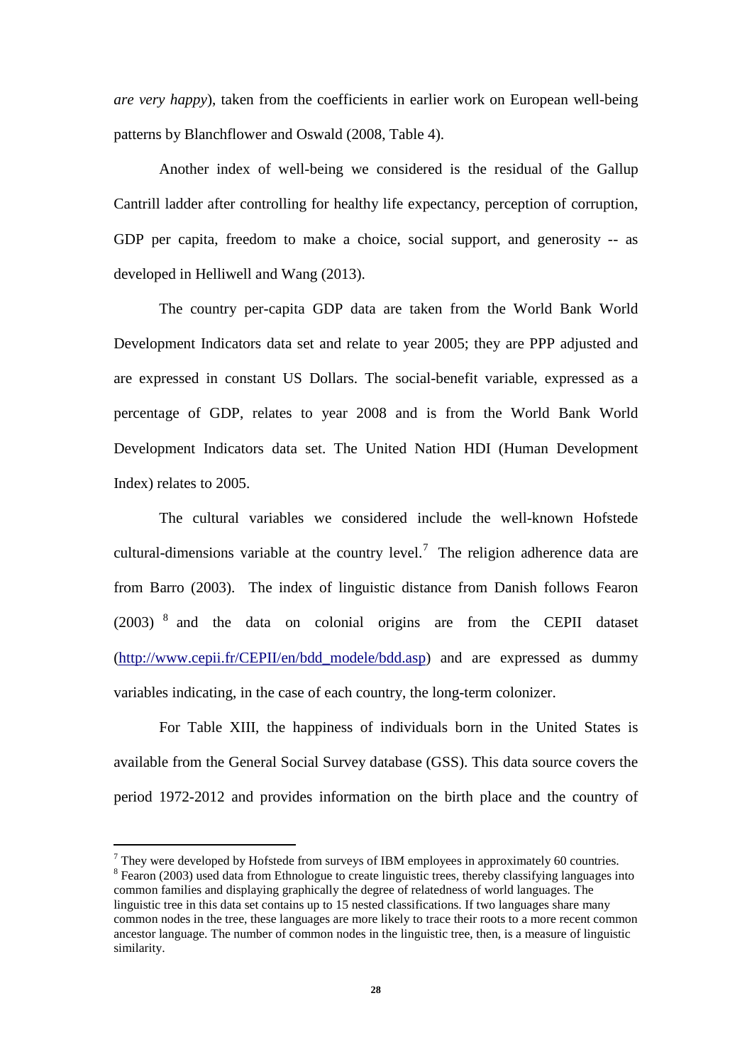*are very happy*), taken from the coefficients in earlier work on European well-being patterns by Blanchflower and Oswald (2008, Table 4).

Another index of well-being we considered is the residual of the Gallup Cantrill ladder after controlling for healthy life expectancy, perception of corruption, GDP per capita, freedom to make a choice, social support, and generosity -- as developed in Helliwell and Wang (2013).

The country per-capita GDP data are taken from the World Bank World Development Indicators data set and relate to year 2005; they are PPP adjusted and are expressed in constant US Dollars. The social-benefit variable, expressed as a percentage of GDP, relates to year 2008 and is from the World Bank World Development Indicators data set. The United Nation HDI (Human Development Index) relates to 2005.

The cultural variables we considered include the well-known Hofstede cultural-dimensions variable at the country level.[7] The religion adherence data are from Barro (2003). The index of linguistic distance from Danish follows Fearon (2003) [8] and the data on colonial origins are from the CEPII dataset (http://www.cepii.fr/CEPII/en/bdd_modele/bdd.asp) and are expressed as dummy variables indicating, in the case of each country, the long-term colonizer.

For Table XIII, the happiness of individuals born in the United States is available from the General Social Survey database (GSS). This data source covers the period 1972-2012 and provides information on the birth place and the country of

[7] They were developed by Hofstede from surveys of IBM employees in approximately 60 countries.

[8] Fearon (2003) used data from Ethnologue to create linguistic trees, thereby classifying languages into common families and displaying graphically the degree of relatedness of world languages. The linguistic tree in this data set contains up to 15 nested classifications. If two languages share many common nodes in the tree, these languages are more likely to trace their roots to a more recent common ancestor language. The number of common nodes in the linguistic tree, then, is a measure of linguistic similarity.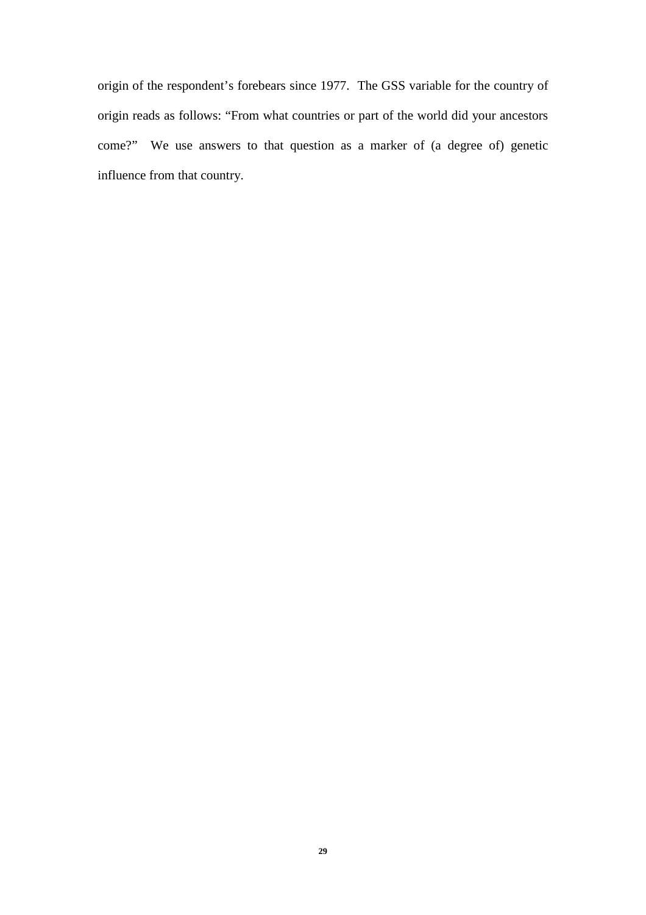origin of the respondent's forebears since 1977. The GSS variable for the country of origin reads as follows: "From what countries or part of the world did your ancestors come?" We use answers to that question as a marker of (a degree of) genetic influence from that country.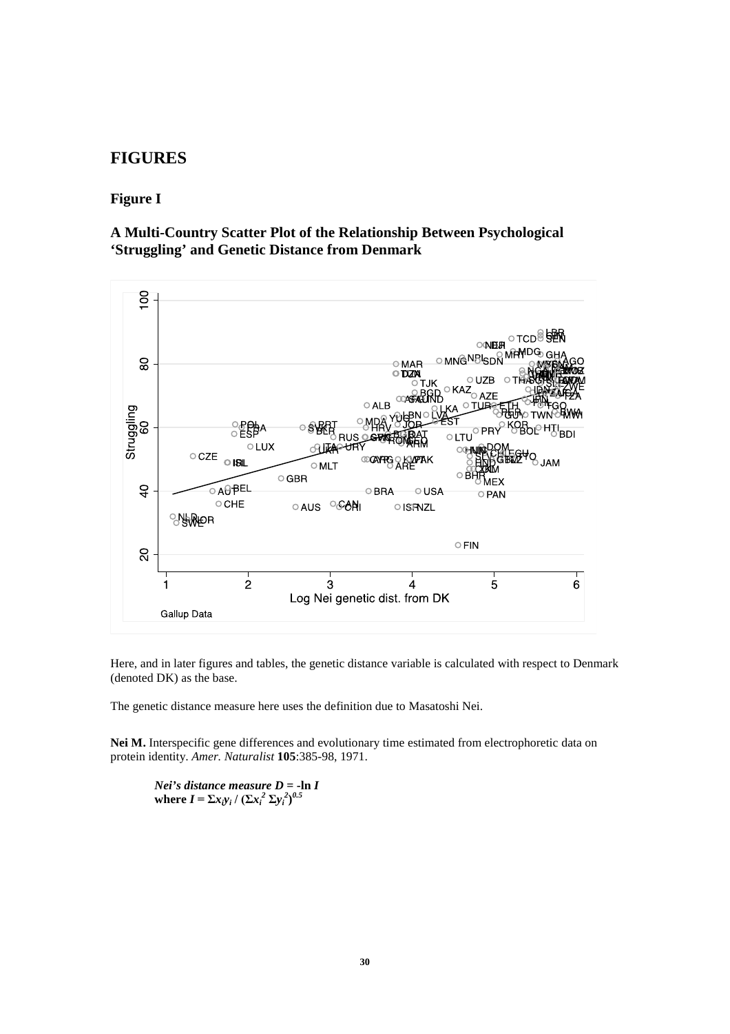# FIGURES

## Figure I

### A Multi-Country Scatter Plot of the Relationship Between Psychological 'Struggling' and Genetic Distance from Denmark

Struggling

20
40
60
80
100

1
2
3
4
5
6

Log Nei genetic dist. from DK

Gallup Data

Here, and in later figures and tables, the genetic distance variable is calculated with respect to Denmark (denoted DK) as the base.

The genetic distance measure here uses the definition due to Masatoshi Nei.

**Nei M.** Interspecific gene differences and evolutionary time estimated from electrophoretic data on protein identity. *Amer. Naturalist* **105**:385-98, 1971.

***Nei's distance measure*** $D = -\ln I$
**where** $I = \Sigma x_i y_i / (\Sigma x_i^2 \, \Sigma y_i^2)^{0.5}$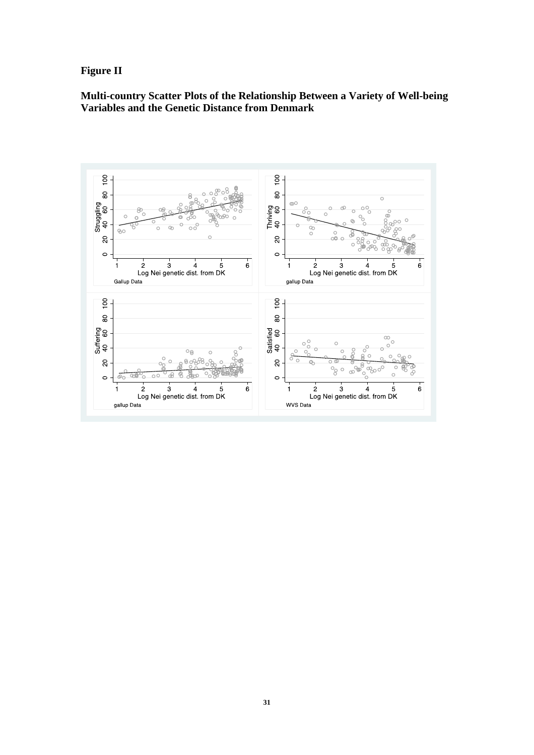# Figure II

## Multi-country Scatter Plots of the Relationship Between a Variety of Well-being Variables and the Genetic Distance from Denmark

Struggling
0 20 40 60 80 100
1 2 3 4 5 6
Log Nei genetic dist. from DK
Gallup Data

Thriving
0 20 40 60 80 100
1 2 3 4 5 6
Log Nei genetic dist. from DK
gallup Data

Suffering
0 20 40 60 80 100
1 2 3 4 5 6
Log Nei genetic dist. from DK
gallup Data

Satisfied
0 20 40 60 80 100
1 2 3 4 5 6
Log Nei genetic dist. from DK
WVS Data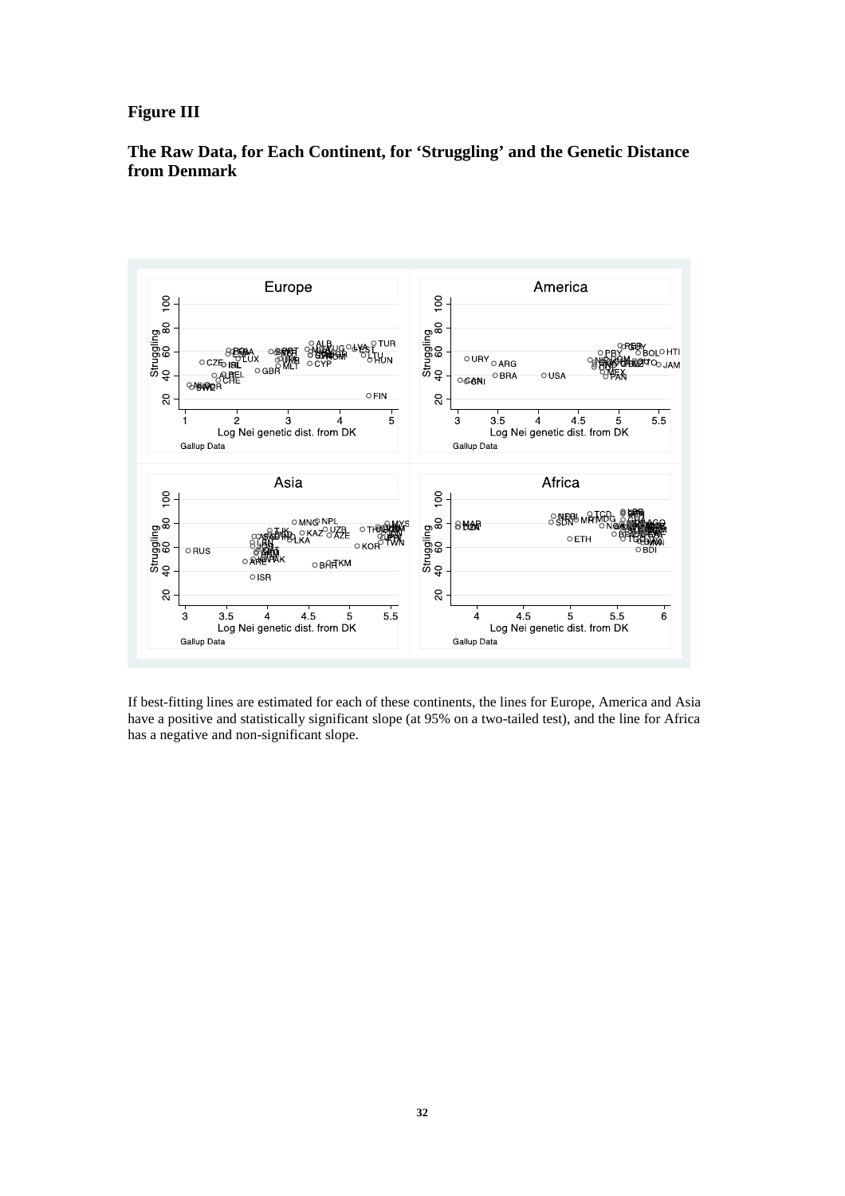**Figure III**

**The Raw Data, for Each Continent, for 'Struggling' and the Genetic Distance from Denmark**

Europe

Struggling

20 40 60 80 100

1 2 3 4 5

Log Nei genetic dist. from DK

Gallup Data

America

Struggling

20 40 60 80 100

3 3.5 4 4.5 5 5.5

Log Nei genetic dist. from DK

Gallup Data

Asia

Struggling

20 40 60 80 100

3 3.5 4 4.5 5 5.5

Log Nei genetic dist. from DK

Gallup Data

Africa

Struggling

20 40 60 80 100

4 4.5 5 5.5 6

Log Nei genetic dist. from DK

Gallup Data

If best-fitting lines are estimated for each of these continents, the lines for Europe, America and Asia have a positive and statistically significant slope (at 95% on a two-tailed test), and the line for Africa has a negative and non-significant slope.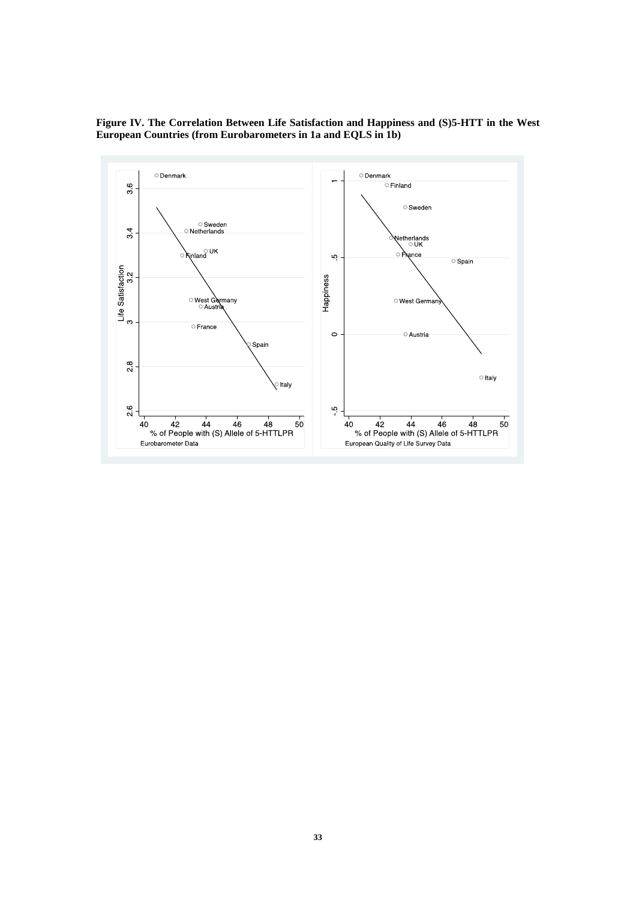**Figure IV. The Correlation Between Life Satisfaction and Happiness and (S)5-HTT in the West European Countries (from Eurobarometers in 1a and EQLS in 1b)**

Life Satisfaction

3.6

3.4

3.2

3

2.8

2.6

Denmark

Sweden

Netherlands

UK

Finland

West Germany

Austria

France

Spain

Italy

40 42 44 46 48 50

% of People with (S) Allele of 5-HTTLPR

Eurobarometer Data

Happiness

1

.5

0

-.5

Denmark

Finland

Sweden

Netherlands

UK

France

Spain

West Germany

Austria

Italy

40 42 44 46 48 50

% of People with (S) Allele of 5-HTTLPR

European Quality of Life Survey Data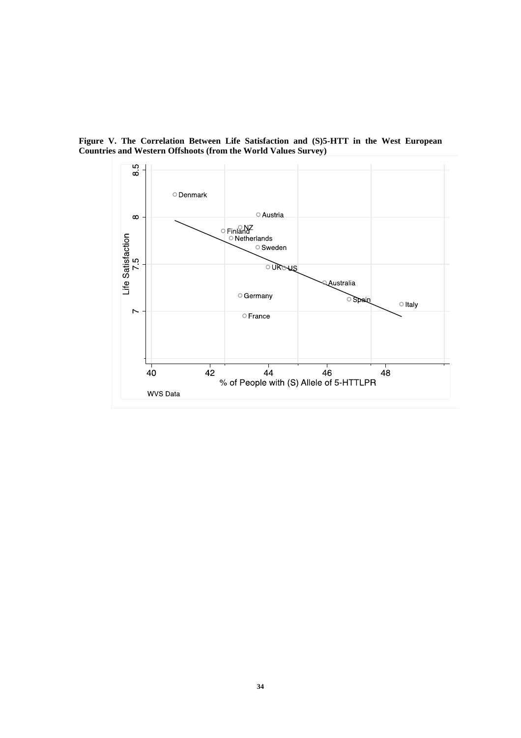**Figure V. The Correlation Between Life Satisfaction and (S)5-HTT in the West European Countries and Western Offshoots (from the World Values Survey)**

Life Satisfaction

8.5

8

7.5

7

Denmark

Austria

NZ

Finland

Netherlands

Sweden

UK

US

Australia

Germany

Spain

Italy

France

40

42

44

46

48

% of People with (S) Allele of 5-HTTLPR

WVS Data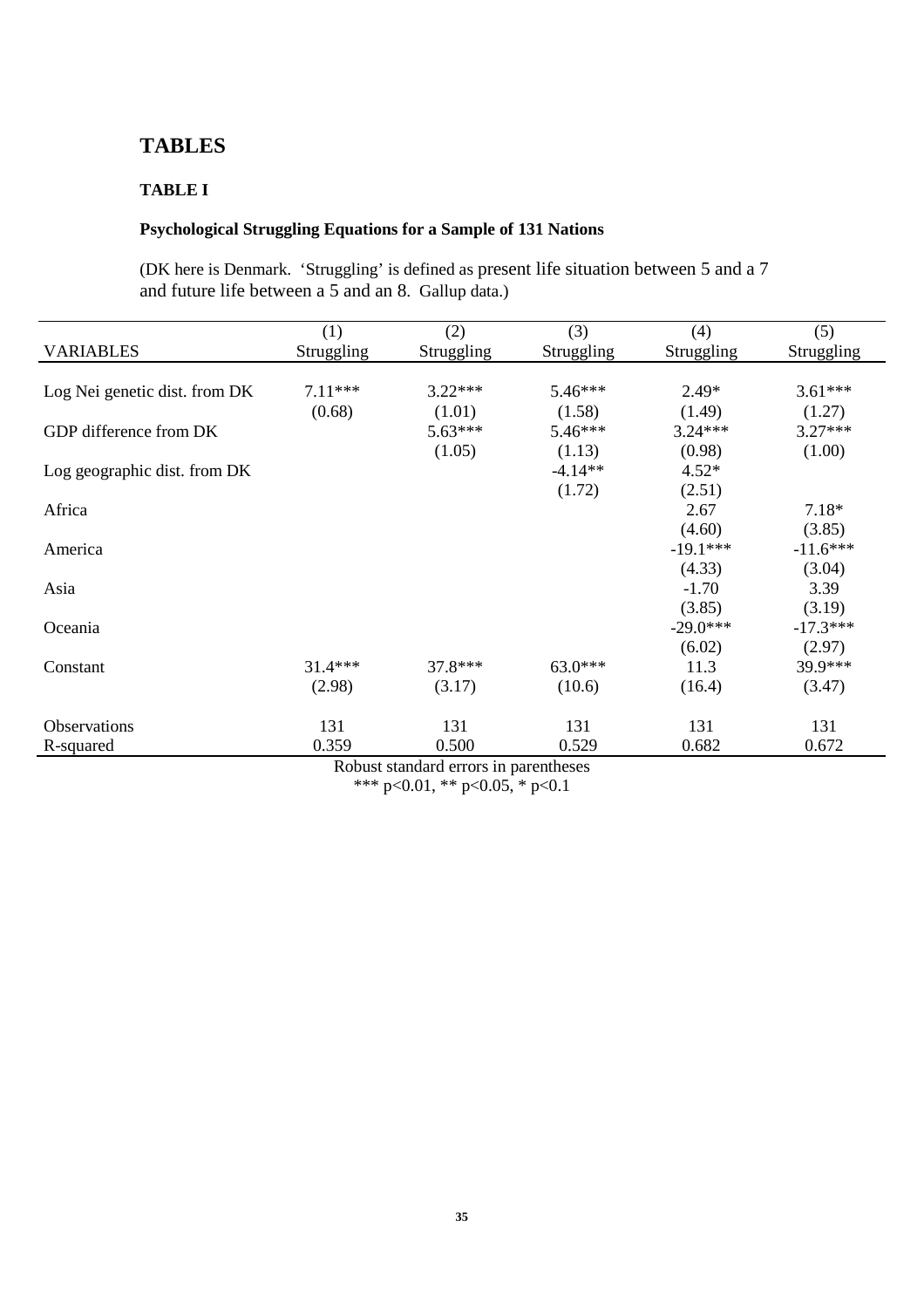# TABLES

## TABLE I

### Psychological Struggling Equations for a Sample of 131 Nations

(DK here is Denmark. 'Struggling' is defined as present life situation between 5 and a 7 and future life between a 5 and an 8. Gallup data.)

| VARIABLES | (1) Struggling | (2) Struggling | (3) Struggling | (4) Struggling | (5) Struggling |
|---|---|---|---|---|---|
| Log Nei genetic dist. from DK | 7.11*** | 3.22*** | 5.46*** | 2.49* | 3.61*** |
| | (0.68) | (1.01) | (1.58) | (1.49) | (1.27) |
| GDP difference from DK | | 5.63*** | 5.46*** | 3.24*** | 3.27*** |
| | | (1.05) | (1.13) | (0.98) | (1.00) |
| Log geographic dist. from DK | | | -4.14** | 4.52* | |
| | | | (1.72) | (2.51) | |
| Africa | | | | 2.67 | 7.18* |
| | | | | (4.60) | (3.85) |
| America | | | | -19.1*** | -11.6*** |
| | | | | (4.33) | (3.04) |
| Asia | | | | -1.70 | 3.39 |
| | | | | (3.85) | (3.19) |
| Oceania | | | | -29.0*** | -17.3*** |
| | | | | (6.02) | (2.97) |
| Constant | 31.4*** | 37.8*** | 63.0*** | 11.3 | 39.9*** |
| | (2.98) | (3.17) | (10.6) | (16.4) | (3.47) |
| Observations | 131 | 131 | 131 | 131 | 131 |
| R-squared | 0.359 | 0.500 | 0.529 | 0.682 | 0.672 |

Robust standard errors in parentheses

*** $p<0.01$, ** $p<0.05$, * $p<0.1$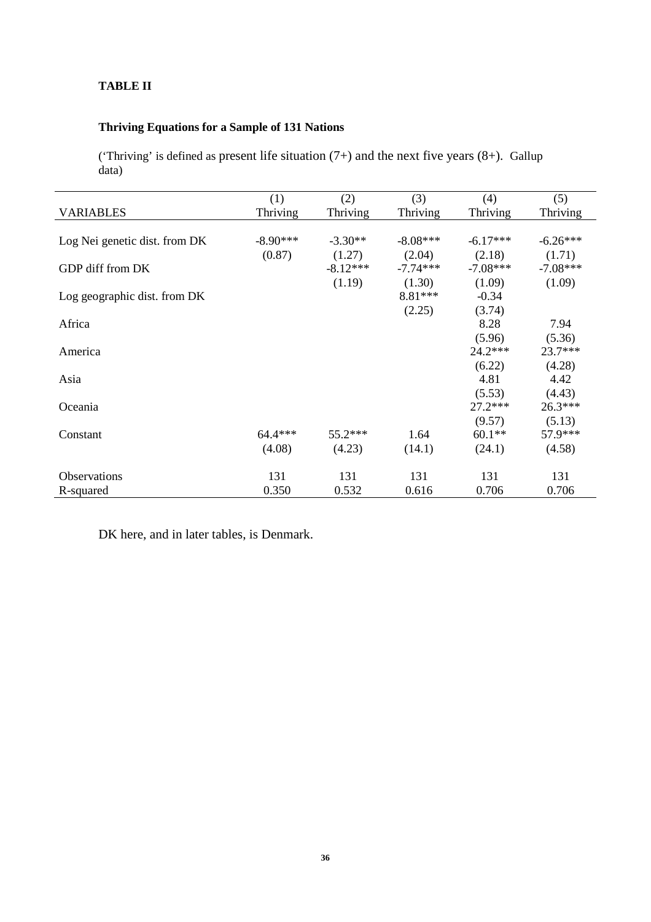**TABLE II**

**Thriving Equations for a Sample of 131 Nations**

('Thriving' is defined as present life situation (7+) and the next five years (8+). Gallup data)

| VARIABLES | (1) Thriving | (2) Thriving | (3) Thriving | (4) Thriving | (5) Thriving |
|---|---|---|---|---|---|
| Log Nei genetic dist. from DK | -8.90*** | -3.30** | -8.08*** | -6.17*** | -6.26*** |
| | (0.87) | (1.27) | (2.04) | (2.18) | (1.71) |
| GDP diff from DK | | -8.12*** | -7.74*** | -7.08*** | -7.08*** |
| | | (1.19) | (1.30) | (1.09) | (1.09) |
| Log geographic dist. from DK | | | 8.81*** | -0.34 | |
| | | | (2.25) | (3.74) | |
| Africa | | | | 8.28 | 7.94 |
| | | | | (5.96) | (5.36) |
| America | | | | 24.2*** | 23.7*** |
| | | | | (6.22) | (4.28) |
| Asia | | | | 4.81 | 4.42 |
| | | | | (5.53) | (4.43) |
| Oceania | | | | 27.2*** | 26.3*** |
| | | | | (9.57) | (5.13) |
| Constant | 64.4*** | 55.2*** | 1.64 | 60.1** | 57.9*** |
| | (4.08) | (4.23) | (14.1) | (24.1) | (4.58) |
| Observations | 131 | 131 | 131 | 131 | 131 |
| R-squared | 0.350 | 0.532 | 0.616 | 0.706 | 0.706 |

DK here, and in later tables, is Denmark.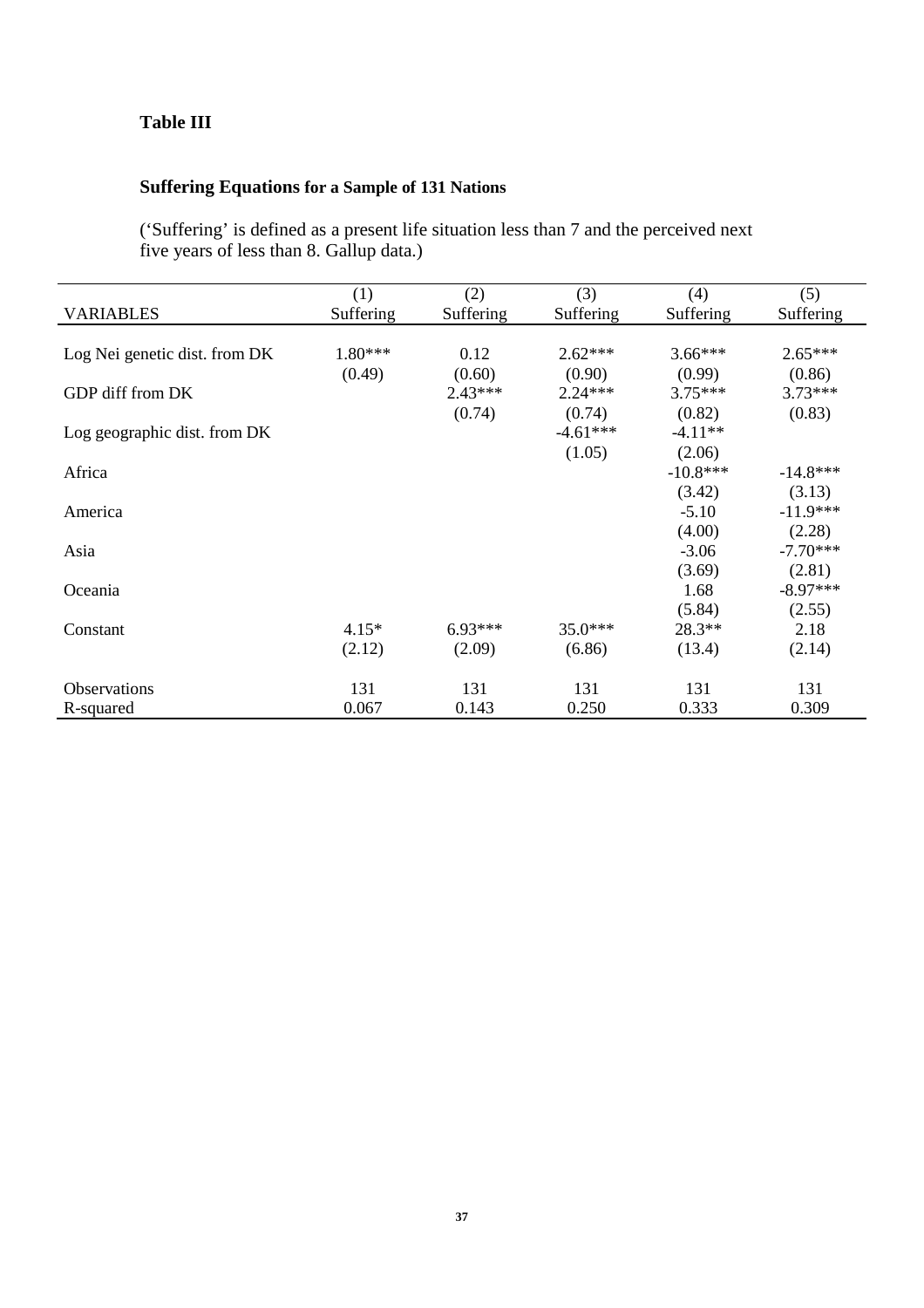**Table III**

**Suffering Equations for a Sample of 131 Nations**

('Suffering' is defined as a present life situation less than 7 and the perceived next five years of less than 8. Gallup data.)

| VARIABLES | (1) Suffering | (2) Suffering | (3) Suffering | (4) Suffering | (5) Suffering |
|---|---|---|---|---|---|
| Log Nei genetic dist. from DK | 1.80*** | 0.12 | 2.62*** | 3.66*** | 2.65*** |
| | (0.49) | (0.60) | (0.90) | (0.99) | (0.86) |
| GDP diff from DK | | 2.43*** | 2.24*** | 3.75*** | 3.73*** |
| | | (0.74) | (0.74) | (0.82) | (0.83) |
| Log geographic dist. from DK | | | -4.61*** | -4.11** | |
| | | | (1.05) | (2.06) | |
| Africa | | | | -10.8*** | -14.8*** |
| | | | | (3.42) | (3.13) |
| America | | | | -5.10 | -11.9*** |
| | | | | (4.00) | (2.28) |
| Asia | | | | -3.06 | -7.70*** |
| | | | | (3.69) | (2.81) |
| Oceania | | | | 1.68 | -8.97*** |
| | | | | (5.84) | (2.55) |
| Constant | 4.15* | 6.93*** | 35.0*** | 28.3** | 2.18 |
| | (2.12) | (2.09) | (6.86) | (13.4) | (2.14) |
| Observations | 131 | 131 | 131 | 131 | 131 |
| R-squared | 0.067 | 0.143 | 0.250 | 0.333 | 0.309 |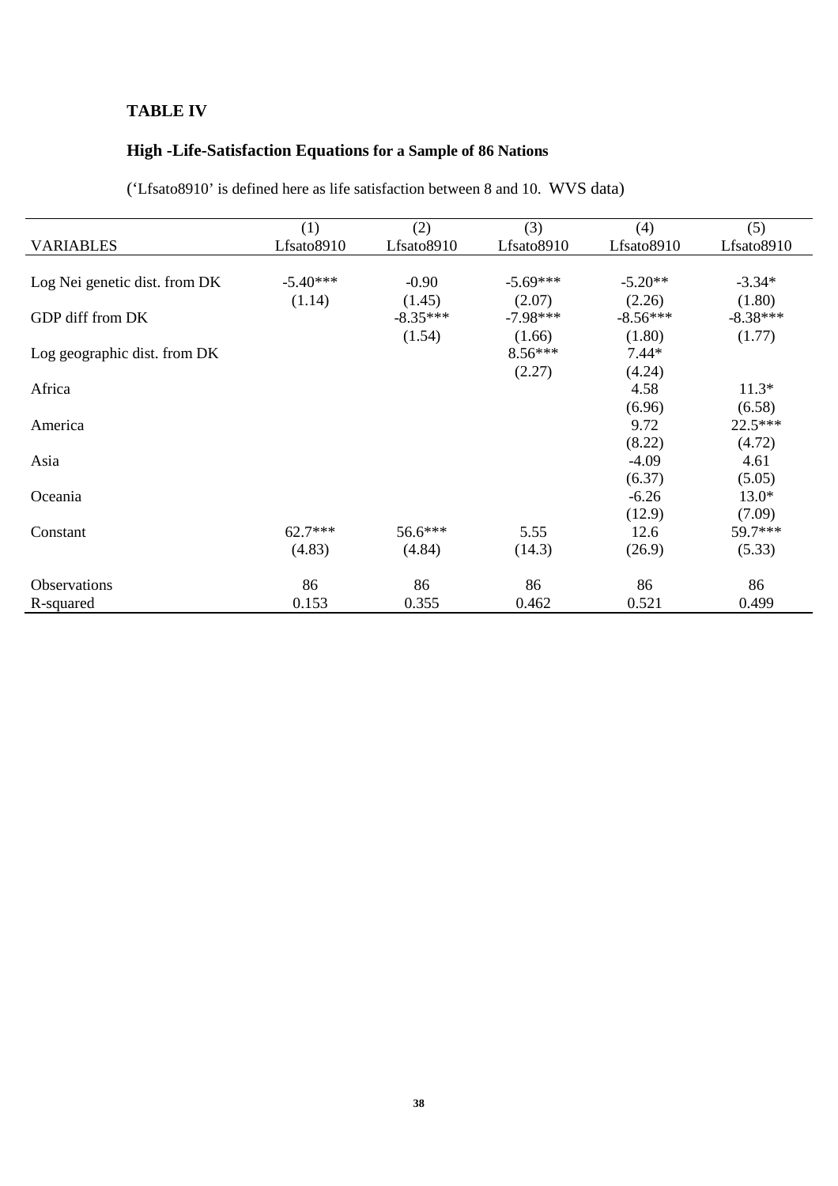# TABLE IV

## High -Life-Satisfaction Equations for a Sample of 86 Nations

('Lfsato8910' is defined here as life satisfaction between 8 and 10. WVS data)

| | (1) | (2) | (3) | (4) | (5) |
|---|---|---|---|---|---|
| VARIABLES | Lfsato8910 | Lfsato8910 | Lfsato8910 | Lfsato8910 | Lfsato8910 |
| Log Nei genetic dist. from DK | -5.40*** | -0.90 | -5.69*** | -5.20** | -3.34* |
| | (1.14) | (1.45) | (2.07) | (2.26) | (1.80) |
| GDP diff from DK | | -8.35*** | -7.98*** | -8.56*** | -8.38*** |
| | | (1.54) | (1.66) | (1.80) | (1.77) |
| Log geographic dist. from DK | | | 8.56*** | 7.44* | |
| | | | (2.27) | (4.24) | |
| Africa | | | | 4.58 | 11.3* |
| | | | | (6.96) | (6.58) |
| America | | | | 9.72 | 22.5*** |
| | | | | (8.22) | (4.72) |
| Asia | | | | -4.09 | 4.61 |
| | | | | (6.37) | (5.05) |
| Oceania | | | | -6.26 | 13.0* |
| | | | | (12.9) | (7.09) |
| Constant | 62.7*** | 56.6*** | 5.55 | 12.6 | 59.7*** |
| | (4.83) | (4.84) | (14.3) | (26.9) | (5.33) |
| Observations | 86 | 86 | 86 | 86 | 86 |
| R-squared | 0.153 | 0.355 | 0.462 | 0.521 | 0.499 |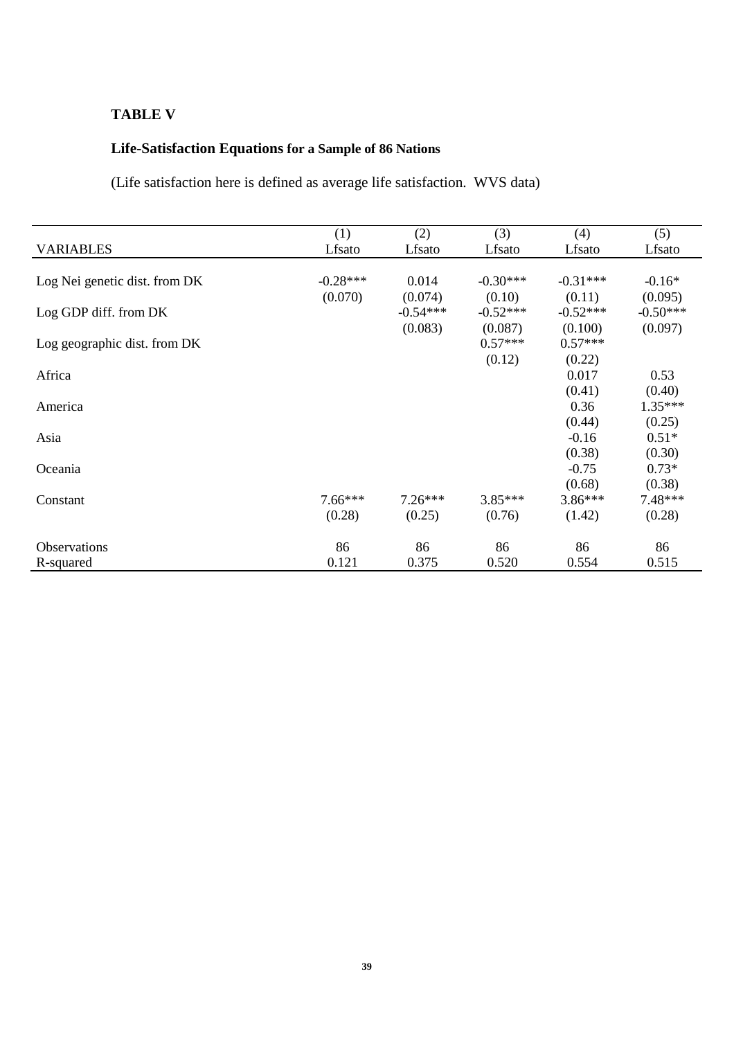**TABLE V**

**Life-Satisfaction Equations for a Sample of 86 Nations**

(Life satisfaction here is defined as average life satisfaction. WVS data)

| VARIABLES | (1) Lfsato | (2) Lfsato | (3) Lfsato | (4) Lfsato | (5) Lfsato |
|---|---|---|---|---|---|
| Log Nei genetic dist. from DK | -0.28*** | 0.014 | -0.30*** | -0.31*** | -0.16* |
| | (0.070) | (0.074) | (0.10) | (0.11) | (0.095) |
| Log GDP diff. from DK | | -0.54*** | -0.52*** | -0.52*** | -0.50*** |
| | | (0.083) | (0.087) | (0.100) | (0.097) |
| Log geographic dist. from DK | | | 0.57*** | 0.57*** | |
| | | | (0.12) | (0.22) | |
| Africa | | | | 0.017 | 0.53 |
| | | | | (0.41) | (0.40) |
| America | | | | 0.36 | 1.35*** |
| | | | | (0.44) | (0.25) |
| Asia | | | | -0.16 | 0.51* |
| | | | | (0.38) | (0.30) |
| Oceania | | | | -0.75 | 0.73* |
| | | | | (0.68) | (0.38) |
| Constant | 7.66*** | 7.26*** | 3.85*** | 3.86*** | 7.48*** |
| | (0.28) | (0.25) | (0.76) | (1.42) | (0.28) |
| Observations | 86 | 86 | 86 | 86 | 86 |
| R-squared | 0.121 | 0.375 | 0.520 | 0.554 | 0.515 |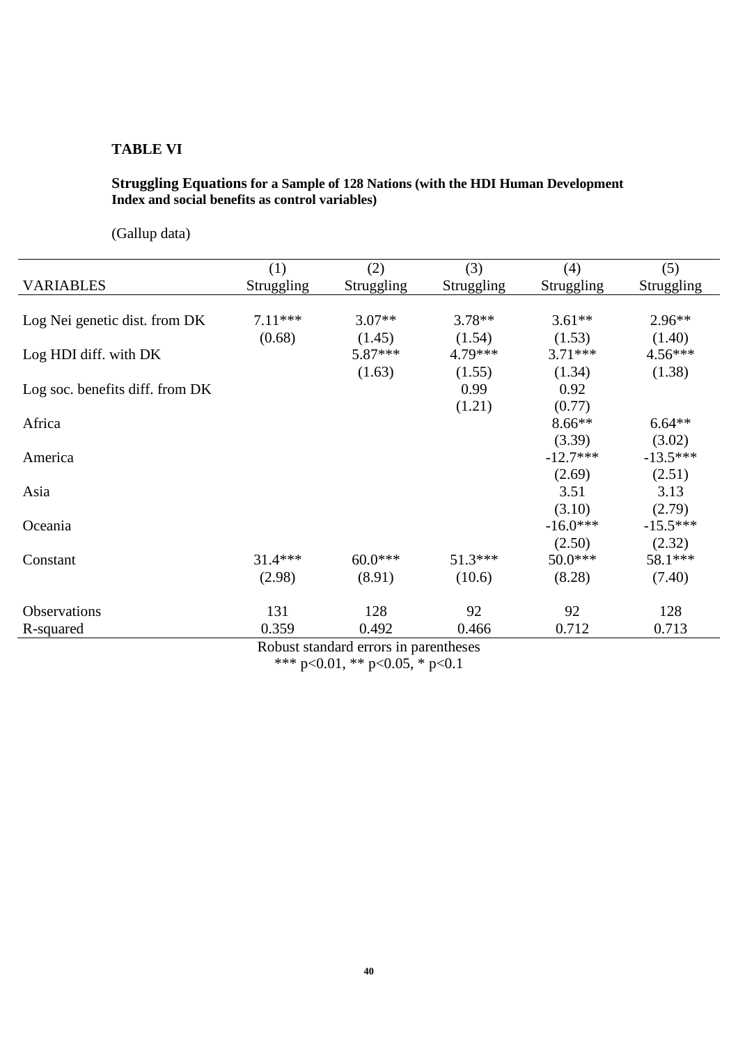**TABLE VI**

**Struggling Equations for a Sample of 128 Nations (with the HDI Human Development Index and social benefits as control variables)**

(Gallup data)

| VARIABLES | (1) Struggling | (2) Struggling | (3) Struggling | (4) Struggling | (5) Struggling |
|---|---|---|---|---|---|
| Log Nei genetic dist. from DK | 7.11*** | 3.07** | 3.78** | 3.61** | 2.96** |
| | (0.68) | (1.45) | (1.54) | (1.53) | (1.40) |
| Log HDI diff. with DK | | 5.87*** | 4.79*** | 3.71*** | 4.56*** |
| | | (1.63) | (1.55) | (1.34) | (1.38) |
| Log soc. benefits diff. from DK | | | 0.99 | 0.92 | |
| | | | (1.21) | (0.77) | |
| Africa | | | | 8.66** | 6.64** |
| | | | | (3.39) | (3.02) |
| America | | | | -12.7*** | -13.5*** |
| | | | | (2.69) | (2.51) |
| Asia | | | | 3.51 | 3.13 |
| | | | | (3.10) | (2.79) |
| Oceania | | | | -16.0*** | -15.5*** |
| | | | | (2.50) | (2.32) |
| Constant | 31.4*** | 60.0*** | 51.3*** | 50.0*** | 58.1*** |
| | (2.98) | (8.91) | (10.6) | (8.28) | (7.40) |
| Observations | 131 | 128 | 92 | 92 | 128 |
| R-squared | 0.359 | 0.492 | 0.466 | 0.712 | 0.713 |

Robust standard errors in parentheses
*** p<0.01, ** p<0.05, * p<0.1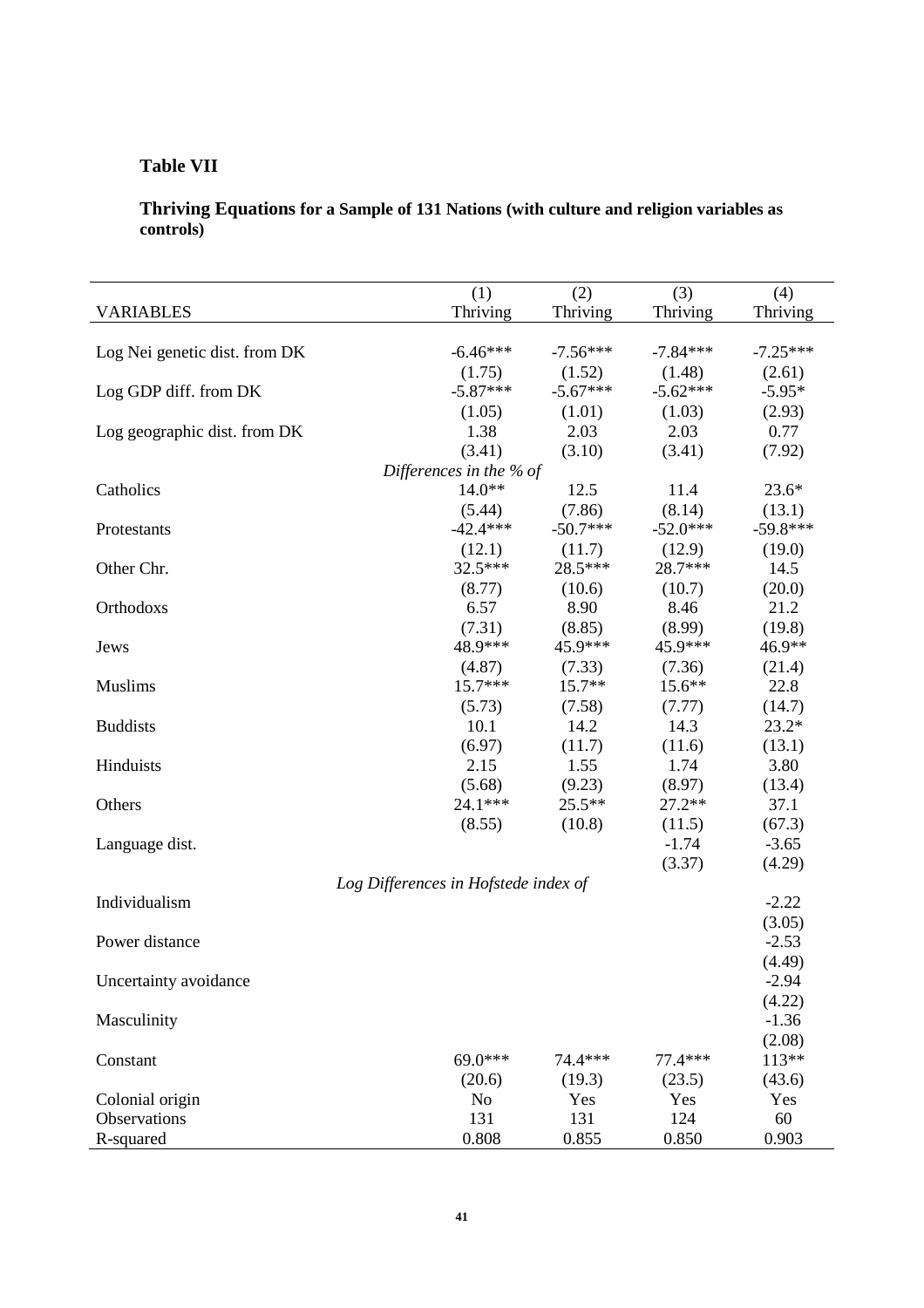## Table VII

**Thriving Equations for a Sample of 131 Nations (with culture and religion variables as controls)**

| VARIABLES | (1) Thriving | (2) Thriving | (3) Thriving | (4) Thriving |
|---|---|---|---|---|
| Log Nei genetic dist. from DK | -6.46*** | -7.56*** | -7.84*** | -7.25*** |
| | (1.75) | (1.52) | (1.48) | (2.61) |
| Log GDP diff. from DK | -5.87*** | -5.67*** | -5.62*** | -5.95* |
| | (1.05) | (1.01) | (1.03) | (2.93) |
| Log geographic dist. from DK | 1.38 | 2.03 | 2.03 | 0.77 |
| | (3.41) | (3.10) | (3.41) | (7.92) |
| *Differences in the % of* | | | | |
| Catholics | 14.0** | 12.5 | 11.4 | 23.6* |
| | (5.44) | (7.86) | (8.14) | (13.1) |
| Protestants | -42.4*** | -50.7*** | -52.0*** | -59.8*** |
| | (12.1) | (11.7) | (12.9) | (19.0) |
| Other Chr. | 32.5*** | 28.5*** | 28.7*** | 14.5 |
| | (8.77) | (10.6) | (10.7) | (20.0) |
| Orthodoxs | 6.57 | 8.90 | 8.46 | 21.2 |
| | (7.31) | (8.85) | (8.99) | (19.8) |
| Jews | 48.9*** | 45.9*** | 45.9*** | 46.9** |
| | (4.87) | (7.33) | (7.36) | (21.4) |
| Muslims | 15.7*** | 15.7** | 15.6** | 22.8 |
| | (5.73) | (7.58) | (7.77) | (14.7) |
| Buddists | 10.1 | 14.2 | 14.3 | 23.2* |
| | (6.97) | (11.7) | (11.6) | (13.1) |
| Hinduists | 2.15 | 1.55 | 1.74 | 3.80 |
| | (5.68) | (9.23) | (8.97) | (13.4) |
| Others | 24.1*** | 25.5** | 27.2** | 37.1 |
| | (8.55) | (10.8) | (11.5) | (67.3) |
| Language dist. | | | -1.74 | -3.65 |
| | | | (3.37) | (4.29) |
| *Log Differences in Hofstede index of* | | | | |
| Individualism | | | | -2.22 |
| | | | | (3.05) |
| Power distance | | | | -2.53 |
| | | | | (4.49) |
| Uncertainty avoidance | | | | -2.94 |
| | | | | (4.22) |
| Masculinity | | | | -1.36 |
| | | | | (2.08) |
| Constant | 69.0*** | 74.4*** | 77.4*** | 113** |
| | (20.6) | (19.3) | (23.5) | (43.6) |
| Colonial origin | No | Yes | Yes | Yes |
| Observations | 131 | 131 | 124 | 60 |
| R-squared | 0.808 | 0.855 | 0.850 | 0.903 |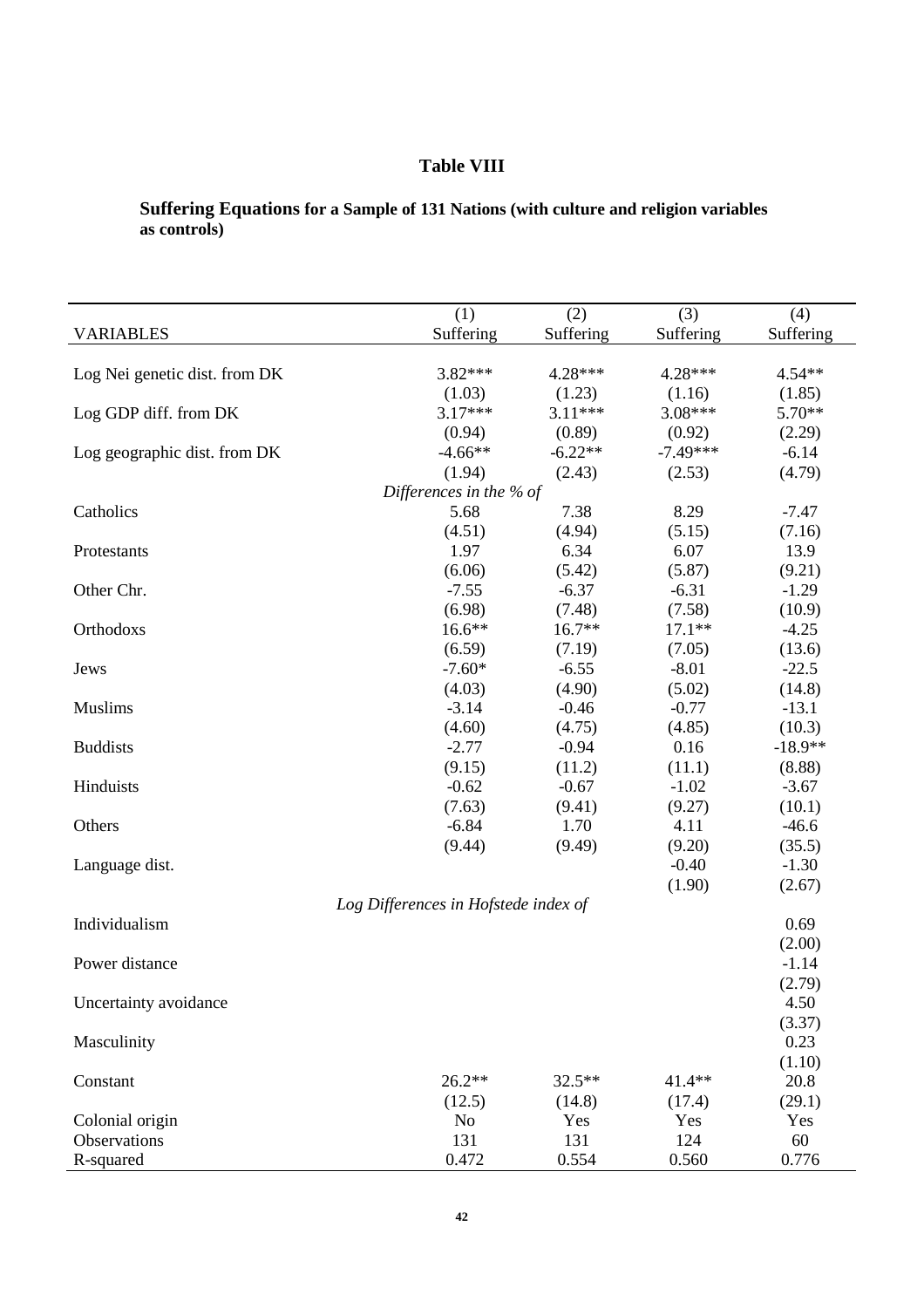# Table VIII

**Suffering Equations for a Sample of 131 Nations (with culture and religion variables as controls)**

| VARIABLES | (1) Suffering | (2) Suffering | (3) Suffering | (4) Suffering |
|---|---|---|---|---|
| Log Nei genetic dist. from DK | 3.82*** | 4.28*** | 4.28*** | 4.54** |
| | (1.03) | (1.23) | (1.16) | (1.85) |
| Log GDP diff. from DK | 3.17*** | 3.11*** | 3.08*** | 5.70** |
| | (0.94) | (0.89) | (0.92) | (2.29) |
| Log geographic dist. from DK | -4.66** | -6.22** | -7.49*** | -6.14 |
| | (1.94) | (2.43) | (2.53) | (4.79) |
| *Differences in the % of* | | | | |
| Catholics | 5.68 | 7.38 | 8.29 | -7.47 |
| | (4.51) | (4.94) | (5.15) | (7.16) |
| Protestants | 1.97 | 6.34 | 6.07 | 13.9 |
| | (6.06) | (5.42) | (5.87) | (9.21) |
| Other Chr. | -7.55 | -6.37 | -6.31 | -1.29 |
| | (6.98) | (7.48) | (7.58) | (10.9) |
| Orthodoxs | 16.6** | 16.7** | 17.1** | -4.25 |
| | (6.59) | (7.19) | (7.05) | (13.6) |
| Jews | -7.60* | -6.55 | -8.01 | -22.5 |
| | (4.03) | (4.90) | (5.02) | (14.8) |
| Muslims | -3.14 | -0.46 | -0.77 | -13.1 |
| | (4.60) | (4.75) | (4.85) | (10.3) |
| Buddists | -2.77 | -0.94 | 0.16 | -18.9** |
| | (9.15) | (11.2) | (11.1) | (8.88) |
| Hinduists | -0.62 | -0.67 | -1.02 | -3.67 |
| | (7.63) | (9.41) | (9.27) | (10.1) |
| Others | -6.84 | 1.70 | 4.11 | -46.6 |
| | (9.44) | (9.49) | (9.20) | (35.5) |
| Language dist. | | | -0.40 | -1.30 |
| | | | (1.90) | (2.67) |
| *Log Differences in Hofstede index of* | | | | |
| Individualism | | | | 0.69 |
| | | | | (2.00) |
| Power distance | | | | -1.14 |
| | | | | (2.79) |
| Uncertainty avoidance | | | | 4.50 |
| | | | | (3.37) |
| Masculinity | | | | 0.23 |
| | | | | (1.10) |
| Constant | 26.2** | 32.5** | 41.4** | 20.8 |
| | (12.5) | (14.8) | (17.4) | (29.1) |
| Colonial origin | No | Yes | Yes | Yes |
| Observations | 131 | 131 | 124 | 60 |
| R-squared | 0.472 | 0.554 | 0.560 | 0.776 |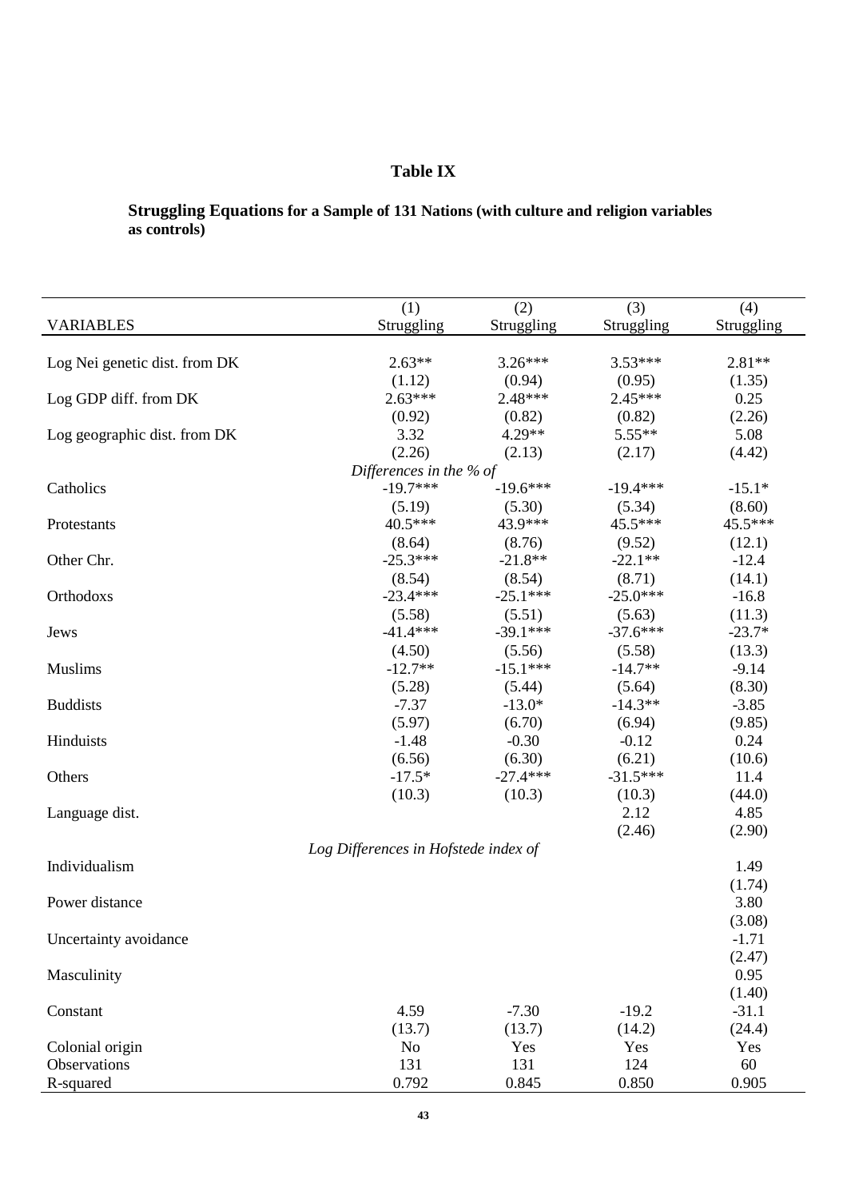# Table IX

**Struggling Equations for a Sample of 131 Nations (with culture and religion variables as controls)**

| VARIABLES | (1) Struggling | (2) Struggling | (3) Struggling | (4) Struggling |
|---|---|---|---|---|
| Log Nei genetic dist. from DK | 2.63** | 3.26*** | 3.53*** | 2.81** |
| | (1.12) | (0.94) | (0.95) | (1.35) |
| Log GDP diff. from DK | 2.63*** | 2.48*** | 2.45*** | 0.25 |
| | (0.92) | (0.82) | (0.82) | (2.26) |
| Log geographic dist. from DK | 3.32 | 4.29** | 5.55** | 5.08 |
| | (2.26) | (2.13) | (2.17) | (4.42) |
| *Differences in the % of* | | | | |
| Catholics | -19.7*** | -19.6*** | -19.4*** | -15.1* |
| | (5.19) | (5.30) | (5.34) | (8.60) |
| Protestants | 40.5*** | 43.9*** | 45.5*** | 45.5*** |
| | (8.64) | (8.76) | (9.52) | (12.1) |
| Other Chr. | -25.3*** | -21.8** | -22.1** | -12.4 |
| | (8.54) | (8.54) | (8.71) | (14.1) |
| Orthodoxs | -23.4*** | -25.1*** | -25.0*** | -16.8 |
| | (5.58) | (5.51) | (5.63) | (11.3) |
| Jews | -41.4*** | -39.1*** | -37.6*** | -23.7* |
| | (4.50) | (5.56) | (5.58) | (13.3) |
| Muslims | -12.7** | -15.1*** | -14.7** | -9.14 |
| | (5.28) | (5.44) | (5.64) | (8.30) |
| Buddists | -7.37 | -13.0* | -14.3** | -3.85 |
| | (5.97) | (6.70) | (6.94) | (9.85) |
| Hinduists | -1.48 | -0.30 | -0.12 | 0.24 |
| | (6.56) | (6.30) | (6.21) | (10.6) |
| Others | -17.5* | -27.4*** | -31.5*** | 11.4 |
| | (10.3) | (10.3) | (10.3) | (44.0) |
| Language dist. | | | 2.12 | 4.85 |
| | | | (2.46) | (2.90) |
| *Log Differences in Hofstede index of* | | | | |
| Individualism | | | | 1.49 |
| | | | | (1.74) |
| Power distance | | | | 3.80 |
| | | | | (3.08) |
| Uncertainty avoidance | | | | -1.71 |
| | | | | (2.47) |
| Masculinity | | | | 0.95 |
| | | | | (1.40) |
| Constant | 4.59 | -7.30 | -19.2 | -31.1 |
| | (13.7) | (13.7) | (14.2) | (24.4) |
| Colonial origin | No | Yes | Yes | Yes |
| Observations | 131 | 131 | 124 | 60 |
| R-squared | 0.792 | 0.845 | 0.850 | 0.905 |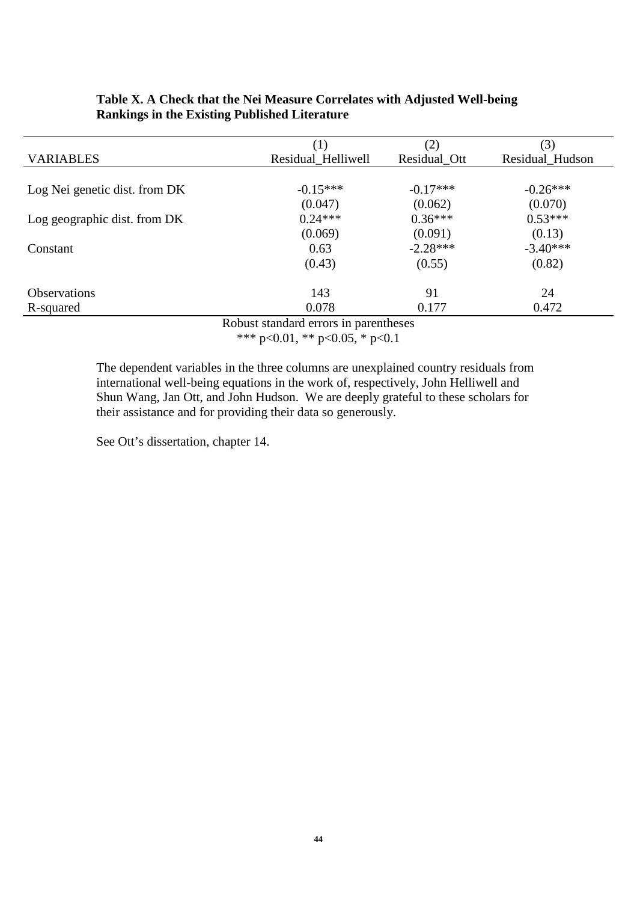**Table X. A Check that the Nei Measure Correlates with Adjusted Well-being Rankings in the Existing Published Literature**

| | (1) | (2) | (3) |
|---|---|---|---|
| VARIABLES | Residual_Helliwell | Residual_Ott | Residual_Hudson |
| Log Nei genetic dist. from DK | -0.15*** | -0.17*** | -0.26*** |
| | (0.047) | (0.062) | (0.070) |
| Log geographic dist. from DK | 0.24*** | 0.36*** | 0.53*** |
| | (0.069) | (0.091) | (0.13) |
| Constant | 0.63 | -2.28*** | -3.40*** |
| | (0.43) | (0.55) | (0.82) |
| Observations | 143 | 91 | 24 |
| R-squared | 0.078 | 0.177 | 0.472 |

Robust standard errors in parentheses
*** $p<0.01$, ** $p<0.05$, * $p<0.1$

The dependent variables in the three columns are unexplained country residuals from international well-being equations in the work of, respectively, John Helliwell and Shun Wang, Jan Ott, and John Hudson. We are deeply grateful to these scholars for their assistance and for providing their data so generously.

See Ott's dissertation, chapter 14.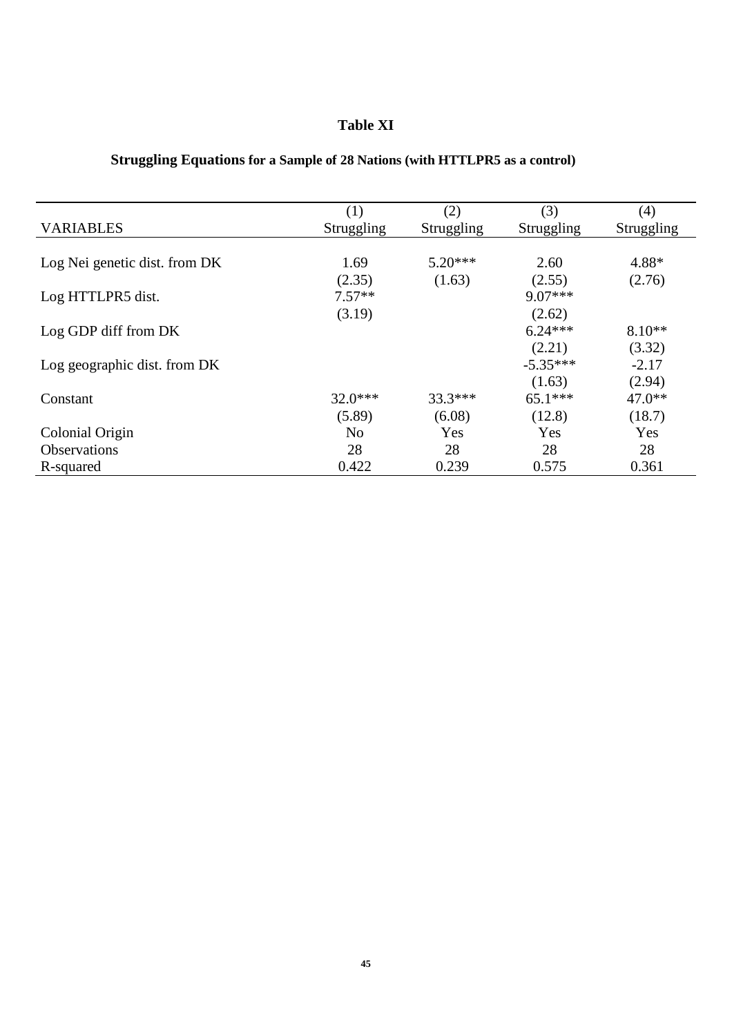# Table XI

## Struggling Equations for a Sample of 28 Nations (with HTTLPR5 as a control)

| | (1) | (2) | (3) | (4) |
|---|---|---|---|---|
| VARIABLES | Struggling | Struggling | Struggling | Struggling |
| Log Nei genetic dist. from DK | 1.69 | 5.20*** | 2.60 | 4.88* |
| | (2.35) | (1.63) | (2.55) | (2.76) |
| Log HTTLPR5 dist. | 7.57** | | 9.07*** | |
| | (3.19) | | (2.62) | |
| Log GDP diff from DK | | | 6.24*** | 8.10** |
| | | | (2.21) | (3.32) |
| Log geographic dist. from DK | | | -5.35*** | -2.17 |
| | | | (1.63) | (2.94) |
| Constant | 32.0*** | 33.3*** | 65.1*** | 47.0** |
| | (5.89) | (6.08) | (12.8) | (18.7) |
| Colonial Origin | No | Yes | Yes | Yes |
| Observations | 28 | 28 | 28 | 28 |
| R-squared | 0.422 | 0.239 | 0.575 | 0.361 |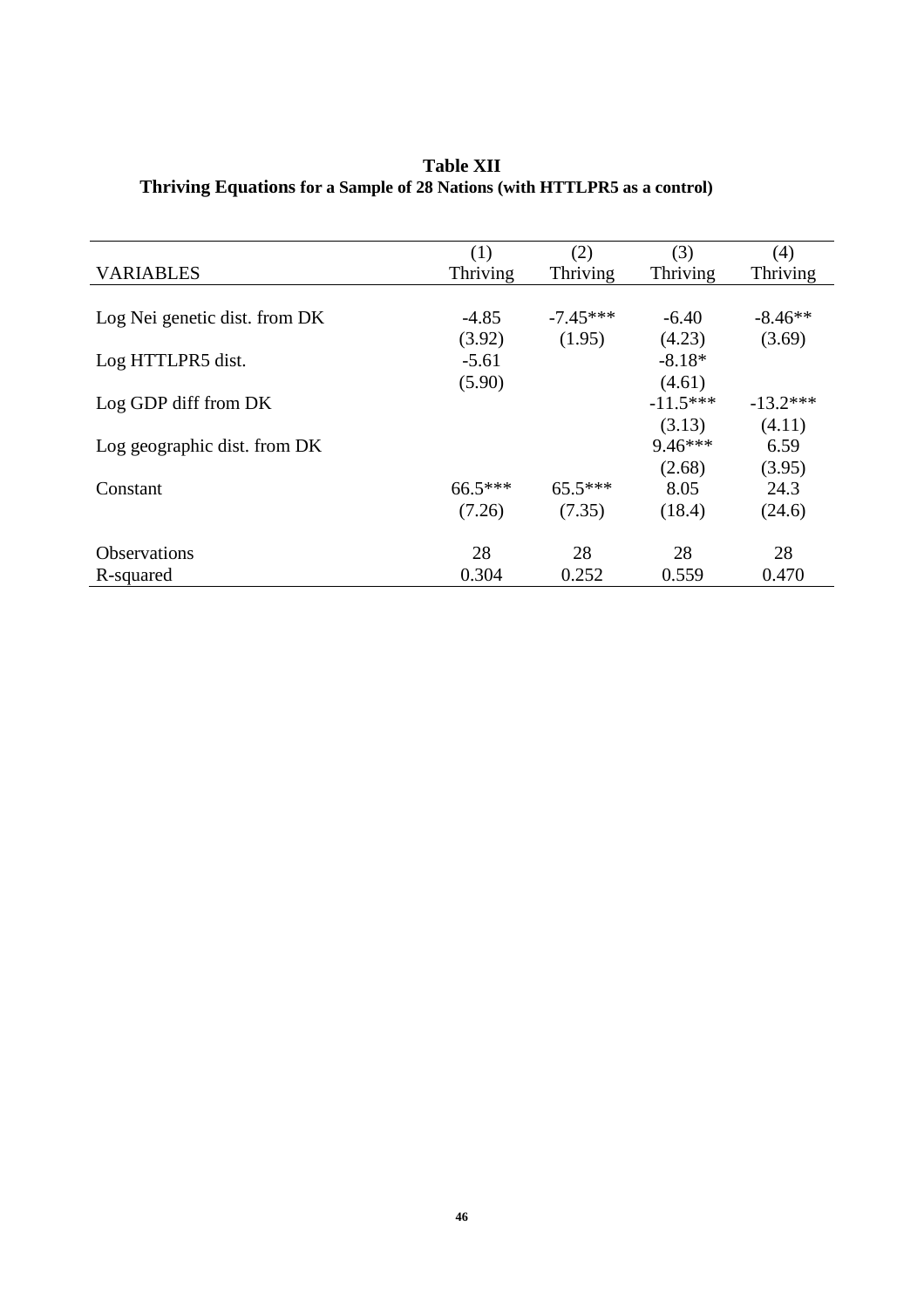**Table XII**
**Thriving Equations for a Sample of 28 Nations (with HTTLPR5 as a control)**

| VARIABLES | (1)<br>Thriving | (2)<br>Thriving | (3)<br>Thriving | (4)<br>Thriving |
|---|---|---|---|---|
| Log Nei genetic dist. from DK | -4.85 | -7.45*** | -6.40 | -8.46** |
| | (3.92) | (1.95) | (4.23) | (3.69) |
| Log HTTLPR5 dist. | -5.61 | | -8.18* | |
| | (5.90) | | (4.61) | |
| Log GDP diff from DK | | | -11.5*** | -13.2*** |
| | | | (3.13) | (4.11) |
| Log geographic dist. from DK | | | 9.46*** | 6.59 |
| | | | (2.68) | (3.95) |
| Constant | 66.5*** | 65.5*** | 8.05 | 24.3 |
| | (7.26) | (7.35) | (18.4) | (24.6) |
| Observations | 28 | 28 | 28 | 28 |
| R-squared | 0.304 | 0.252 | 0.559 | 0.470 |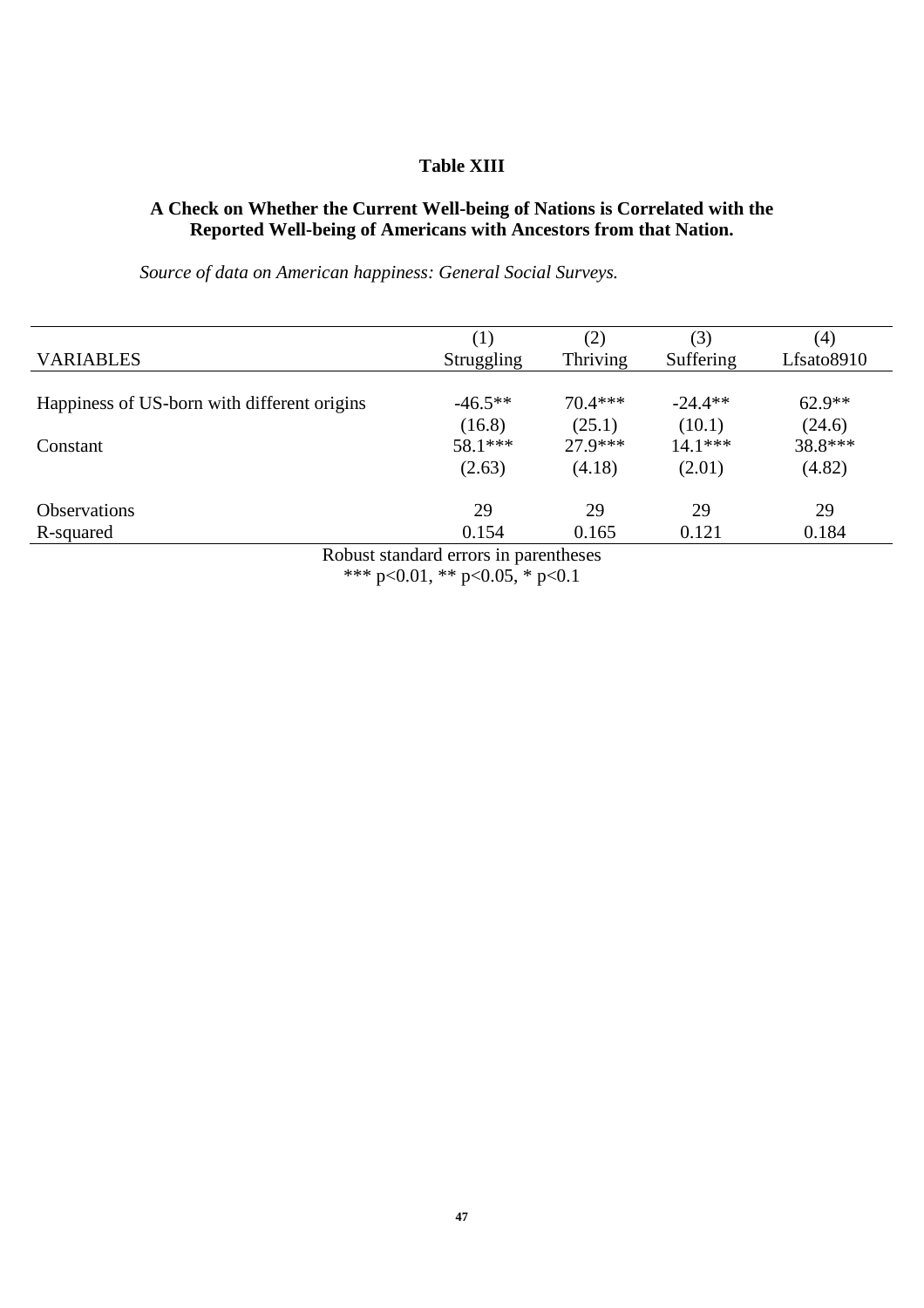**Table XIII**

**A Check on Whether the Current Well-being of Nations is Correlated with the Reported Well-being of Americans with Ancestors from that Nation.**

*Source of data on American happiness: General Social Surveys.*

| | (1) | (2) | (3) | (4) |
|---|---|---|---|---|
| VARIABLES | Struggling | Thriving | Suffering | Lfsato8910 |
| Happiness of US-born with different origins | -46.5** | 70.4*** | -24.4** | 62.9** |
| | (16.8) | (25.1) | (10.1) | (24.6) |
| Constant | 58.1*** | 27.9*** | 14.1*** | 38.8*** |
| | (2.63) | (4.18) | (2.01) | (4.82) |
| Observations | 29 | 29 | 29 | 29 |
| R-squared | 0.154 | 0.165 | 0.121 | 0.184 |

Robust standard errors in parentheses
*** p<0.01, ** p<0.05, * p<0.1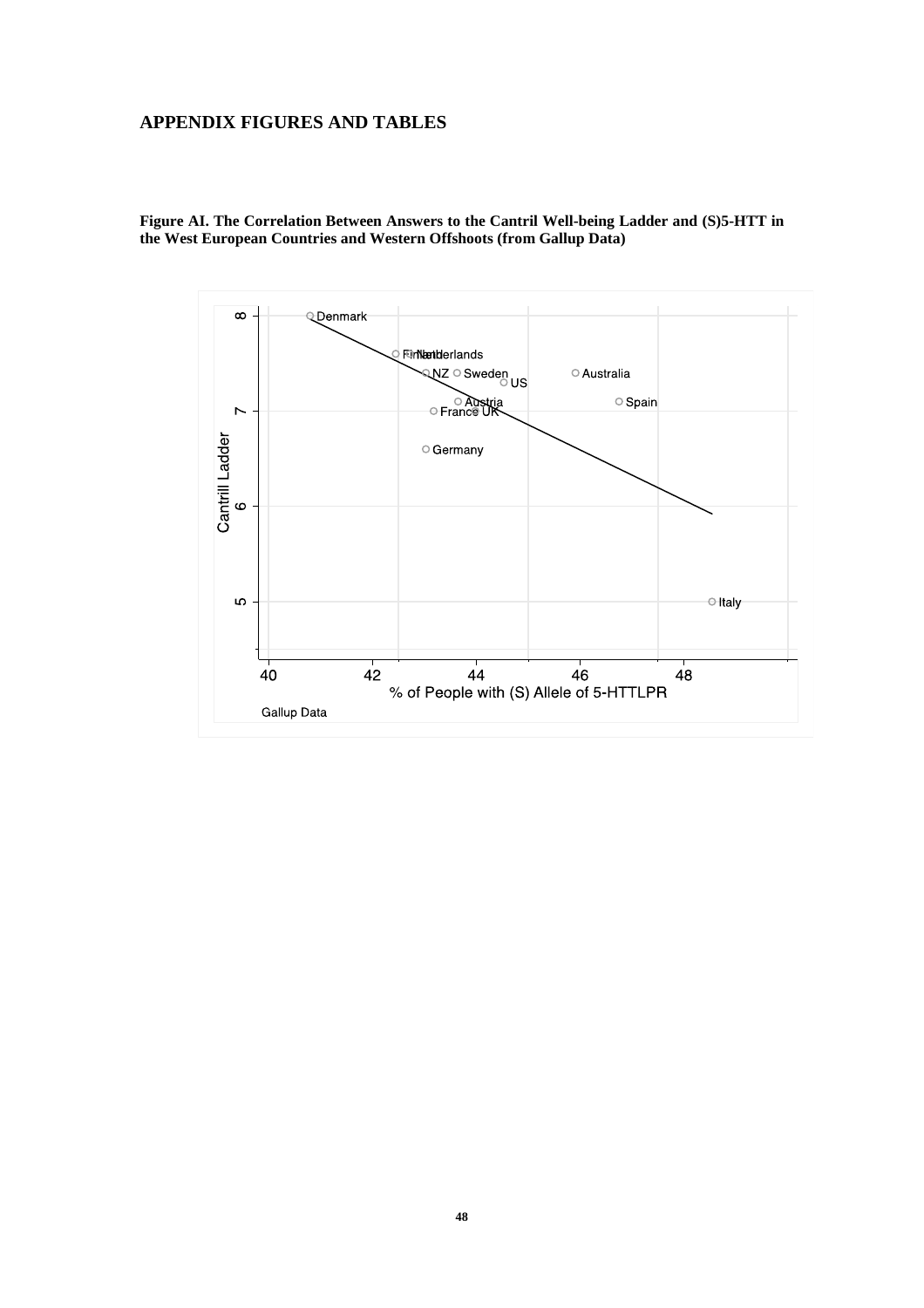# APPENDIX FIGURES AND TABLES

**Figure AI. The Correlation Between Answers to the Cantril Well-being Ladder and (S)5-HTT in the West European Countries and Western Offshoots (from Gallup Data)**

Denmark
Finland
Netherlands
NZ
Sweden
US
Australia
Austria
Spain
France
UK
Germany
Italy

Cantrill Ladder

8
7
6
5

40
42
44
46
48

% of People with (S) Allele of 5-HTTLPR

Gallup Data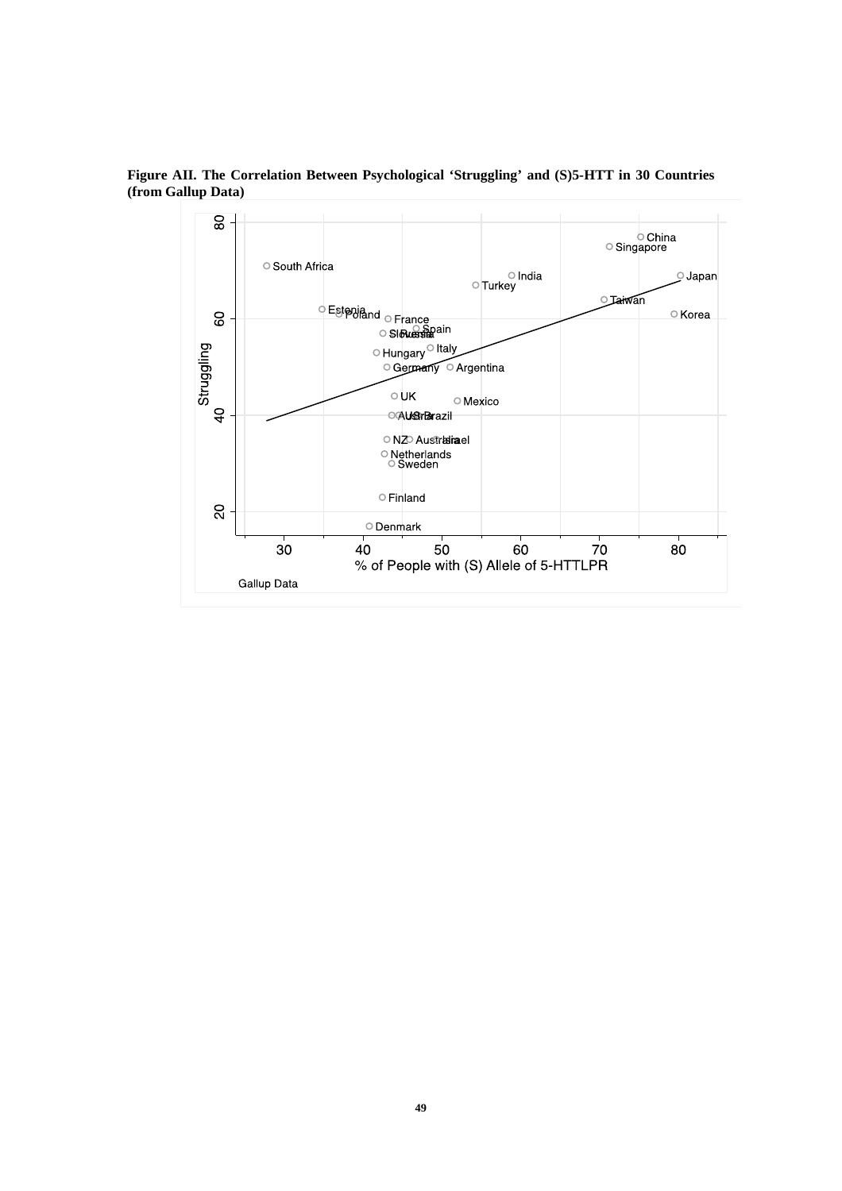**Figure AII. The Correlation Between Psychological 'Struggling' and (S)5-HTT in 30 Countries (from Gallup Data)**

Struggling

80
60
40
20

30
40
50
60
70
80

% of People with (S) Allele of 5-HTTLPR

China
Singapore
South Africa
India
Japan
Turkey
Taiwan
Estonia
Poland
France
Korea
Spain
Slovenia
Russia
Italy
Hungary
Germany
Argentina
UK
Mexico
Austria
USA
Brazil
NZ
Australia
Israel
Netherlands
Sweden
Finland
Denmark

Gallup Data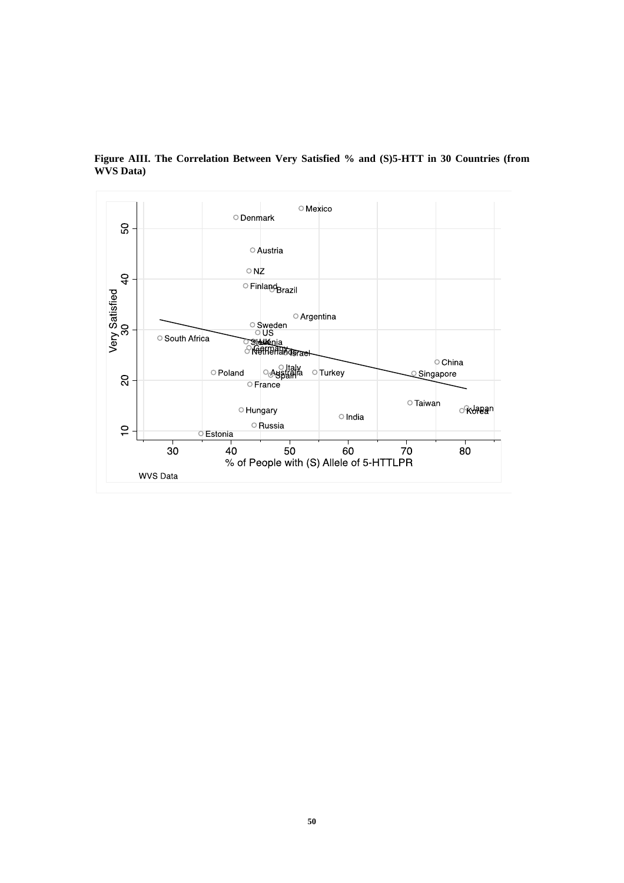**Figure AIII. The Correlation Between Very Satisfied % and (S)5-HTT in 30 Countries (from WVS Data)**

Very Satisfied

10
20
30
40
50

30
40
50
60
70
80

% of People with (S) Allele of 5-HTTLPR

Mexico
Denmark
Austria
NZ
Finland
Brazil
Argentina
Sweden
US
South Africa
Slovenia
UK
Germany
Netherlands
Israel
China
Italy
Poland
Australia
Spain
Turkey
Singapore
France
Taiwan
Japan
Korea
Hungary
India
Russia
Estonia

WVS Data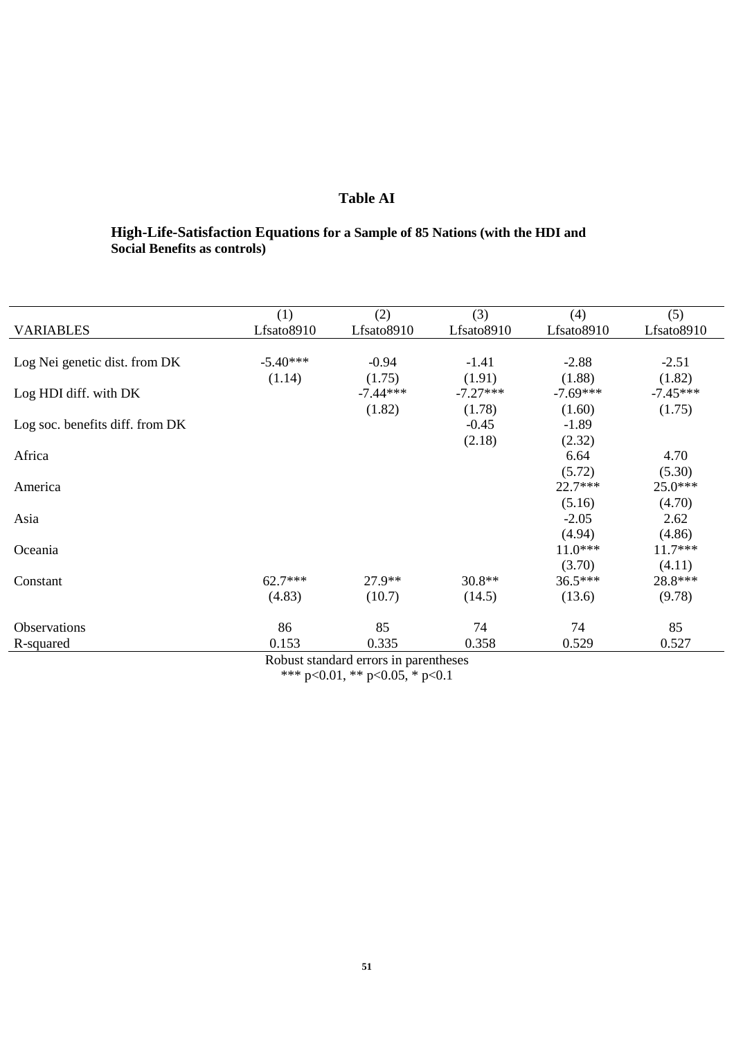# Table AI

**High-Life-Satisfaction Equations for a Sample of 85 Nations (with the HDI and Social Benefits as controls)**

| VARIABLES | (1) Lfsato8910 | (2) Lfsato8910 | (3) Lfsato8910 | (4) Lfsato8910 | (5) Lfsato8910 |
|---|---|---|---|---|---|
| Log Nei genetic dist. from DK | -5.40*** | -0.94 | -1.41 | -2.88 | -2.51 |
| | (1.14) | (1.75) | (1.91) | (1.88) | (1.82) |
| Log HDI diff. with DK | | -7.44*** | -7.27*** | -7.69*** | -7.45*** |
| | | (1.82) | (1.78) | (1.60) | (1.75) |
| Log soc. benefits diff. from DK | | | -0.45 | -1.89 | |
| | | | (2.18) | (2.32) | |
| Africa | | | | 6.64 | 4.70 |
| | | | | (5.72) | (5.30) |
| America | | | | 22.7*** | 25.0*** |
| | | | | (5.16) | (4.70) |
| Asia | | | | -2.05 | 2.62 |
| | | | | (4.94) | (4.86) |
| Oceania | | | | 11.0*** | 11.7*** |
| | | | | (3.70) | (4.11) |
| Constant | 62.7*** | 27.9** | 30.8** | 36.5*** | 28.8*** |
| | (4.83) | (10.7) | (14.5) | (13.6) | (9.78) |
| Observations | 86 | 85 | 74 | 74 | 85 |
| R-squared | 0.153 | 0.335 | 0.358 | 0.529 | 0.527 |

Robust standard errors in parentheses

*** $p<0.01$, ** $p<0.05$, * $p<0.1$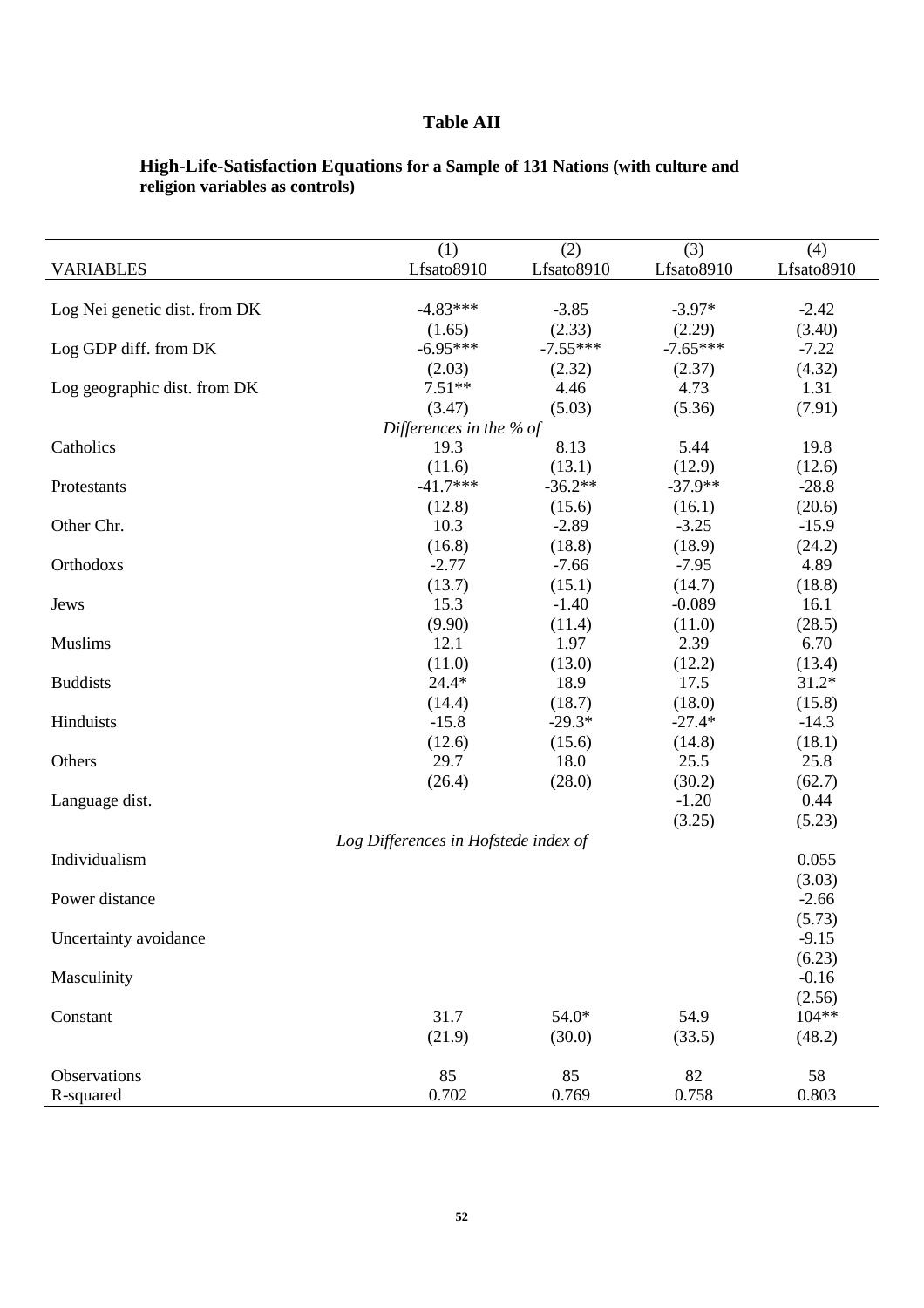# Table AII

## High-Life-Satisfaction Equations for a Sample of 131 Nations (with culture and religion variables as controls)

| | (1) | (2) | (3) | (4) |
|---|---|---|---|---|
| VARIABLES | Lfsato8910 | Lfsato8910 | Lfsato8910 | Lfsato8910 |
| Log Nei genetic dist. from DK | -4.83*** | -3.85 | -3.97* | -2.42 |
| | (1.65) | (2.33) | (2.29) | (3.40) |
| Log GDP diff. from DK | -6.95*** | -7.55*** | -7.65*** | -7.22 |
| | (2.03) | (2.32) | (2.37) | (4.32) |
| Log geographic dist. from DK | 7.51** | 4.46 | 4.73 | 1.31 |
| | (3.47) | (5.03) | (5.36) | (7.91) |
| *Differences in the % of* | | | | |
| Catholics | 19.3 | 8.13 | 5.44 | 19.8 |
| | (11.6) | (13.1) | (12.9) | (12.6) |
| Protestants | -41.7*** | -36.2** | -37.9** | -28.8 |
| | (12.8) | (15.6) | (16.1) | (20.6) |
| Other Chr. | 10.3 | -2.89 | -3.25 | -15.9 |
| | (16.8) | (18.8) | (18.9) | (24.2) |
| Orthodoxs | -2.77 | -7.66 | -7.95 | 4.89 |
| | (13.7) | (15.1) | (14.7) | (18.8) |
| Jews | 15.3 | -1.40 | -0.089 | 16.1 |
| | (9.90) | (11.4) | (11.0) | (28.5) |
| Muslims | 12.1 | 1.97 | 2.39 | 6.70 |
| | (11.0) | (13.0) | (12.2) | (13.4) |
| Buddists | 24.4* | 18.9 | 17.5 | 31.2* |
| | (14.4) | (18.7) | (18.0) | (15.8) |
| Hinduists | -15.8 | -29.3* | -27.4* | -14.3 |
| | (12.6) | (15.6) | (14.8) | (18.1) |
| Others | 29.7 | 18.0 | 25.5 | 25.8 |
| | (26.4) | (28.0) | (30.2) | (62.7) |
| Language dist. | | | -1.20 | 0.44 |
| | | | (3.25) | (5.23) |
| *Log Differences in Hofstede index of* | | | | |
| Individualism | | | | 0.055 |
| | | | | (3.03) |
| Power distance | | | | -2.66 |
| | | | | (5.73) |
| Uncertainty avoidance | | | | -9.15 |
| | | | | (6.23) |
| Masculinity | | | | -0.16 |
| | | | | (2.56) |
| Constant | 31.7 | 54.0* | 54.9 | 104** |
| | (21.9) | (30.0) | (33.5) | (48.2) |
| Observations | 85 | 85 | 82 | 58 |
| R-squared | 0.702 | 0.769 | 0.758 | 0.803 |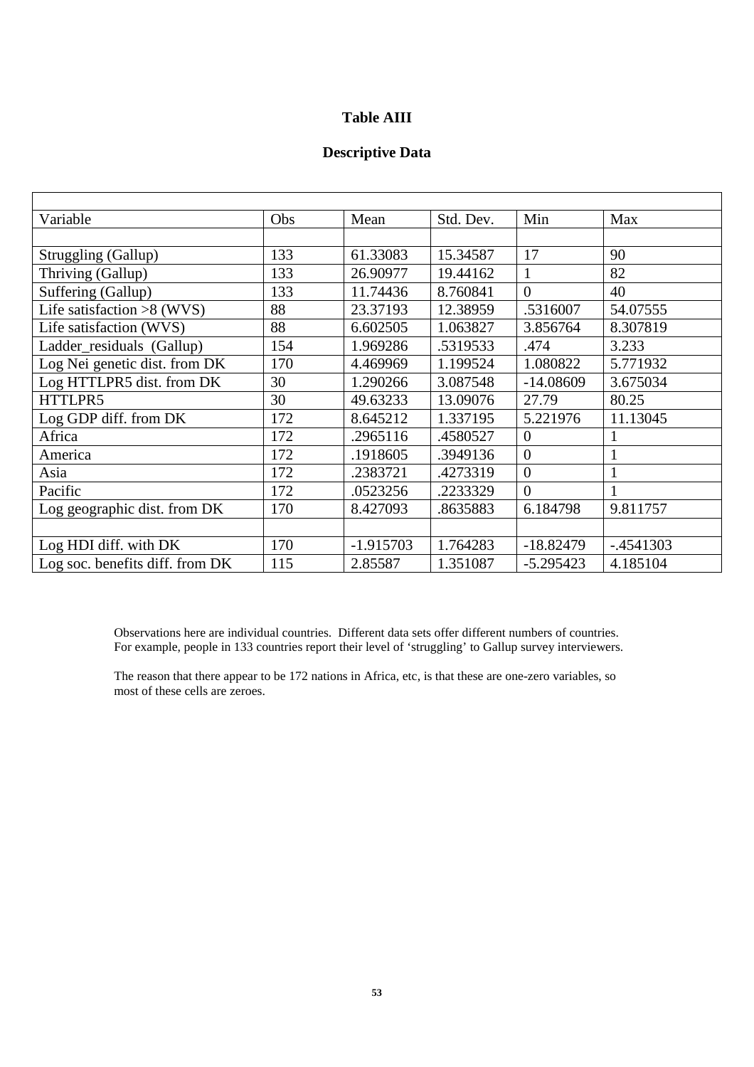## Table AIII

### Descriptive Data

| Variable | Obs | Mean | Std. Dev. | Min | Max |
|---|---|---|---|---|---|
| | | | | | |
| Struggling (Gallup) | 133 | 61.33083 | 15.34587 | 17 | 90 |
| Thriving (Gallup) | 133 | 26.90977 | 19.44162 | 1 | 82 |
| Suffering (Gallup) | 133 | 11.74436 | 8.760841 | 0 | 40 |
| Life satisfaction >8 (WVS) | 88 | 23.37193 | 12.38959 | .5316007 | 54.07555 |
| Life satisfaction (WVS) | 88 | 6.602505 | 1.063827 | 3.856764 | 8.307819 |
| Ladder_residuals (Gallup) | 154 | 1.969286 | .5319533 | .474 | 3.233 |
| Log Nei genetic dist. from DK | 170 | 4.469969 | 1.199524 | 1.080822 | 5.771932 |
| Log HTTLPR5 dist. from DK | 30 | 1.290266 | 3.087548 | -14.08609 | 3.675034 |
| HTTLPR5 | 30 | 49.63233 | 13.09076 | 27.79 | 80.25 |
| Log GDP diff. from DK | 172 | 8.645212 | 1.337195 | 5.221976 | 11.13045 |
| Africa | 172 | .2965116 | .4580527 | 0 | 1 |
| America | 172 | .1918605 | .3949136 | 0 | 1 |
| Asia | 172 | .2383721 | .4273319 | 0 | 1 |
| Pacific | 172 | .0523256 | .2233329 | 0 | 1 |
| Log geographic dist. from DK | 170 | 8.427093 | .8635883 | 6.184798 | 9.811757 |
| | | | | | |
| Log HDI diff. with DK | 170 | -1.915703 | 1.764283 | -18.82479 | -.4541303 |
| Log soc. benefits diff. from DK | 115 | 2.85587 | 1.351087 | -5.295423 | 4.185104 |

Observations here are individual countries. Different data sets offer different numbers of countries. For example, people in 133 countries report their level of 'struggling' to Gallup survey interviewers.

The reason that there appear to be 172 nations in Africa, etc, is that these are one-zero variables, so most of these cells are zeroes.